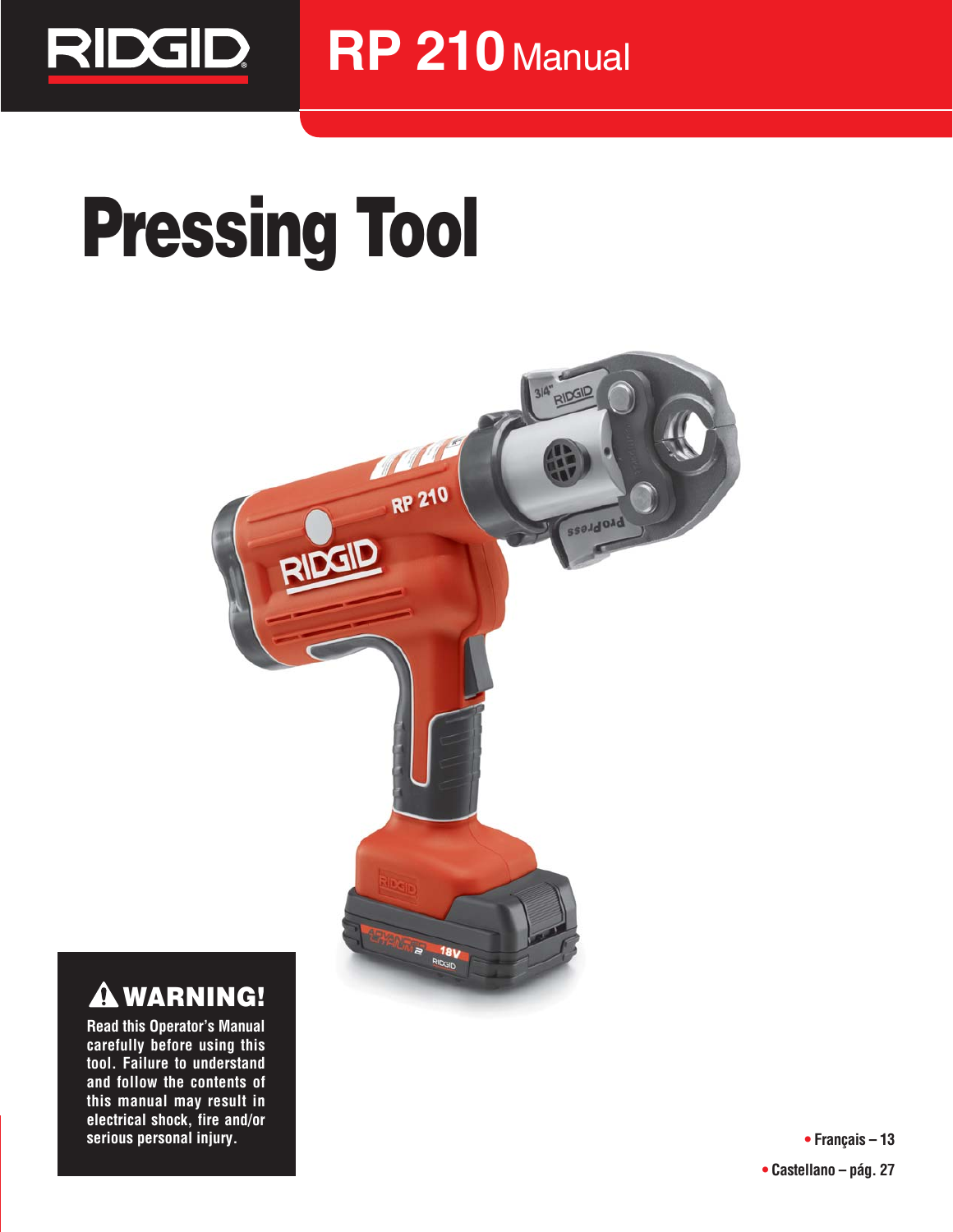RIDGID

# RP 210 Manual

# Pressing Tool

## ⚠ WARNING!

**Read this Operator's Manual carefully before using this tool. Failure to understand and follow the contents of this manual may result in electrical shock, fire and/or serious personal injury.**

- **Français – 13**
- **Castellano – pág. 27**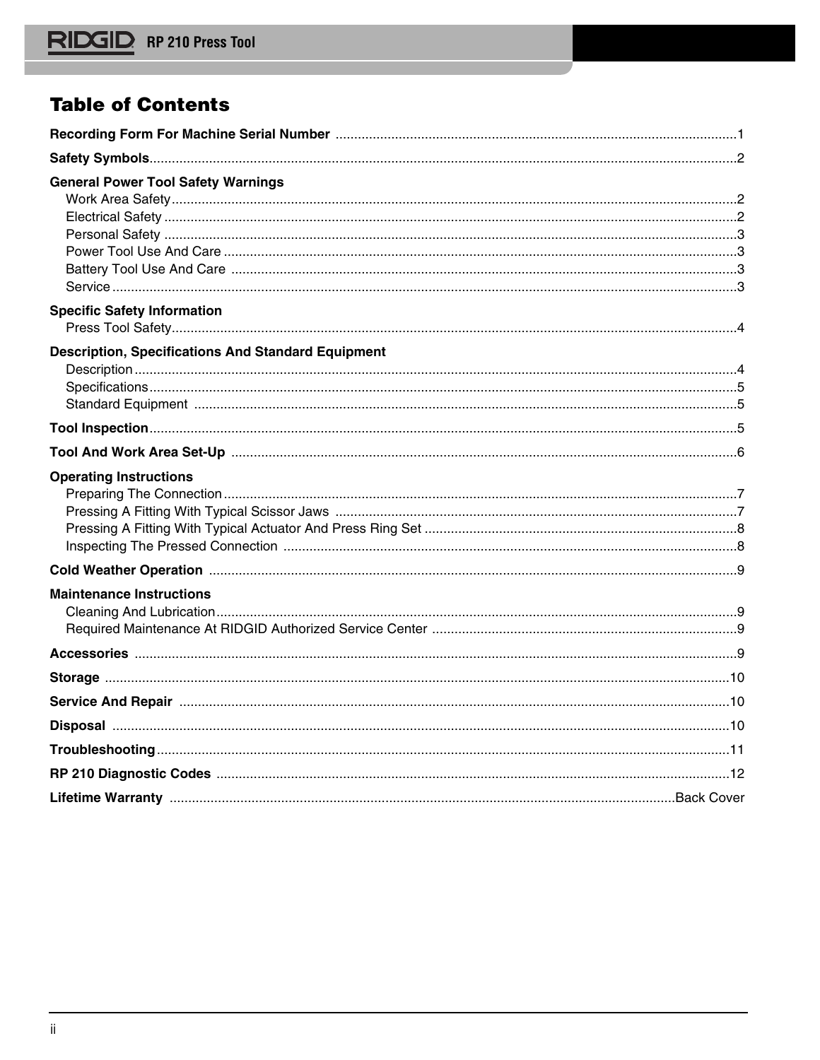# Table of Contents

**Recording Form For Machine Serial Number** ........ 1

**Safety Symbols** ........ 2

**General Power Tool Safety Warnings**
- Work Area Safety ........ 2
- Electrical Safety ........ 2
- Personal Safety ........ 3
- Power Tool Use And Care ........ 3
- Battery Tool Use And Care ........ 3
- Service ........ 3

**Specific Safety Information**
- Press Tool Safety ........ 4

**Description, Specifications And Standard Equipment**
- Description ........ 4
- Specifications ........ 5
- Standard Equipment ........ 5

**Tool Inspection** ........ 5

**Tool And Work Area Set-Up** ........ 6

**Operating Instructions**
- Preparing The Connection ........ 7
- Pressing A Fitting With Typical Scissor Jaws ........ 7
- Pressing A Fitting With Typical Actuator And Press Ring Set ........ 8
- Inspecting The Pressed Connection ........ 8

**Cold Weather Operation** ........ 9

**Maintenance Instructions**
- Cleaning And Lubrication ........ 9
- Required Maintenance At RIDGID Authorized Service Center ........ 9

**Accessories** ........ 9

**Storage** ........ 10

**Service And Repair** ........ 10

**Disposal** ........ 10

**Troubleshooting** ........ 11

**RP 210 Diagnostic Codes** ........ 12

**Lifetime Warranty** ........ Back Cover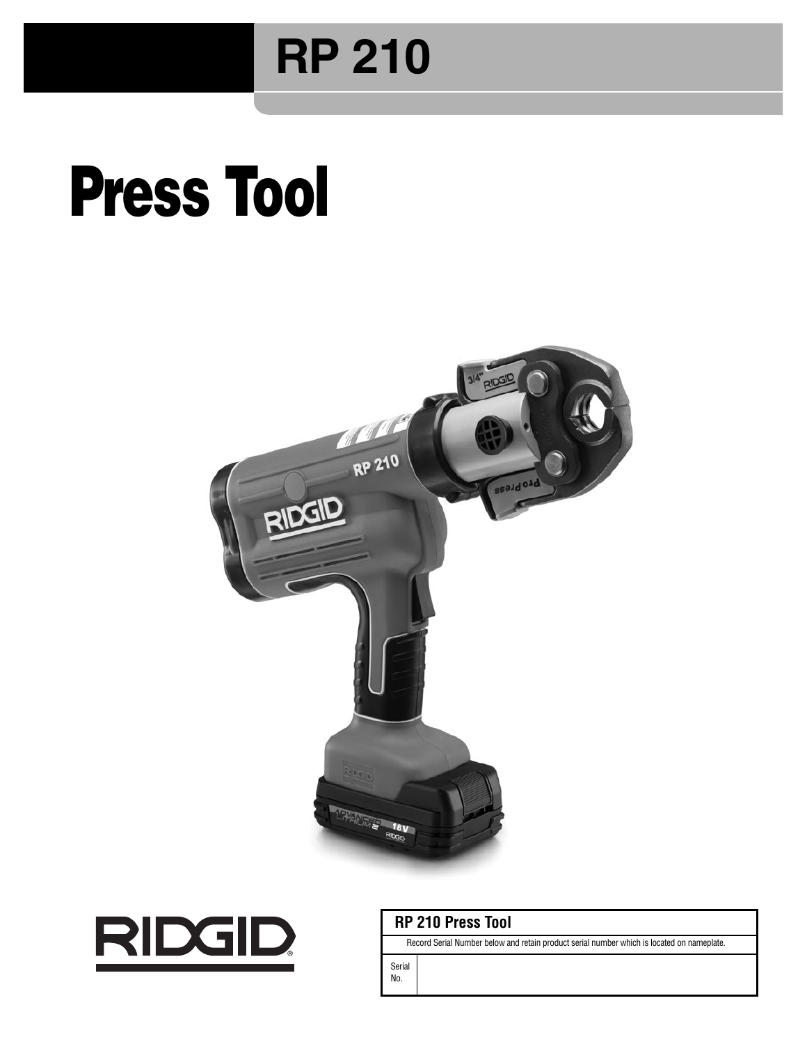# RP 210

# Press Tool

| **RP 210 Press Tool** | |
|---|---|
| Record Serial Number below and retain product serial number which is located on nameplate. | |
| Serial No. | |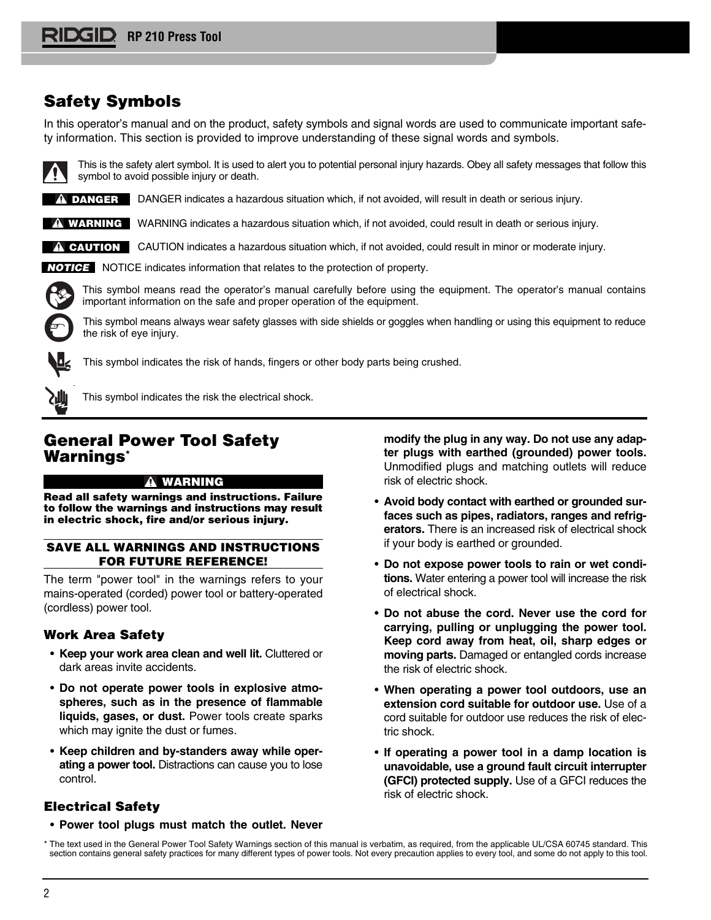## Safety Symbols

In this operator's manual and on the product, safety symbols and signal words are used to communicate important safety information. This section is provided to improve understanding of these signal words and symbols.

This is the safety alert symbol. It is used to alert you to potential personal injury hazards. Obey all safety messages that follow this symbol to avoid possible injury or death.

**DANGER** DANGER indicates a hazardous situation which, if not avoided, will result in death or serious injury.

**WARNING** WARNING indicates a hazardous situation which, if not avoided, could result in death or serious injury.

**CAUTION** CAUTION indicates a hazardous situation which, if not avoided, could result in minor or moderate injury.

***NOTICE*** NOTICE indicates information that relates to the protection of property.

This symbol means read the operator's manual carefully before using the equipment. The operator's manual contains important information on the safe and proper operation of the equipment.

This symbol means always wear safety glasses with side shields or goggles when handling or using this equipment to reduce the risk of eye injury.

This symbol indicates the risk of hands, fingers or other body parts being crushed.

This symbol indicates the risk the electrical shock.

## General Power Tool Safety Warnings*

**WARNING**

**Read all safety warnings and instructions. Failure to follow the warnings and instructions may result in electric shock, fire and/or serious injury.**

**SAVE ALL WARNINGS AND INSTRUCTIONS FOR FUTURE REFERENCE!**

The term "power tool" in the warnings refers to your mains-operated (corded) power tool or battery-operated (cordless) power tool.

### Work Area Safety

- **Keep your work area clean and well lit.** Cluttered or dark areas invite accidents.
- **Do not operate power tools in explosive atmospheres, such as in the presence of flammable liquids, gases, or dust.** Power tools create sparks which may ignite the dust or fumes.
- **Keep children and by-standers away while operating a power tool.** Distractions can cause you to lose control.

### Electrical Safety

- **Power tool plugs must match the outlet. Never modify the plug in any way. Do not use any adapter plugs with earthed (grounded) power tools.** Unmodified plugs and matching outlets will reduce risk of electric shock.
- **Avoid body contact with earthed or grounded surfaces such as pipes, radiators, ranges and refrigerators.** There is an increased risk of electrical shock if your body is earthed or grounded.
- **Do not expose power tools to rain or wet conditions.** Water entering a power tool will increase the risk of electrical shock.
- **Do not abuse the cord. Never use the cord for carrying, pulling or unplugging the power tool. Keep cord away from heat, oil, sharp edges or moving parts.** Damaged or entangled cords increase the risk of electric shock.
- **When operating a power tool outdoors, use an extension cord suitable for outdoor use.** Use of a cord suitable for outdoor use reduces the risk of electric shock.
- **If operating a power tool in a damp location is unavoidable, use a ground fault circuit interrupter (GFCI) protected supply.** Use of a GFCI reduces the risk of electric shock.

\* The text used in the General Power Tool Safety Warnings section of this manual is verbatim, as required, from the applicable UL/CSA 60745 standard. This section contains general safety practices for many different types of power tools. Not every precaution applies to every tool, and some do not apply to this tool.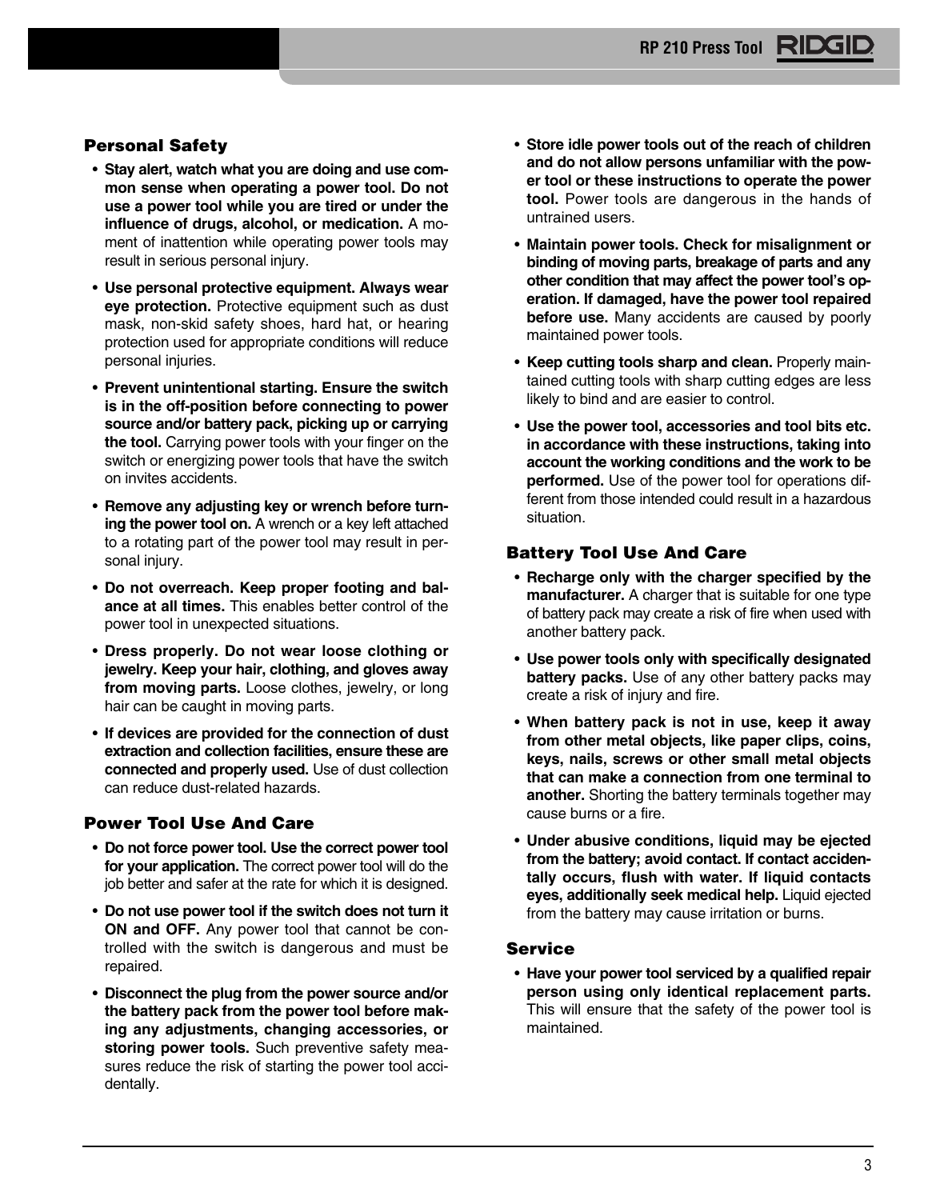### Personal Safety

- **Stay alert, watch what you are doing and use common sense when operating a power tool. Do not use a power tool while you are tired or under the influence of drugs, alcohol, or medication.** A moment of inattention while operating power tools may result in serious personal injury.
- **Use personal protective equipment. Always wear eye protection.** Protective equipment such as dust mask, non-skid safety shoes, hard hat, or hearing protection used for appropriate conditions will reduce personal injuries.
- **Prevent unintentional starting. Ensure the switch is in the off-position before connecting to power source and/or battery pack, picking up or carrying the tool.** Carrying power tools with your finger on the switch or energizing power tools that have the switch on invites accidents.
- **Remove any adjusting key or wrench before turning the power tool on.** A wrench or a key left attached to a rotating part of the power tool may result in personal injury.
- **Do not overreach. Keep proper footing and balance at all times.** This enables better control of the power tool in unexpected situations.
- **Dress properly. Do not wear loose clothing or jewelry. Keep your hair, clothing, and gloves away from moving parts.** Loose clothes, jewelry, or long hair can be caught in moving parts.
- **If devices are provided for the connection of dust extraction and collection facilities, ensure these are connected and properly used.** Use of dust collection can reduce dust-related hazards.

### Power Tool Use And Care

- **Do not force power tool. Use the correct power tool for your application.** The correct power tool will do the job better and safer at the rate for which it is designed.
- **Do not use power tool if the switch does not turn it ON and OFF.** Any power tool that cannot be controlled with the switch is dangerous and must be repaired.
- **Disconnect the plug from the power source and/or the battery pack from the power tool before making any adjustments, changing accessories, or storing power tools.** Such preventive safety measures reduce the risk of starting the power tool accidentally.
- **Store idle power tools out of the reach of children and do not allow persons unfamiliar with the power tool or these instructions to operate the power tool.** Power tools are dangerous in the hands of untrained users.
- **Maintain power tools. Check for misalignment or binding of moving parts, breakage of parts and any other condition that may affect the power tool's operation. If damaged, have the power tool repaired before use.** Many accidents are caused by poorly maintained power tools.
- **Keep cutting tools sharp and clean.** Properly maintained cutting tools with sharp cutting edges are less likely to bind and are easier to control.
- **Use the power tool, accessories and tool bits etc. in accordance with these instructions, taking into account the working conditions and the work to be performed.** Use of the power tool for operations different from those intended could result in a hazardous situation.

### Battery Tool Use And Care

- **Recharge only with the charger specified by the manufacturer.** A charger that is suitable for one type of battery pack may create a risk of fire when used with another battery pack.
- **Use power tools only with specifically designated battery packs.** Use of any other battery packs may create a risk of injury and fire.
- **When battery pack is not in use, keep it away from other metal objects, like paper clips, coins, keys, nails, screws or other small metal objects that can make a connection from one terminal to another.** Shorting the battery terminals together may cause burns or a fire.
- **Under abusive conditions, liquid may be ejected from the battery; avoid contact. If contact accidentally occurs, flush with water. If liquid contacts eyes, additionally seek medical help.** Liquid ejected from the battery may cause irritation or burns.

### Service

- **Have your power tool serviced by a qualified repair person using only identical replacement parts.** This will ensure that the safety of the power tool is maintained.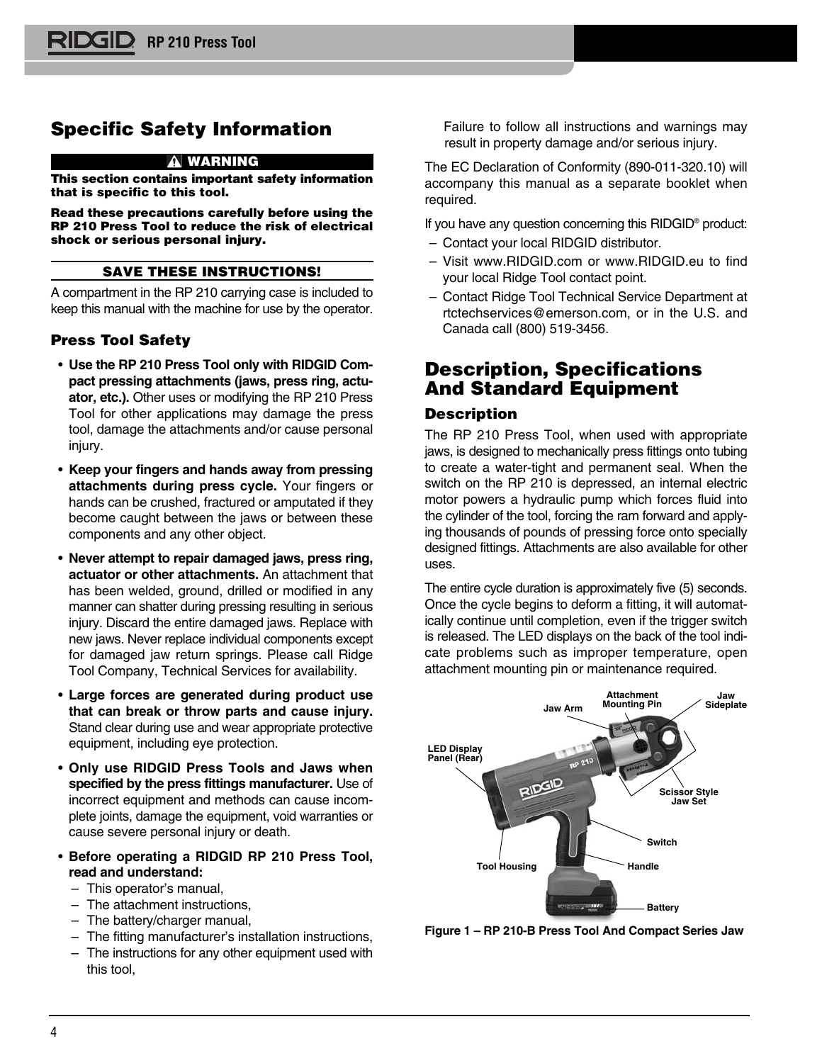# Specific Safety Information

**⚠ WARNING**

**This section contains important safety information that is specific to this tool.**

**Read these precautions carefully before using the RP 210 Press Tool to reduce the risk of electrical shock or serious personal injury.**

**SAVE THESE INSTRUCTIONS!**

A compartment in the RP 210 carrying case is included to keep this manual with the machine for use by the operator.

## Press Tool Safety

- **Use the RP 210 Press Tool only with RIDGID Compact pressing attachments (jaws, press ring, actuator, etc.).** Other uses or modifying the RP 210 Press Tool for other applications may damage the press tool, damage the attachments and/or cause personal injury.
- **Keep your fingers and hands away from pressing attachments during press cycle.** Your fingers or hands can be crushed, fractured or amputated if they become caught between the jaws or between these components and any other object.
- **Never attempt to repair damaged jaws, press ring, actuator or other attachments.** An attachment that has been welded, ground, drilled or modified in any manner can shatter during pressing resulting in serious injury. Discard the entire damaged jaws. Replace with new jaws. Never replace individual components except for damaged jaw return springs. Please call Ridge Tool Company, Technical Services for availability.
- **Large forces are generated during product use that can break or throw parts and cause injury.** Stand clear during use and wear appropriate protective equipment, including eye protection.
- **Only use RIDGID Press Tools and Jaws when specified by the press fittings manufacturer.** Use of incorrect equipment and methods can cause incomplete joints, damage the equipment, void warranties or cause severe personal injury or death.
- **Before operating a RIDGID RP 210 Press Tool, read and understand:**
  - This operator's manual,
  - The attachment instructions,
  - The battery/charger manual,
  - The fitting manufacturer's installation instructions,
  - The instructions for any other equipment used with this tool,

  Failure to follow all instructions and warnings may result in property damage and/or serious injury.

The EC Declaration of Conformity (890-011-320.10) will accompany this manual as a separate booklet when required.

If you have any question concerning this RIDGID® product:

- Contact your local RIDGID distributor.
- Visit www.RIDGID.com or www.RIDGID.eu to find your local Ridge Tool contact point.
- Contact Ridge Tool Technical Service Department at rtctechservices@emerson.com, or in the U.S. and Canada call (800) 519-3456.

# Description, Specifications And Standard Equipment

## Description

The RP 210 Press Tool, when used with appropriate jaws, is designed to mechanically press fittings onto tubing to create a water-tight and permanent seal. When the switch on the RP 210 is depressed, an internal electric motor powers a hydraulic pump which forces fluid into the cylinder of the tool, forcing the ram forward and applying thousands of pounds of pressing force onto specially designed fittings. Attachments are also available for other uses.

The entire cycle duration is approximately five (5) seconds. Once the cycle begins to deform a fitting, it will automatically continue until completion, even if the trigger switch is released. The LED displays on the back of the tool indicate problems such as improper temperature, open attachment mounting pin or maintenance required.

Jaw Arm, Attachment Mounting Pin, Jaw Sideplate, LED Display Panel (Rear), Scissor Style Jaw Set, Switch, Tool Housing, Handle, Battery

Figure 1 – RP 210-B Press Tool And Compact Series Jaw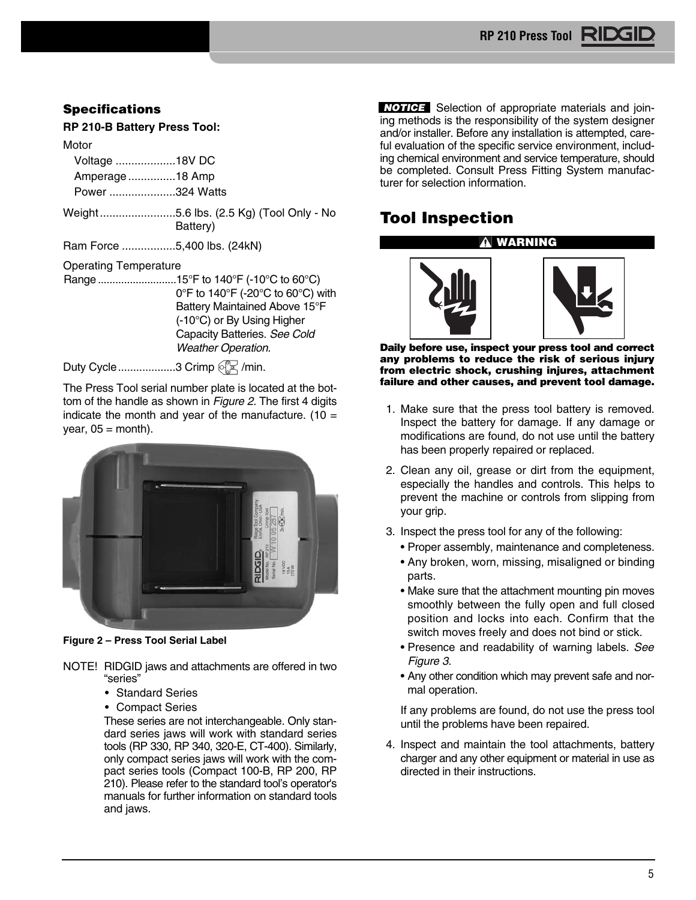## Specifications

**RP 210-B Battery Press Tool:**

Motor

Voltage ...................18V DC

Amperage ...............18 Amp

Power .....................324 Watts

Weight........................5.6 lbs. (2.5 Kg) (Tool Only - No Battery)

Ram Force .................5,400 lbs. (24kN)

Operating Temperature

Range ...........................15°F to 140°F (-10°C to 60°C) 0°F to 140°F (-20°C to 60°C) with Battery Maintained Above 15°F (-10°C) or By Using Higher Capacity Batteries. *See Cold Weather Operation.*

Duty Cycle...................3 Crimp /min.

The Press Tool serial number plate is located at the bottom of the handle as shown in *Figure 2*. The first 4 digits indicate the month and year of the manufacture. (10 = year, 05 = month).

**Figure 2 – Press Tool Serial Label**

NOTE! RIDGID jaws and attachments are offered in two "series"

- Standard Series
- Compact Series

These series are not interchangeable. Only standard series jaws will work with standard series tools (RP 330, RP 340, 320-E, CT-400). Similarly, only compact series jaws will work with the compact series tools (Compact 100-B, RP 200, RP 210). Please refer to the standard tool's operator's manuals for further information on standard tools and jaws.

**NOTICE** Selection of appropriate materials and joining methods is the responsibility of the system designer and/or installer. Before any installation is attempted, careful evaluation of the specific service environment, including chemical environment and service temperature, should be completed. Consult Press Fitting System manufacturer for selection information.

# Tool Inspection

**⚠ WARNING**

**Daily before use, inspect your press tool and correct any problems to reduce the risk of serious injury from electric shock, crushing injures, attachment failure and other causes, and prevent tool damage.**

1. Make sure that the press tool battery is removed. Inspect the battery for damage. If any damage or modifications are found, do not use until the battery has been properly repaired or replaced.
2. Clean any oil, grease or dirt from the equipment, especially the handles and controls. This helps to prevent the machine or controls from slipping from your grip.
3. Inspect the press tool for any of the following:
   - Proper assembly, maintenance and completeness.
   - Any broken, worn, missing, misaligned or binding parts.
   - Make sure that the attachment mounting pin moves smoothly between the fully open and full closed position and locks into each. Confirm that the switch moves freely and does not bind or stick.
   - Presence and readability of warning labels. *See Figure 3.*
   - Any other condition which may prevent safe and normal operation.

   If any problems are found, do not use the press tool until the problems have been repaired.
4. Inspect and maintain the tool attachments, battery charger and any other equipment or material in use as directed in their instructions.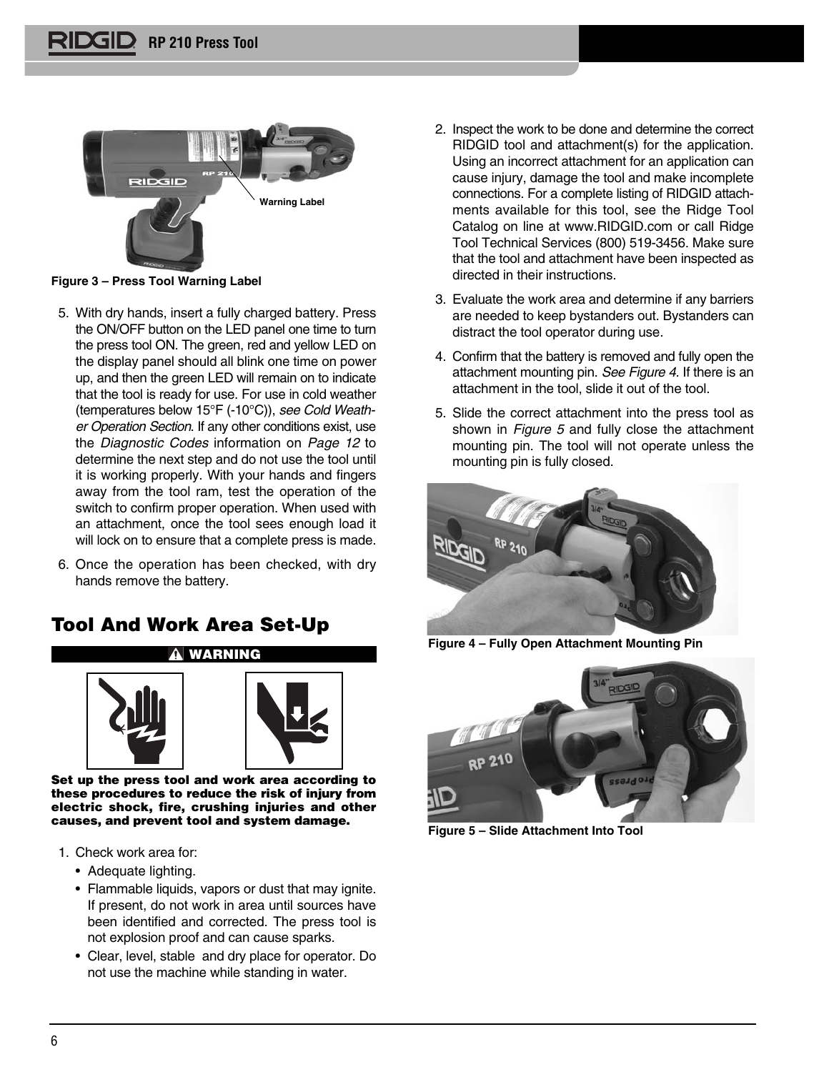Figure 3 – Press Tool Warning Label

5. With dry hands, insert a fully charged battery. Press the ON/OFF button on the LED panel one time to turn the press tool ON. The green, red and yellow LED on the display panel should all blink one time on power up, and then the green LED will remain on to indicate that the tool is ready for use. For use in cold weather (temperatures below 15°F (-10°C)), *see Cold Weather Operation Section*. If any other conditions exist, use the *Diagnostic Codes* information on *Page 12* to determine the next step and do not use the tool until it is working properly. With your hands and fingers away from the tool ram, test the operation of the switch to confirm proper operation. When used with an attachment, once the tool sees enough load it will lock on to ensure that a complete press is made.
6. Once the operation has been checked, with dry hands remove the battery.

## Tool And Work Area Set-Up

**⚠ WARNING**

**Set up the press tool and work area according to these procedures to reduce the risk of injury from electric shock, fire, crushing injuries and other causes, and prevent tool and system damage.**

1. Check work area for:
   - Adequate lighting.
   - Flammable liquids, vapors or dust that may ignite. If present, do not work in area until sources have been identified and corrected. The press tool is not explosion proof and can cause sparks.
   - Clear, level, stable and dry place for operator. Do not use the machine while standing in water.
2. Inspect the work to be done and determine the correct RIDGID tool and attachment(s) for the application. Using an incorrect attachment for an application can cause injury, damage the tool and make incomplete connections. For a complete listing of RIDGID attachments available for this tool, see the Ridge Tool Catalog on line at www.RIDGID.com or call Ridge Tool Technical Services (800) 519-3456. Make sure that the tool and attachment have been inspected as directed in their instructions.
3. Evaluate the work area and determine if any barriers are needed to keep bystanders out. Bystanders can distract the tool operator during use.
4. Confirm that the battery is removed and fully open the attachment mounting pin. *See Figure 4.* If there is an attachment in the tool, slide it out of the tool.
5. Slide the correct attachment into the press tool as shown in *Figure 5* and fully close the attachment mounting pin. The tool will not operate unless the mounting pin is fully closed.

Figure 4 – Fully Open Attachment Mounting Pin

Figure 5 – Slide Attachment Into Tool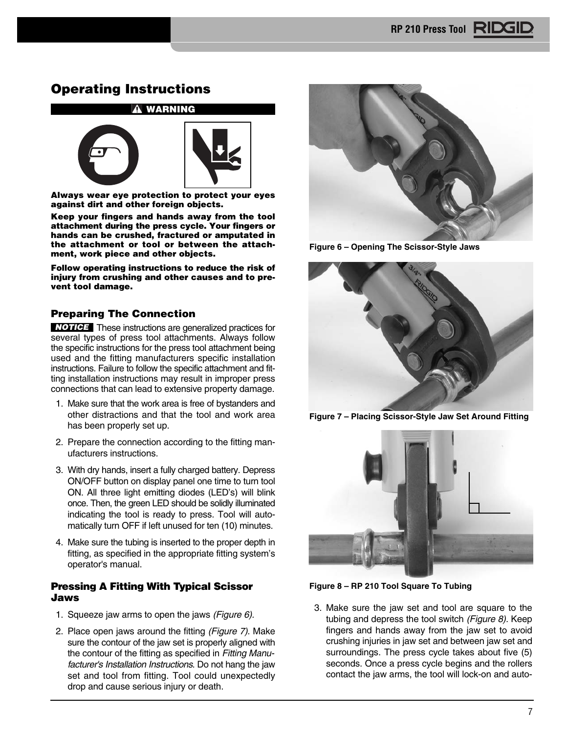## Operating Instructions

**⚠ WARNING**

**Always wear eye protection to protect your eyes against dirt and other foreign objects.**

**Keep your fingers and hands away from the tool attachment during the press cycle. Your fingers or hands can be crushed, fractured or amputated in the attachment or tool or between the attachment, work piece and other objects.**

**Follow operating instructions to reduce the risk of injury from crushing and other causes and to prevent tool damage.**

### Preparing The Connection

**NOTICE** These instructions are generalized practices for several types of press tool attachments. Always follow the specific instructions for the press tool attachment being used and the fitting manufacturers specific installation instructions. Failure to follow the specific attachment and fitting installation instructions may result in improper press connections that can lead to extensive property damage.

1. Make sure that the work area is free of bystanders and other distractions and that the tool and work area has been properly set up.
2. Prepare the connection according to the fitting manufacturers instructions.
3. With dry hands, insert a fully charged battery. Depress ON/OFF button on display panel one time to turn tool ON. All three light emitting diodes (LED's) will blink once. Then, the green LED should be solidly illuminated indicating the tool is ready to press. Tool will automatically turn OFF if left unused for ten (10) minutes.
4. Make sure the tubing is inserted to the proper depth in fitting, as specified in the appropriate fitting system's operator's manual.

### Pressing A Fitting With Typical Scissor Jaws

1. Squeeze jaw arms to open the jaws *(Figure 6).*
2. Place open jaws around the fitting *(Figure 7).* Make sure the contour of the jaw set is properly aligned with the contour of the fitting as specified in *Fitting Manufacturer's Installation Instructions*. Do not hang the jaw set and tool from fitting. Tool could unexpectedly drop and cause serious injury or death.

Figure 6 – Opening The Scissor-Style Jaws

Figure 7 – Placing Scissor-Style Jaw Set Around Fitting

Figure 8 – RP 210 Tool Square To Tubing

3. Make sure the jaw set and tool are square to the tubing and depress the tool switch *(Figure 8).* Keep fingers and hands away from the jaw set to avoid crushing injuries in jaw set and between jaw set and surroundings. The press cycle takes about five (5) seconds. Once a press cycle begins and the rollers contact the jaw arms, the tool will lock-on and auto-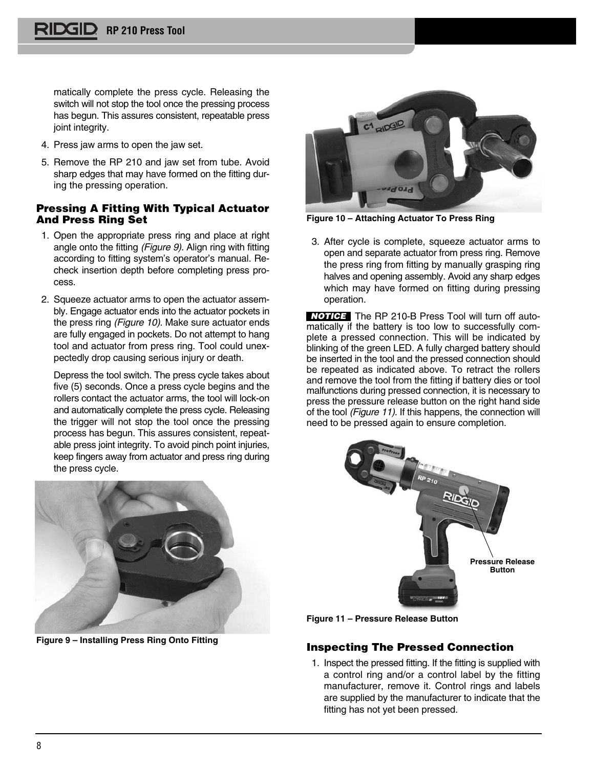matically complete the press cycle. Releasing the switch will not stop the tool once the pressing process has begun. This assures consistent, repeatable press joint integrity.

4. Press jaw arms to open the jaw set.
5. Remove the RP 210 and jaw set from tube. Avoid sharp edges that may have formed on the fitting during the pressing operation.

### Pressing A Fitting With Typical Actuator And Press Ring Set

1. Open the appropriate press ring and place at right angle onto the fitting *(Figure 9).* Align ring with fitting according to fitting system's operator's manual. Recheck insertion depth before completing press process.
2. Squeeze actuator arms to open the actuator assembly. Engage actuator ends into the actuator pockets in the press ring *(Figure 10)*. Make sure actuator ends are fully engaged in pockets. Do not attempt to hang tool and actuator from press ring. Tool could unexpectedly drop causing serious injury or death.

   Depress the tool switch. The press cycle takes about five (5) seconds. Once a press cycle begins and the rollers contact the actuator arms, the tool will lock-on and automatically complete the press cycle. Releasing the trigger will not stop the tool once the pressing process has begun. This assures consistent, repeatable press joint integrity. To avoid pinch point injuries, keep fingers away from actuator and press ring during the press cycle.

Figure 9 – Installing Press Ring Onto Fitting

Figure 10 – Attaching Actuator To Press Ring

3. After cycle is complete, squeeze actuator arms to open and separate actuator from press ring. Remove the press ring from fitting by manually grasping ring halves and opening assembly. Avoid any sharp edges which may have formed on fitting during pressing operation.

**NOTICE** The RP 210-B Press Tool will turn off automatically if the battery is too low to successfully complete a pressed connection. This will be indicated by blinking of the green LED. A fully charged battery should be inserted in the tool and the pressed connection should be repeated as indicated above. To retract the rollers and remove the tool from the fitting if battery dies or tool malfunctions during pressed connection, it is necessary to press the pressure release button on the right hand side of the tool *(Figure 11).* If this happens, the connection will need to be pressed again to ensure completion.

Pressure Release Button

Figure 11 – Pressure Release Button

### Inspecting The Pressed Connection

1. Inspect the pressed fitting. If the fitting is supplied with a control ring and/or a control label by the fitting manufacturer, remove it. Control rings and labels are supplied by the manufacturer to indicate that the fitting has not yet been pressed.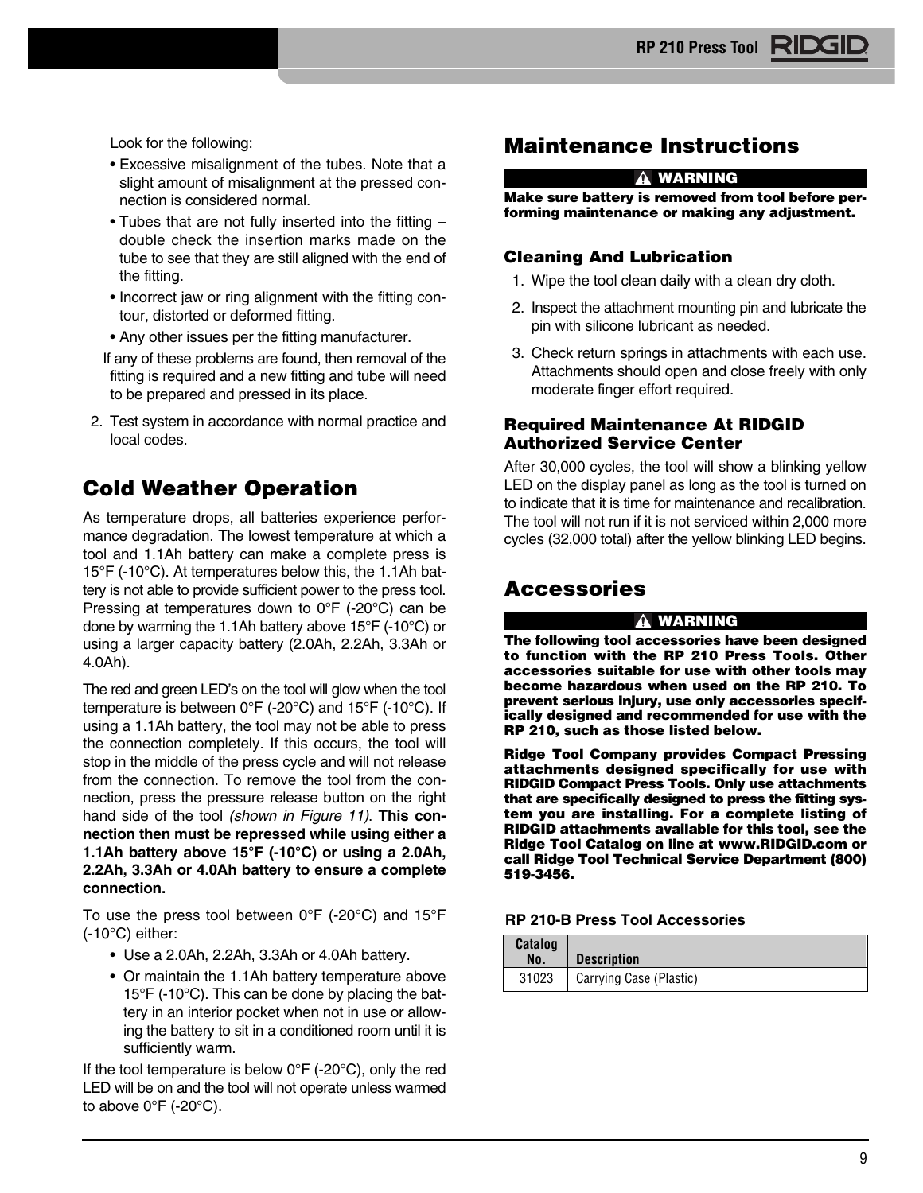Look for the following:

- Excessive misalignment of the tubes. Note that a slight amount of misalignment at the pressed connection is considered normal.
- Tubes that are not fully inserted into the fitting – double check the insertion marks made on the tube to see that they are still aligned with the end of the fitting.
- Incorrect jaw or ring alignment with the fitting contour, distorted or deformed fitting.
- Any other issues per the fitting manufacturer.

If any of these problems are found, then removal of the fitting is required and a new fitting and tube will need to be prepared and pressed in its place.

2. Test system in accordance with normal practice and local codes.

## Cold Weather Operation

As temperature drops, all batteries experience performance degradation. The lowest temperature at which a tool and 1.1Ah battery can make a complete press is 15°F (-10°C). At temperatures below this, the 1.1Ah battery is not able to provide sufficient power to the press tool. Pressing at temperatures down to 0°F (-20°C) can be done by warming the 1.1Ah battery above 15°F (-10°C) or using a larger capacity battery (2.0Ah, 2.2Ah, 3.3Ah or 4.0Ah).

The red and green LED's on the tool will glow when the tool temperature is between 0°F (-20°C) and 15°F (-10°C). If using a 1.1Ah battery, the tool may not be able to press the connection completely. If this occurs, the tool will stop in the middle of the press cycle and will not release from the connection. To remove the tool from the connection, press the pressure release button on the right hand side of the tool *(shown in Figure 11)*. **This connection then must be repressed while using either a 1.1Ah battery above 15°F (-10°C) or using a 2.0Ah, 2.2Ah, 3.3Ah or 4.0Ah battery to ensure a complete connection.**

To use the press tool between 0°F (-20°C) and 15°F (-10°C) either:

- Use a 2.0Ah, 2.2Ah, 3.3Ah or 4.0Ah battery.
- Or maintain the 1.1Ah battery temperature above 15°F (-10°C). This can be done by placing the battery in an interior pocket when not in use or allowing the battery to sit in a conditioned room until it is sufficiently warm.

If the tool temperature is below 0°F (-20°C), only the red LED will be on and the tool will not operate unless warmed to above 0°F (-20°C).

## Maintenance Instructions

**⚠ WARNING**

**Make sure battery is removed from tool before performing maintenance or making any adjustment.**

### Cleaning And Lubrication

1. Wipe the tool clean daily with a clean dry cloth.
2. Inspect the attachment mounting pin and lubricate the pin with silicone lubricant as needed.
3. Check return springs in attachments with each use. Attachments should open and close freely with only moderate finger effort required.

### Required Maintenance At RIDGID Authorized Service Center

After 30,000 cycles, the tool will show a blinking yellow LED on the display panel as long as the tool is turned on to indicate that it is time for maintenance and recalibration. The tool will not run if it is not serviced within 2,000 more cycles (32,000 total) after the yellow blinking LED begins.

## Accessories

**⚠ WARNING**

**The following tool accessories have been designed to function with the RP 210 Press Tools. Other accessories suitable for use with other tools may become hazardous when used on the RP 210. To prevent serious injury, use only accessories specifically designed and recommended for use with the RP 210, such as those listed below.**

**Ridge Tool Company provides Compact Pressing attachments designed specifically for use with RIDGID Compact Press Tools. Only use attachments that are specifically designed to press the fitting system you are installing. For a complete listing of RIDGID attachments available for this tool, see the Ridge Tool Catalog on line at www.RIDGID.com or call Ridge Tool Technical Service Department (800) 519-3456.**

**RP 210-B Press Tool Accessories**

| Catalog No. | Description |
|---|---|
| 31023 | Carrying Case (Plastic) |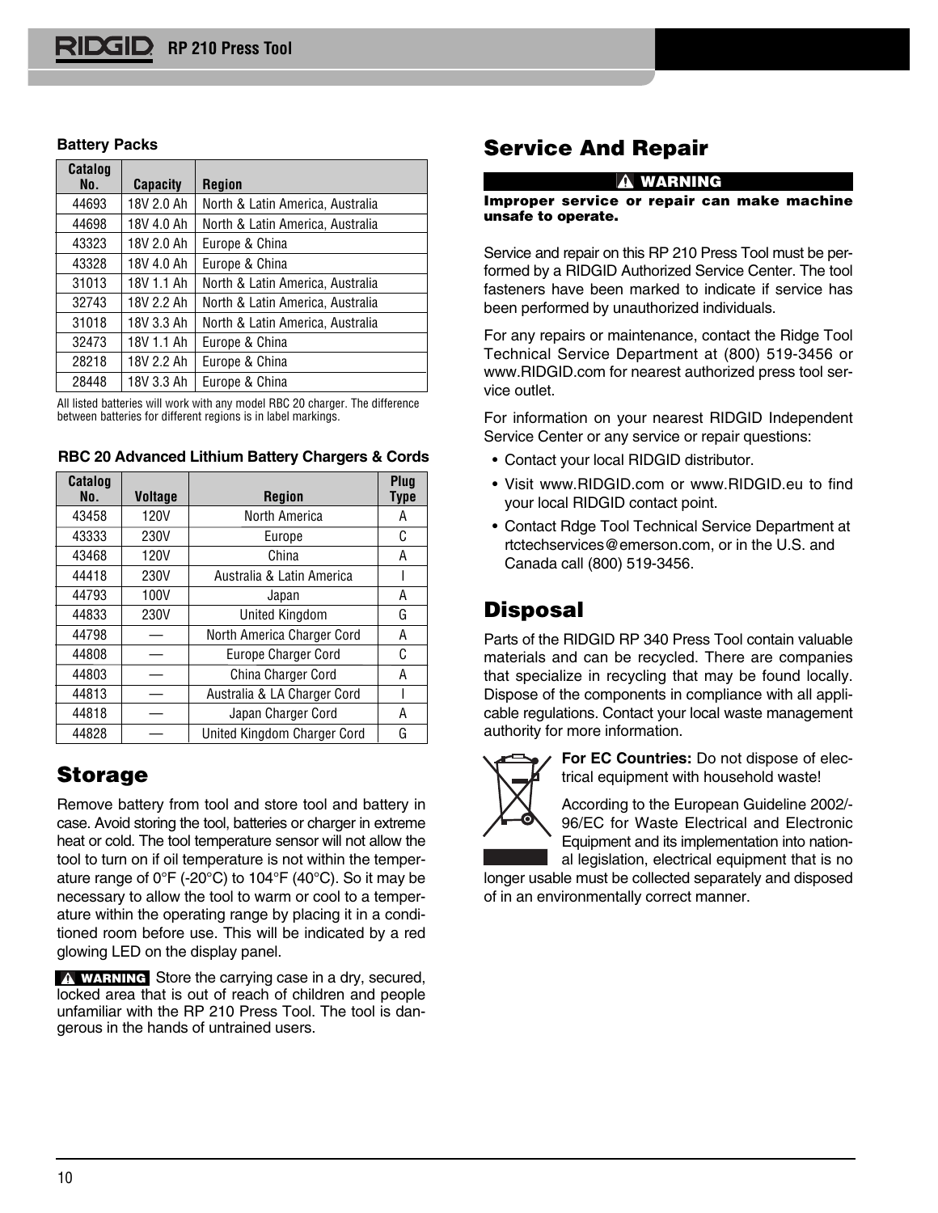**Battery Packs**

| Catalog No. | Capacity | Region |
|---|---|---|
| 44693 | 18V 2.0 Ah | North & Latin America, Australia |
| 44698 | 18V 4.0 Ah | North & Latin America, Australia |
| 43323 | 18V 2.0 Ah | Europe & China |
| 43328 | 18V 4.0 Ah | Europe & China |
| 31013 | 18V 1.1 Ah | North & Latin America, Australia |
| 32743 | 18V 2.2 Ah | North & Latin America, Australia |
| 31018 | 18V 3.3 Ah | North & Latin America, Australia |
| 32473 | 18V 1.1 Ah | Europe & China |
| 28218 | 18V 2.2 Ah | Europe & China |
| 28448 | 18V 3.3 Ah | Europe & China |

All listed batteries will work with any model RBC 20 charger. The difference between batteries for different regions is in label markings.

**RBC 20 Advanced Lithium Battery Chargers & Cords**

| Catalog No. | Voltage | Region | Plug Type |
|---|---|---|---|
| 43458 | 120V | North America | A |
| 43333 | 230V | Europe | C |
| 43468 | 120V | China | A |
| 44418 | 230V | Australia & Latin America | I |
| 44793 | 100V | Japan | A |
| 44833 | 230V | United Kingdom | G |
| 44798 | — | North America Charger Cord | A |
| 44808 | — | Europe Charger Cord | C |
| 44803 | — | China Charger Cord | A |
| 44813 | — | Australia & LA Charger Cord | I |
| 44818 | — | Japan Charger Cord | A |
| 44828 | — | United Kingdom Charger Cord | G |

## Storage

Remove battery from tool and store tool and battery in case. Avoid storing the tool, batteries or charger in extreme heat or cold. The tool temperature sensor will not allow the tool to turn on if oil temperature is not within the temperature range of 0°F (-20°C) to 104°F (40°C). So it may be necessary to allow the tool to warm or cool to a temperature within the operating range by placing it in a conditioned room before use. This will be indicated by a red glowing LED on the display panel.

**⚠ WARNING** Store the carrying case in a dry, secured, locked area that is out of reach of children and people unfamiliar with the RP 210 Press Tool. The tool is dangerous in the hands of untrained users.

## Service And Repair

**⚠ WARNING**

**Improper service or repair can make machine unsafe to operate.**

Service and repair on this RP 210 Press Tool must be performed by a RIDGID Authorized Service Center. The tool fasteners have been marked to indicate if service has been performed by unauthorized individuals.

For any repairs or maintenance, contact the Ridge Tool Technical Service Department at (800) 519-3456 or www.RIDGID.com for nearest authorized press tool service outlet.

For information on your nearest RIDGID Independent Service Center or any service or repair questions:

- Contact your local RIDGID distributor.
- Visit www.RIDGID.com or www.RIDGID.eu to find your local RIDGID contact point.
- Contact Rdge Tool Technical Service Department at rtctechservices@emerson.com, or in the U.S. and Canada call (800) 519-3456.

## Disposal

Parts of the RIDGID RP 340 Press Tool contain valuable materials and can be recycled. There are companies that specialize in recycling that may be found locally. Dispose of the components in compliance with all applicable regulations. Contact your local waste management authority for more information.

**For EC Countries:** Do not dispose of electrical equipment with household waste!

According to the European Guideline 2002/96/EC for Waste Electrical and Electronic Equipment and its implementation into national legislation, electrical equipment that is no longer usable must be collected separately and disposed of in an environmentally correct manner.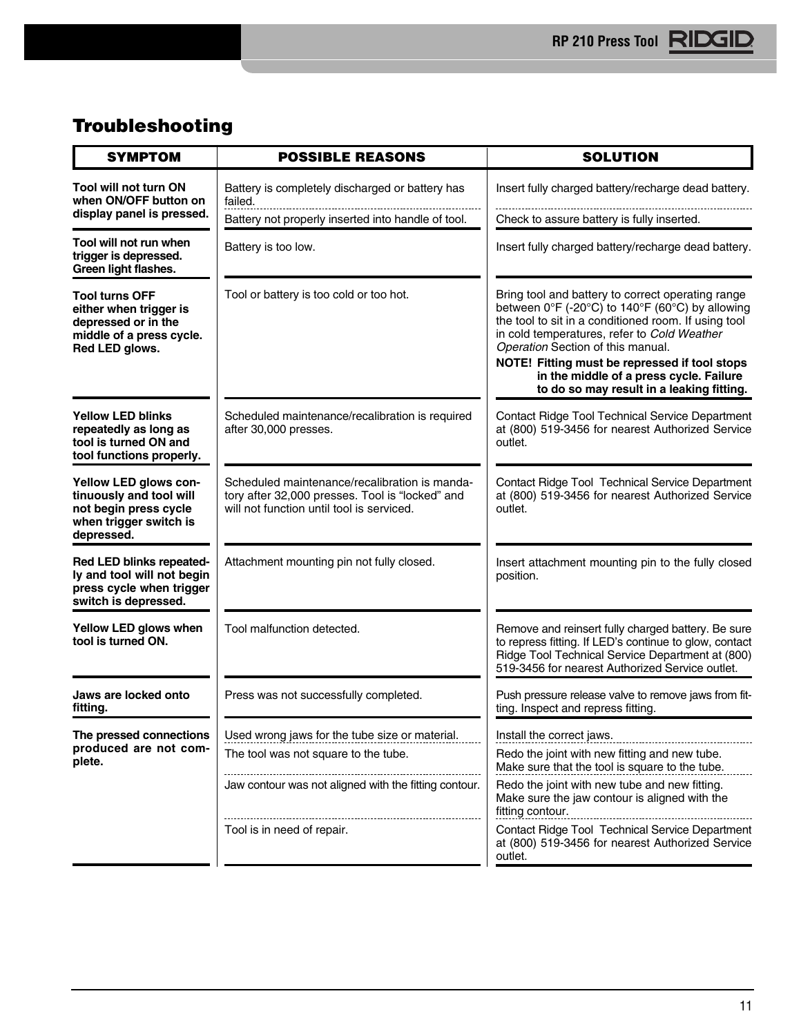## Troubleshooting

| SYMPTOM | POSSIBLE REASONS | SOLUTION |
|---|---|---|
| **Tool will not turn ON when ON/OFF button on display panel is pressed.** | Battery is completely discharged or battery has failed. | Insert fully charged battery/recharge dead battery. |
| | Battery not properly inserted into handle of tool. | Check to assure battery is fully inserted. |
| **Tool will not run when trigger is depressed. Green light flashes.** | Battery is too low. | Insert fully charged battery/recharge dead battery. |
| **Tool turns OFF either when trigger is depressed or in the middle of a press cycle. Red LED glows.** | Tool or battery is too cold or too hot. | Bring tool and battery to correct operating range between 0°F (-20°C) to 140°F (60°C) by allowing the tool to sit in a conditioned room. If using tool in cold temperatures, refer to *Cold Weather Operation* Section of this manual. **NOTE! Fitting must be repressed if tool stops in the middle of a press cycle. Failure to do so may result in a leaking fitting.** |
| **Yellow LED blinks repeatedly as long as tool is turned ON and tool functions properly.** | Scheduled maintenance/recalibration is required after 30,000 presses. | Contact Ridge Tool Technical Service Department at (800) 519-3456 for nearest Authorized Service outlet. |
| **Yellow LED glows continuously and tool will not begin press cycle when trigger switch is depressed.** | Scheduled maintenance/recalibration is mandatory after 32,000 presses. Tool is "locked" and will not function until tool is serviced. | Contact Ridge Tool Technical Service Department at (800) 519-3456 for nearest Authorized Service outlet. |
| **Red LED blinks repeatedly and tool will not begin press cycle when trigger switch is depressed.** | Attachment mounting pin not fully closed. | Insert attachment mounting pin to the fully closed position. |
| **Yellow LED glows when tool is turned ON.** | Tool malfunction detected. | Remove and reinsert fully charged battery. Be sure to repress fitting. If LED's continue to glow, contact Ridge Tool Technical Service Department at (800) 519-3456 for nearest Authorized Service outlet. |
| **Jaws are locked onto fitting.** | Press was not successfully completed. | Push pressure release valve to remove jaws from fitting. Inspect and repress fitting. |
| **The pressed connections produced are not complete.** | Used wrong jaws for the tube size or material. | Install the correct jaws. |
| | The tool was not square to the tube. | Redo the joint with new fitting and new tube. Make sure that the tool is square to the tube. |
| | Jaw contour was not aligned with the fitting contour. | Redo the joint with new tube and new fitting. Make sure the jaw contour is aligned with the fitting contour. |
| | Tool is in need of repair. | Contact Ridge Tool Technical Service Department at (800) 519-3456 for nearest Authorized Service outlet. |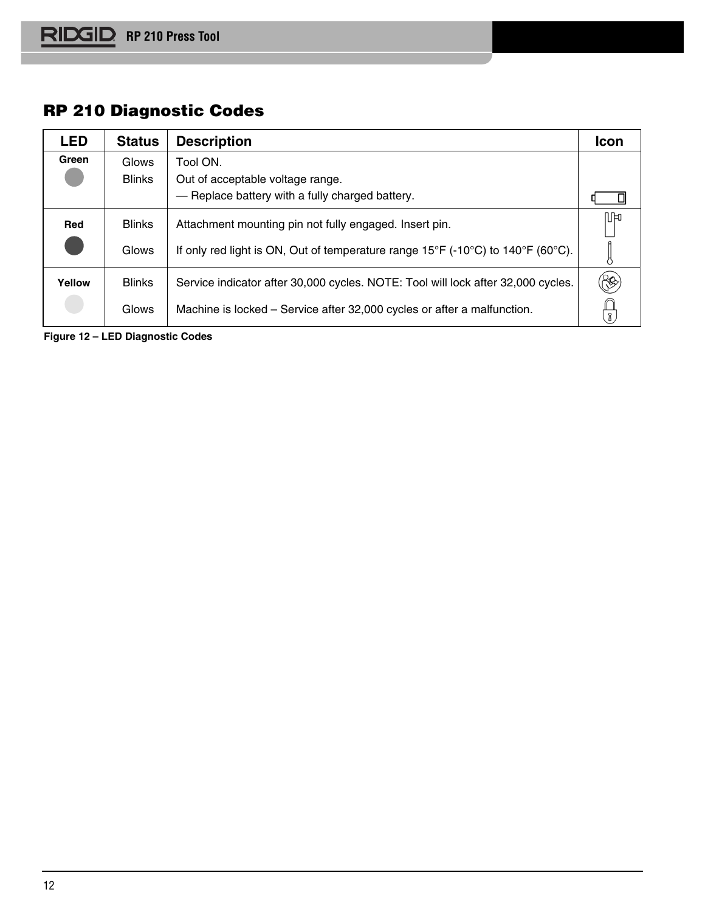## RP 210 Diagnostic Codes

| LED | Status | Description | Icon |
|---|---|---|---|
| Green | Glows | Tool ON. | |
| | Blinks | Out of acceptable voltage range. — Replace battery with a fully charged battery. | |
| Red | Blinks | Attachment mounting pin not fully engaged. Insert pin. | |
| | Glows | If only red light is ON, Out of temperature range 15°F (-10°C) to 140°F (60°C). | |
| Yellow | Blinks | Service indicator after 30,000 cycles. NOTE: Tool will lock after 32,000 cycles. | |
| | Glows | Machine is locked – Service after 32,000 cycles or after a malfunction. | |

**Figure 12 – LED Diagnostic Codes**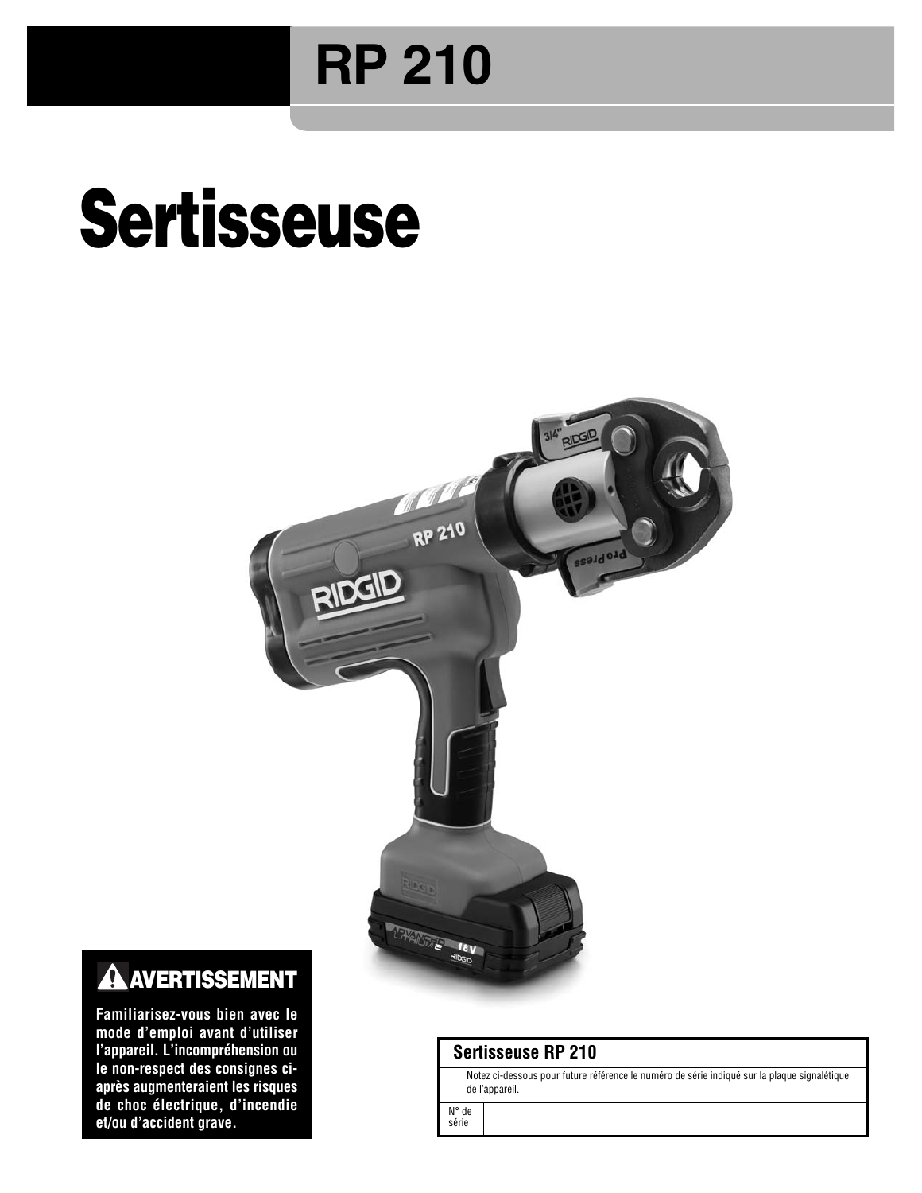# RP 210

# Sertisseuse

## ⚠ AVERTISSEMENT

**Familiarisez-vous bien avec le mode d'emploi avant d'utiliser l'appareil. L'incompréhension ou le non-respect des consignes ci-après augmenteraient les risques de choc électrique, d'incendie et/ou d'accident grave.**

| Sertisseuse RP 210 | |
|---|---|
| Notez ci-dessous pour future référence le numéro de série indiqué sur la plaque signalétique de l'appareil. | |
| N° de série | |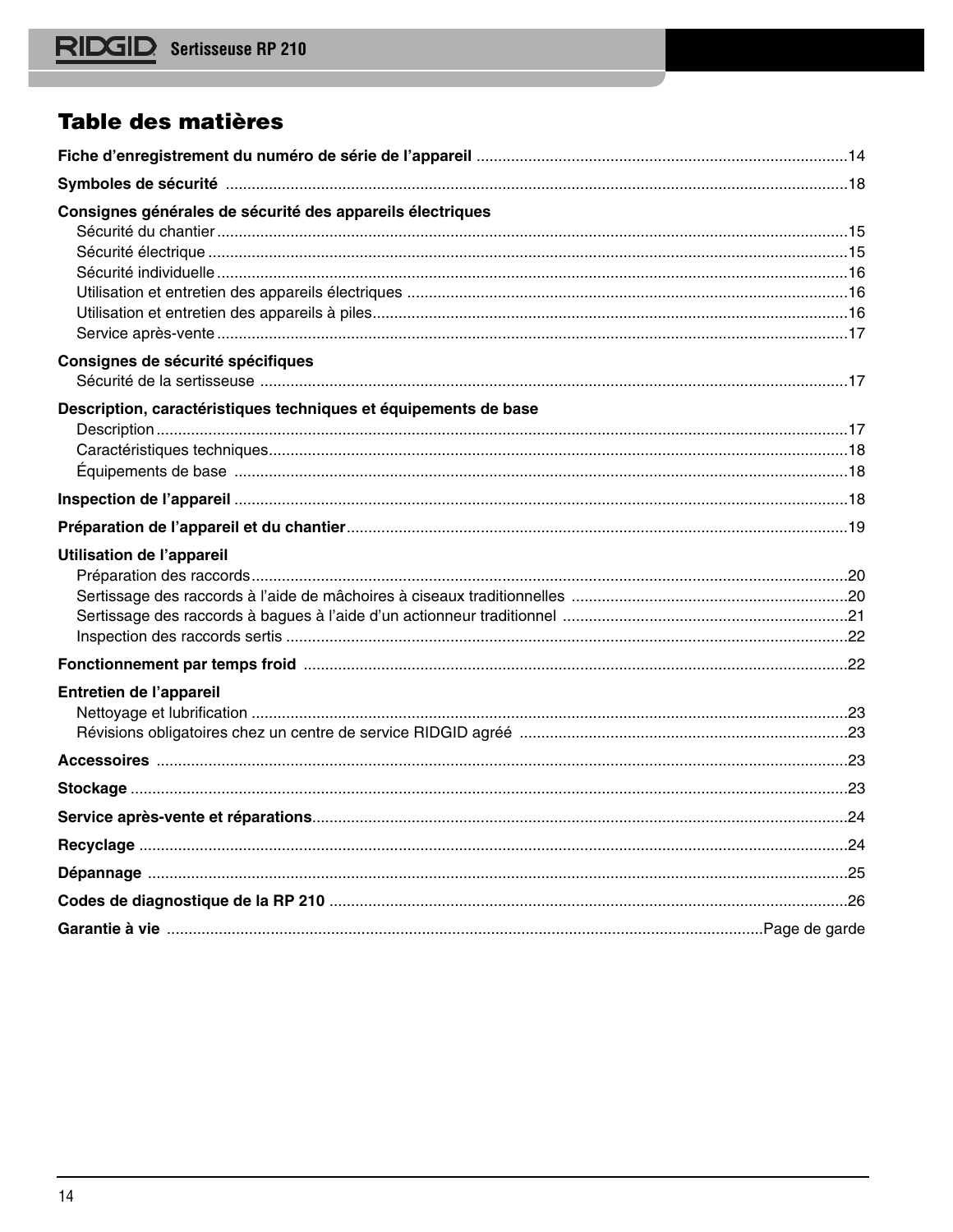# Table des matières

**Fiche d'enregistrement du numéro de série de l'appareil** ....................14

**Symboles de sécurité** ....................18

**Consignes générales de sécurité des appareils électriques**
- Sécurité du chantier ....................15
- Sécurité électrique ....................15
- Sécurité individuelle ....................16
- Utilisation et entretien des appareils électriques ....................16
- Utilisation et entretien des appareils à piles....................16
- Service après-vente ....................17

**Consignes de sécurité spécifiques**
- Sécurité de la sertisseuse ....................17

**Description, caractéristiques techniques et équipements de base**
- Description ....................17
- Caractéristiques techniques....................18
- Équipements de base ....................18

**Inspection de l'appareil** ....................18

**Préparation de l'appareil et du chantier**....................19

**Utilisation de l'appareil**
- Préparation des raccords....................20
- Sertissage des raccords à l'aide de mâchoires à ciseaux traditionnelles ....................20
- Sertissage des raccords à bagues à l'aide d'un actionneur traditionnel ....................21
- Inspection des raccords sertis ....................22

**Fonctionnement par temps froid** ....................22

**Entretien de l'appareil**
- Nettoyage et lubrification ....................23
- Révisions obligatoires chez un centre de service RIDGID agréé ....................23

**Accessoires** ....................23

**Stockage** ....................23

**Service après-vente et réparations**....................24

**Recyclage** ....................24

**Dépannage** ....................25

**Codes de diagnostique de la RP 210** ....................26

**Garantie à vie** ....................Page de garde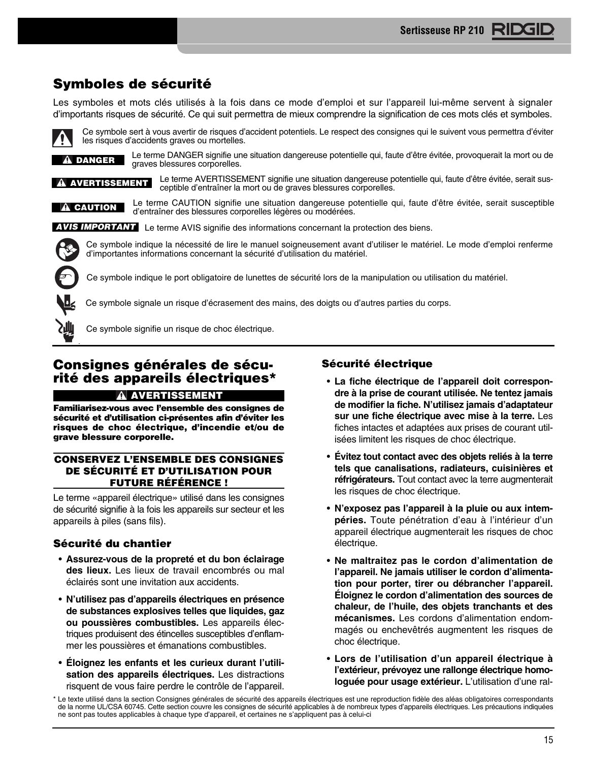## Symboles de sécurité

Les symboles et mots clés utilisés à la fois dans ce mode d'emploi et sur l'appareil lui-même servent à signaler d'importants risques de sécurité. Ce qui suit permettra de mieux comprendre la signification de ces mots clés et symboles.

Ce symbole sert à vous avertir de risques d'accident potentiels. Le respect des consignes qui le suivent vous permettra d'éviter les risques d'accidents graves ou mortelles.

**DANGER** Le terme DANGER signifie une situation dangereuse potentielle qui, faute d'être évitée, provoquerait la mort ou de graves blessures corporelles.

**AVERTISSEMENT** Le terme AVERTISSEMENT signifie une situation dangereuse potentielle qui, faute d'être évitée, serait susceptible d'entraîner la mort ou de graves blessures corporelles.

**CAUTION** Le terme CAUTION signifie une situation dangereuse potentielle qui, faute d'être évitée, serait susceptible d'entraîner des blessures corporelles légères ou modérées.

***AVIS IMPORTANT*** Le terme AVIS signifie des informations concernant la protection des biens.

Ce symbole indique la nécessité de lire le manuel soigneusement avant d'utiliser le matériel. Le mode d'emploi renferme d'importantes informations concernant la sécurité d'utilisation du matériel.

Ce symbole indique le port obligatoire de lunettes de sécurité lors de la manipulation ou utilisation du matériel.

Ce symbole signale un risque d'écrasement des mains, des doigts ou d'autres parties du corps.

Ce symbole signifie un risque de choc électrique.

## Consignes générales de sécurité des appareils électriques*

**AVERTISSEMENT**

**Familiarisez-vous avec l'ensemble des consignes de sécurité et d'utilisation ci-présentes afin d'éviter les risques de choc électrique, d'incendie et/ou de grave blessure corporelle.**

**CONSERVEZ L'ENSEMBLE DES CONSIGNES DE SÉCURITÉ ET D'UTILISATION POUR FUTURE RÉFÉRENCE !**

Le terme «appareil électrique» utilisé dans les consignes de sécurité signifie à la fois les appareils sur secteur et les appareils à piles (sans fils).

### Sécurité du chantier

- **Assurez-vous de la propreté et du bon éclairage des lieux.** Les lieux de travail encombrés ou mal éclairés sont une invitation aux accidents.
- **N'utilisez pas d'appareils électriques en présence de substances explosives telles que liquides, gaz ou poussières combustibles.** Les appareils électriques produisent des étincelles susceptibles d'enflammer les poussières et émanations combustibles.
- **Éloignez les enfants et les curieux durant l'utilisation des appareils électriques.** Les distractions risquent de vous faire perdre le contrôle de l'appareil.

### Sécurité électrique

- **La fiche électrique de l'appareil doit correspondre à la prise de courant utilisée. Ne tentez jamais de modifier la fiche. N'utilisez jamais d'adaptateur sur une fiche électrique avec mise à la terre.** Les fiches intactes et adaptées aux prises de courant utilisées limitent les risques de choc électrique.
- **Évitez tout contact avec des objets reliés à la terre tels que canalisations, radiateurs, cuisinières et réfrigérateurs.** Tout contact avec la terre augmenterait les risques de choc électrique.
- **N'exposez pas l'appareil à la pluie ou aux intempéries.** Toute pénétration d'eau à l'intérieur d'un appareil électrique augmenterait les risques de choc électrique.
- **Ne maltraitez pas le cordon d'alimentation de l'appareil. Ne jamais utiliser le cordon d'alimentation pour porter, tirer ou débrancher l'appareil. Éloignez le cordon d'alimentation des sources de chaleur, de l'huile, des objets tranchants et des mécanismes.** Les cordons d'alimentation endommagés ou enchevêtrés augmentent les risques de choc électrique.
- **Lors de l'utilisation d'un appareil électrique à l'extérieur, prévoyez une rallonge électrique homologuée pour usage extérieur.** L'utilisation d'une ral-

\* Le texte utilisé dans la section Consignes générales de sécurité des appareils électriques est une reproduction fidèle des aléas obligatoires correspondants de la norme UL/CSA 60745. Cette section couvre les consignes de sécurité applicables à de nombreux types d'appareils électriques. Les précautions indiquées ne sont pas toutes applicables à chaque type d'appareil, et certaines ne s'appliquent pas à celui-ci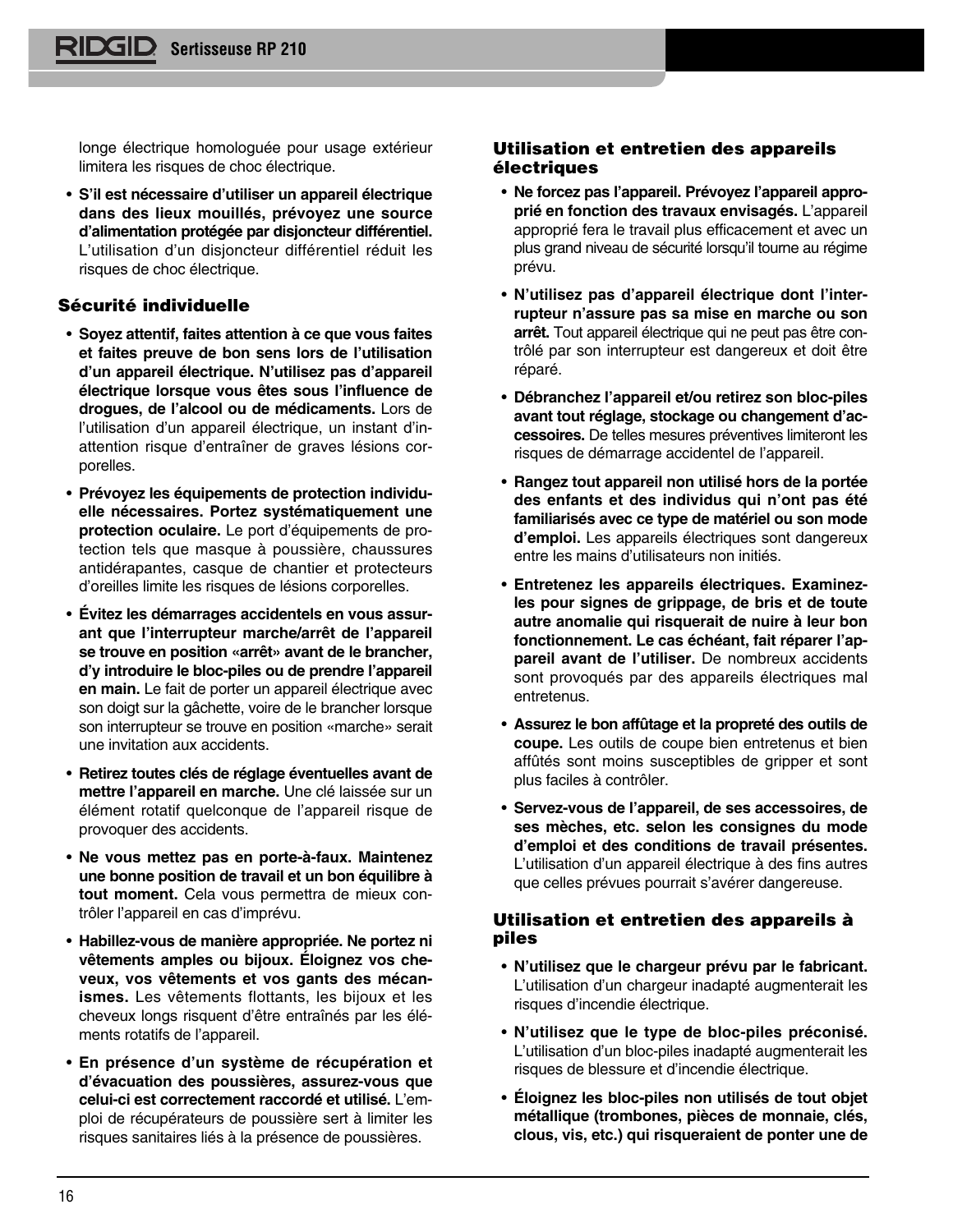longe électrique homologuée pour usage extérieur limitera les risques de choc électrique.

- **S'il est nécessaire d'utiliser un appareil électrique dans des lieux mouillés, prévoyez une source d'alimentation protégée par disjoncteur différentiel.** L'utilisation d'un disjoncteur différentiel réduit les risques de choc électrique.

### Sécurité individuelle

- **Soyez attentif, faites attention à ce que vous faites et faites preuve de bon sens lors de l'utilisation d'un appareil électrique. N'utilisez pas d'appareil électrique lorsque vous êtes sous l'influence de drogues, de l'alcool ou de médicaments.** Lors de l'utilisation d'un appareil électrique, un instant d'inattention risque d'entraîner de graves lésions corporelles.

- **Prévoyez les équipements de protection individuelle nécessaires. Portez systématiquement une protection oculaire.** Le port d'équipements de protection tels que masque à poussière, chaussures antidérapantes, casque de chantier et protecteurs d'oreilles limite les risques de lésions corporelles.

- **Évitez les démarrages accidentels en vous assurant que l'interrupteur marche/arrêt de l'appareil se trouve en position «arrêt» avant de le brancher, d'y introduire le bloc-piles ou de prendre l'appareil en main.** Le fait de porter un appareil électrique avec son doigt sur la gâchette, voire de le brancher lorsque son interrupteur se trouve en position «marche» serait une invitation aux accidents.

- **Retirez toutes clés de réglage éventuelles avant de mettre l'appareil en marche.** Une clé laissée sur un élément rotatif quelconque de l'appareil risque de provoquer des accidents.

- **Ne vous mettez pas en porte-à-faux. Maintenez une bonne position de travail et un bon équilibre à tout moment.** Cela vous permettra de mieux contrôler l'appareil en cas d'imprévu.

- **Habillez-vous de manière appropriée. Ne portez ni vêtements amples ou bijoux. Éloignez vos cheveux, vos vêtements et vos gants des mécanismes.** Les vêtements flottants, les bijoux et les cheveux longs risquent d'être entraînés par les éléments rotatifs de l'appareil.

- **En présence d'un système de récupération et d'évacuation des poussières, assurez-vous que celui-ci est correctement raccordé et utilisé.** L'emploi de récupérateurs de poussière sert à limiter les risques sanitaires liés à la présence de poussières.

### Utilisation et entretien des appareils électriques

- **Ne forcez pas l'appareil. Prévoyez l'appareil approprié en fonction des travaux envisagés.** L'appareil approprié fera le travail plus efficacement et avec un plus grand niveau de sécurité lorsqu'il tourne au régime prévu.

- **N'utilisez pas d'appareil électrique dont l'interrupteur n'assure pas sa mise en marche ou son arrêt.** Tout appareil électrique qui ne peut pas être contrôlé par son interrupteur est dangereux et doit être réparé.

- **Débranchez l'appareil et/ou retirez son bloc-piles avant tout réglage, stockage ou changement d'accessoires.** De telles mesures préventives limiteront les risques de démarrage accidentel de l'appareil.

- **Rangez tout appareil non utilisé hors de la portée des enfants et des individus qui n'ont pas été familiarisés avec ce type de matériel ou son mode d'emploi.** Les appareils électriques sont dangereux entre les mains d'utilisateurs non initiés.

- **Entretenez les appareils électriques. Examinez-les pour signes de grippage, de bris et de toute autre anomalie qui risquerait de nuire à leur bon fonctionnement. Le cas échéant, fait réparer l'appareil avant de l'utiliser.** De nombreux accidents sont provoqués par des appareils électriques mal entretenus.

- **Assurez le bon affûtage et la propreté des outils de coupe.** Les outils de coupe bien entretenus et bien affûtés sont moins susceptibles de gripper et sont plus faciles à contrôler.

- **Servez-vous de l'appareil, de ses accessoires, de ses mèches, etc. selon les consignes du mode d'emploi et des conditions de travail présentes.** L'utilisation d'un appareil électrique à des fins autres que celles prévues pourrait s'avérer dangereuse.

### Utilisation et entretien des appareils à piles

- **N'utilisez que le chargeur prévu par le fabricant.** L'utilisation d'un chargeur inadapté augmenterait les risques d'incendie électrique.

- **N'utilisez que le type de bloc-piles préconisé.** L'utilisation d'un bloc-piles inadapté augmenterait les risques de blessure et d'incendie électrique.

- **Éloignez les bloc-piles non utilisés de tout objet métallique (trombones, pièces de monnaie, clés, clous, vis, etc.) qui risqueraient de ponter une de**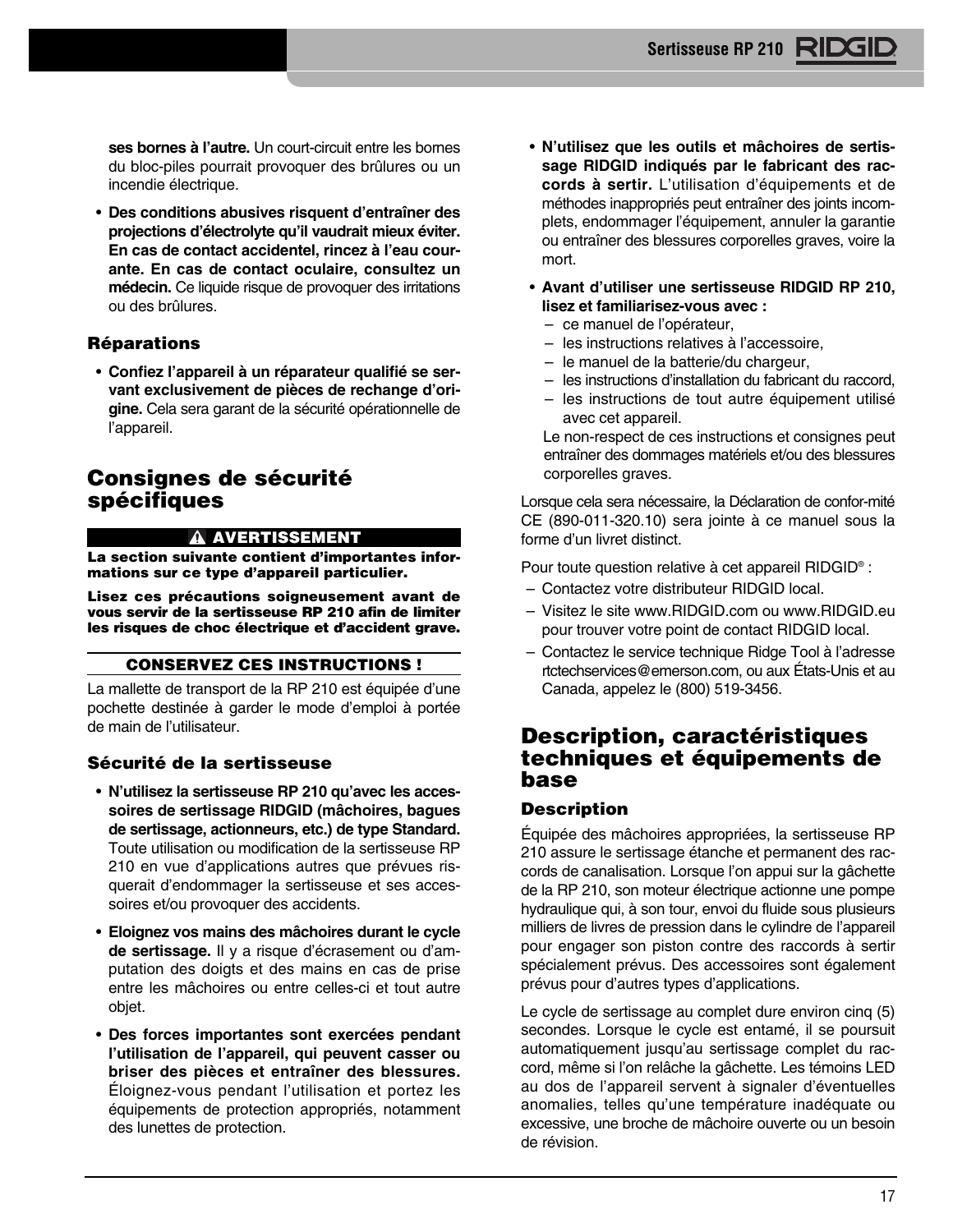**ses bornes à l'autre.** Un court-circuit entre les bornes du bloc-piles pourrait provoquer des brûlures ou un incendie électrique.

- **Des conditions abusives risquent d'entraîner des projections d'électrolyte qu'il vaudrait mieux éviter. En cas de contact accidentel, rincez à l'eau courante. En cas de contact oculaire, consultez un médecin.** Ce liquide risque de provoquer des irritations ou des brûlures.

### Réparations

- **Confiez l'appareil à un réparateur qualifié se servant exclusivement de pièces de rechange d'origine.** Cela sera garant de la sécurité opérationnelle de l'appareil.

## Consignes de sécurité spécifiques

**⚠ AVERTISSEMENT**

**La section suivante contient d'importantes informations sur ce type d'appareil particulier.**

**Lisez ces précautions soigneusement avant de vous servir de la sertisseuse RP 210 afin de limiter les risques de choc électrique et d'accident grave.**

**CONSERVEZ CES INSTRUCTIONS !**

La mallette de transport de la RP 210 est équipée d'une pochette destinée à garder le mode d'emploi à portée de main de l'utilisateur.

### Sécurité de la sertisseuse

- **N'utilisez la sertisseuse RP 210 qu'avec les accessoires de sertissage RIDGID (mâchoires, bagues de sertissage, actionneurs, etc.) de type Standard.** Toute utilisation ou modification de la sertisseuse RP 210 en vue d'applications autres que prévues risquerait d'endommager la sertisseuse et ses accessoires et/ou provoquer des accidents.

- **Eloignez vos mains des mâchoires durant le cycle de sertissage.** Il y a risque d'écrasement ou d'amputation des doigts et des mains en cas de prise entre les mâchoires ou entre celles-ci et tout autre objet.

- **Des forces importantes sont exercées pendant l'utilisation de l'appareil, qui peuvent casser ou briser des pièces et entraîner des blessures.** Éloignez-vous pendant l'utilisation et portez les équipements de protection appropriés, notamment des lunettes de protection.

- **N'utilisez que les outils et mâchoires de sertissage RIDGID indiqués par le fabricant des raccords à sertir.** L'utilisation d'équipements et de méthodes inappropriés peut entraîner des joints incomplets, endommager l'équipement, annuler la garantie ou entraîner des blessures corporelles graves, voire la mort.

- **Avant d'utiliser une sertisseuse RIDGID RP 210, lisez et familiarisez-vous avec :**
  - ce manuel de l'opérateur,
  - les instructions relatives à l'accessoire,
  - le manuel de la batterie/du chargeur,
  - les instructions d'installation du fabricant du raccord,
  - les instructions de tout autre équipement utilisé avec cet appareil.

  Le non-respect de ces instructions et consignes peut entraîner des dommages matériels et/ou des blessures corporelles graves.

Lorsque cela sera nécessaire, la Déclaration de confor-mité CE (890-011-320.10) sera jointe à ce manuel sous la forme d'un livret distinct.

Pour toute question relative à cet appareil RIDGID® :

- Contactez votre distributeur RIDGID local.
- Visitez le site www.RIDGID.com ou www.RIDGID.eu pour trouver votre point de contact RIDGID local.
- Contactez le service technique Ridge Tool à l'adresse rtctechservices@emerson.com, ou aux États-Unis et au Canada, appelez le (800) 519-3456.

## Description, caractéristiques techniques et équipements de base

### Description

Équipée des mâchoires appropriées, la sertisseuse RP 210 assure le sertissage étanche et permanent des raccords de canalisation. Lorsque l'on appui sur la gâchette de la RP 210, son moteur électrique actionne une pompe hydraulique qui, à son tour, envoi du fluide sous plusieurs milliers de livres de pression dans le cylindre de l'appareil pour engager son piston contre des raccords à sertir spécialement prévus. Des accessoires sont également prévus pour d'autres types d'applications.

Le cycle de sertissage au complet dure environ cinq (5) secondes. Lorsque le cycle est entamé, il se poursuit automatiquement jusqu'au sertissage complet du raccord, même si l'on relâche la gâchette. Les témoins LED au dos de l'appareil servent à signaler d'éventuelles anomalies, telles qu'une température inadéquate ou excessive, une broche de mâchoire ouverte ou un besoin de révision.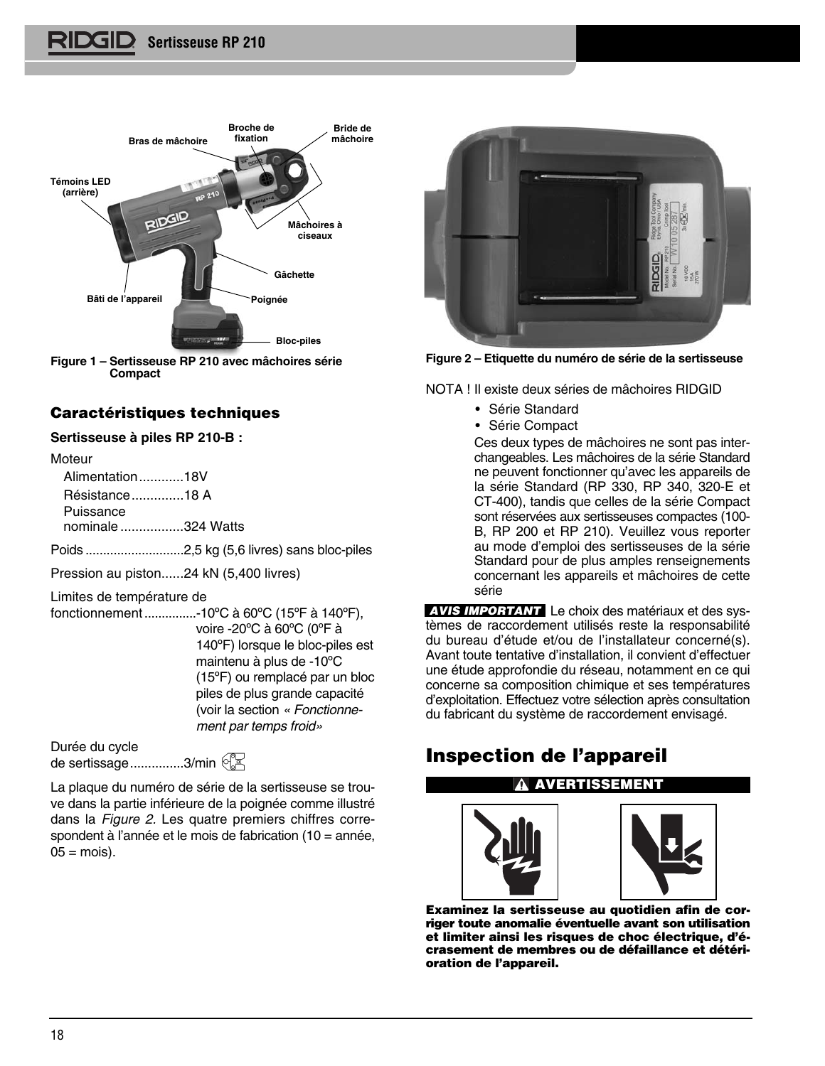Bras de mâchoire

Broche de fixation

Bride de mâchoire

Témoins LED (arrière)

Mâchoires à ciseaux

Gâchette

Bâti de l'appareil

Poignée

Bloc-piles

**Figure 1 – Sertisseuse RP 210 avec mâchoires série Compact**

## Caractéristiques techniques

**Sertisseuse à piles RP 210-B :**

Moteur

Alimentation............18V

Résistance..............18 A

Puissance nominale.................324 Watts

Poids............................2,5 kg (5,6 livres) sans bloc-piles

Pression au piston......24 kN (5,400 livres)

Limites de température de fonctionnement...............-10ºC à 60ºC (15ºF à 140ºF), voire -20ºC à 60ºC (0ºF à 140ºF) lorsque le bloc-piles est maintenu à plus de -10ºC (15ºF) ou remplacé par un bloc piles de plus grande capacité (voir la section *« Fonctionnement par temps froid»*

Durée du cycle de sertissage...............3/min

La plaque du numéro de série de la sertisseuse se trouve dans la partie inférieure de la poignée comme illustré dans la *Figure 2.* Les quatre premiers chiffres correspondent à l'année et le mois de fabrication (10 = année, 05 = mois).

**Figure 2 – Etiquette du numéro de série de la sertisseuse**

NOTA ! Il existe deux séries de mâchoires RIDGID

- Série Standard
- Série Compact

Ces deux types de mâchoires ne sont pas interchangeables. Les mâchoires de la série Standard ne peuvent fonctionner qu'avec les appareils de la série Standard (RP 330, RP 340, 320-E et CT-400), tandis que celles de la série Compact sont réservées aux sertisseuses compactes (100-B, RP 200 et RP 210). Veuillez vous reporter au mode d'emploi des sertisseuses de la série Standard pour de plus amples renseignements concernant les appareils et mâchoires de cette série

***AVIS IMPORTANT*** Le choix des matériaux et des systèmes de raccordement utilisés reste la responsabilité du bureau d'étude et/ou de l'installateur concerné(s). Avant toute tentative d'installation, il convient d'effectuer une étude approfondie du réseau, notamment en ce qui concerne sa composition chimique et ses températures d'exploitation. Effectuez votre sélection après consultation du fabricant du système de raccordement envisagé.

# Inspection de l'appareil

**⚠ AVERTISSEMENT**

**Examinez la sertisseuse au quotidien afin de corriger toute anomalie éventuelle avant son utilisation et limiter ainsi les risques de choc électrique, d'écrasement de membres ou de défaillance et détérioration de l'appareil.**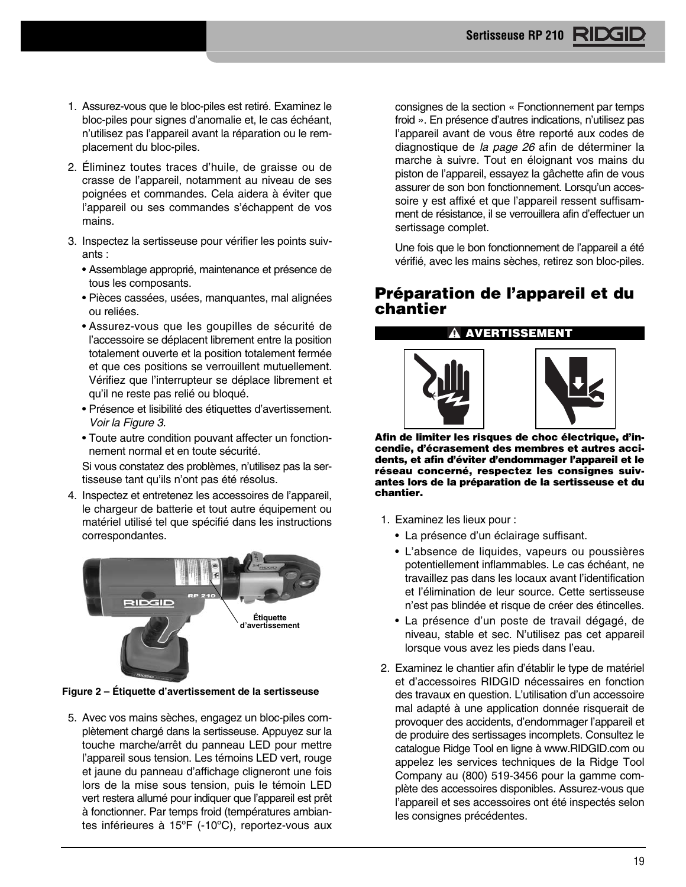1. Assurez-vous que le bloc-piles est retiré. Examinez le bloc-piles pour signes d'anomalie et, le cas échéant, n'utilisez pas l'appareil avant la réparation ou le remplacement du bloc-piles.

2. Éliminez toutes traces d'huile, de graisse ou de crasse de l'appareil, notamment au niveau de ses poignées et commandes. Cela aidera à éviter que l'appareil ou ses commandes s'échappent de vos mains.

3. Inspectez la sertisseuse pour vérifier les points suivants :
   - Assemblage approprié, maintenance et présence de tous les composants.
   - Pièces cassées, usées, manquantes, mal alignées ou reliées.
   - Assurez-vous que les goupilles de sécurité de l'accessoire se déplacent librement entre la position totalement ouverte et la position totalement fermée et que ces positions se verrouillent mutuellement. Vérifiez que l'interrupteur se déplace librement et qu'il ne reste pas relié ou bloqué.
   - Présence et lisibilité des étiquettes d'avertissement. *Voir la Figure 3*.
   - Toute autre condition pouvant affecter un fonctionnement normal et en toute sécurité.

   Si vous constatez des problèmes, n'utilisez pas la sertisseuse tant qu'ils n'ont pas été résolus.

4. Inspectez et entretenez les accessoires de l'appareil, le chargeur de batterie et tout autre équipement ou matériel utilisé tel que spécifié dans les instructions correspondantes.

Étiquette d'avertissement

**Figure 2 – Étiquette d'avertissement de la sertisseuse**

5. Avec vos mains sèches, engagez un bloc-piles complètement chargé dans la sertisseuse. Appuyez sur la touche marche/arrêt du panneau LED pour mettre l'appareil sous tension. Les témoins LED vert, rouge et jaune du panneau d'affichage clignoteront une fois lors de la mise sous tension, puis le témoin LED vert restera allumé pour indiquer que l'appareil est prêt à fonctionner. Par temps froid (températures ambiantes inférieures à 15ºF (-10ºC), reportez-vous aux consignes de la section « Fonctionnement par temps froid ». En présence d'autres indications, n'utilisez pas l'appareil avant de vous être reporté aux codes de diagnostique de *la page 26* afin de déterminer la marche à suivre. Tout en éloignant vos mains du piston de l'appareil, essayez la gâchette afin de vous assurer de son bon fonctionnement. Lorsqu'un accessoire y est affixé et que l'appareil ressent suffisamment de résistance, il se verrouillera afin d'effectuer un sertissage complet.

   Une fois que le bon fonctionnement de l'appareil a été vérifié, avec les mains sèches, retirez son bloc-piles.

## Préparation de l'appareil et du chantier

**⚠ AVERTISSEMENT**

**Afin de limiter les risques de choc électrique, d'incendie, d'écrasement des membres et autres accidents, et afin d'éviter d'endommager l'appareil et le réseau concerné, respectez les consignes suivantes lors de la préparation de la sertisseuse et du chantier.**

1. Examinez les lieux pour :
   - La présence d'un éclairage suffisant.
   - L'absence de liquides, vapeurs ou poussières potentiellement inflammables. Le cas échéant, ne travaillez pas dans les locaux avant l'identification et l'élimination de leur source. Cette sertisseuse n'est pas blindée et risque de créer des étincelles.
   - La présence d'un poste de travail dégagé, de niveau, stable et sec. N'utilisez pas cet appareil lorsque vous avez les pieds dans l'eau.

2. Examinez le chantier afin d'établir le type de matériel et d'accessoires RIDGID nécessaires en fonction des travaux en question. L'utilisation d'un accessoire mal adapté à une application donnée risquerait de provoquer des accidents, d'endommager l'appareil et de produire des sertissages incomplets. Consultez le catalogue Ridge Tool en ligne à www.RIDGID.com ou appelez les services techniques de la Ridge Tool Company au (800) 519-3456 pour la gamme complète des accessoires disponibles. Assurez-vous que l'appareil et ses accessoires ont été inspectés selon les consignes précédentes.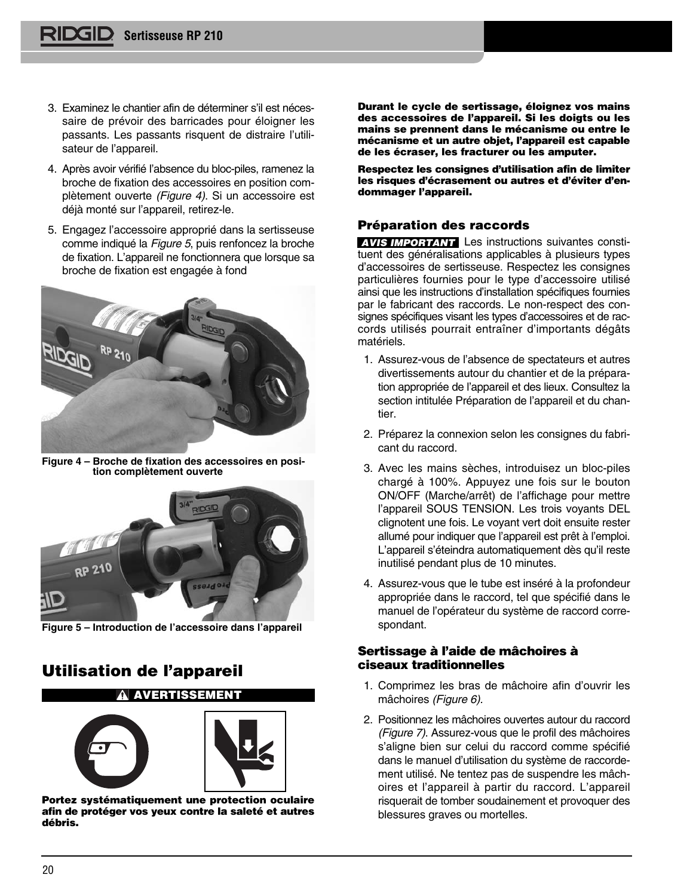3. Examinez le chantier afin de déterminer s'il est nécessaire de prévoir des barricades pour éloigner les passants. Les passants risquent de distraire l'utilisateur de l'appareil.

4. Après avoir vérifié l'absence du bloc-piles, ramenez la broche de fixation des accessoires en position complètement ouverte *(Figure 4)*. Si un accessoire est déjà monté sur l'appareil, retirez-le.

5. Engagez l'accessoire approprié dans la sertisseuse comme indiqué la *Figure 5*, puis renfoncez la broche de fixation. L'appareil ne fonctionnera que lorsque sa broche de fixation est engagée à fond

**Figure 4 – Broche de fixation des accessoires en position complètement ouverte**

**Figure 5 – Introduction de l'accessoire dans l'appareil**

## Utilisation de l'appareil

**⚠ AVERTISSEMENT**

**Portez systématiquement une protection oculaire afin de protéger vos yeux contre la saleté et autres débris.**

**Durant le cycle de sertissage, éloignez vos mains des accessoires de l'appareil. Si les doigts ou les mains se prennent dans le mécanisme ou entre le mécanisme et un autre objet, l'appareil est capable de les écraser, les fracturer ou les amputer.**

**Respectez les consignes d'utilisation afin de limiter les risques d'écrasement ou autres et d'éviter d'endommager l'appareil.**

### Préparation des raccords

**AVIS IMPORTANT** Les instructions suivantes constituent des généralisations applicables à plusieurs types d'accessoires de sertisseuse. Respectez les consignes particulières fournies pour le type d'accessoire utilisé ainsi que les instructions d'installation spécifiques fournies par le fabricant des raccords. Le non-respect des consignes spécifiques visant les types d'accessoires et de raccords utilisés pourrait entraîner d'importants dégâts matériels.

1. Assurez-vous de l'absence de spectateurs et autres divertissements autour du chantier et de la préparation appropriée de l'appareil et des lieux. Consultez la section intitulée Préparation de l'appareil et du chantier.

2. Préparez la connexion selon les consignes du fabricant du raccord.

3. Avec les mains sèches, introduisez un bloc-piles chargé à 100%. Appuyez une fois sur le bouton ON/OFF (Marche/arrêt) de l'affichage pour mettre l'appareil SOUS TENSION. Les trois voyants DEL clignotent une fois. Le voyant vert doit ensuite rester allumé pour indiquer que l'appareil est prêt à l'emploi. L'appareil s'éteindra automatiquement dès qu'il reste inutilisé pendant plus de 10 minutes.

4. Assurez-vous que le tube est inséré à la profondeur appropriée dans le raccord, tel que spécifié dans le manuel de l'opérateur du système de raccord correspondant.

### Sertissage à l'aide de mâchoires à ciseaux traditionnelles

1. Comprimez les bras de mâchoire afin d'ouvrir les mâchoires *(Figure 6)*.

2. Positionnez les mâchoires ouvertes autour du raccord *(Figure 7)*. Assurez-vous que le profil des mâchoires s'aligne bien sur celui du raccord comme spécifié dans le manuel d'utilisation du système de raccordement utilisé. Ne tentez pas de suspendre les mâchoires et l'appareil à partir du raccord. L'appareil risquerait de tomber soudainement et provoquer des blessures graves ou mortelles.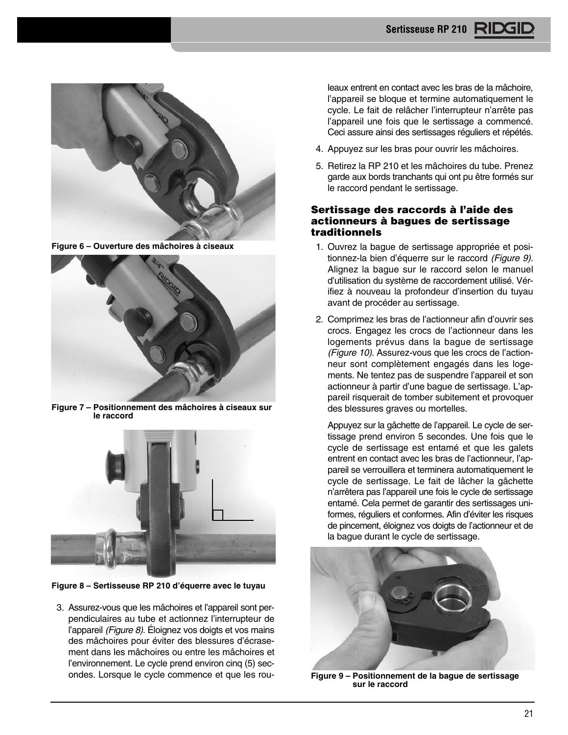Figure 6 – Ouverture des mâchoires à ciseaux

Figure 7 – Positionnement des mâchoires à ciseaux sur le raccord

Figure 8 – Sertisseuse RP 210 d'équerre avec le tuyau

3. Assurez-vous que les mâchoires et l'appareil sont perpendiculaires au tube et actionnez l'interrupteur de l'appareil *(Figure 8)*. Éloignez vos doigts et vos mains des mâchoires pour éviter des blessures d'écrasement dans les mâchoires ou entre les mâchoires et l'environnement. Le cycle prend environ cinq (5) secondes. Lorsque le cycle commence et que les rouleaux entrent en contact avec les bras de la mâchoire, l'appareil se bloque et termine automatiquement le cycle. Le fait de relâcher l'interrupteur n'arrête pas l'appareil une fois que le sertissage a commencé. Ceci assure ainsi des sertissages réguliers et répétés.

4. Appuyez sur les bras pour ouvrir les mâchoires.

5. Retirez la RP 210 et les mâchoires du tube. Prenez garde aux bords tranchants qui ont pu être formés sur le raccord pendant le sertissage.

### Sertissage des raccords à l'aide des actionneurs à bagues de sertissage traditionnels

1. Ouvrez la bague de sertissage appropriée et positionnez-la bien d'équerre sur le raccord *(Figure 9)*. Alignez la bague sur le raccord selon le manuel d'utilisation du système de raccordement utilisé. Vérifiez à nouveau la profondeur d'insertion du tuyau avant de procéder au sertissage.

2. Comprimez les bras de l'actionneur afin d'ouvrir ses crocs. Engagez les crocs de l'actionneur dans les logements prévus dans la bague de sertissage *(Figure 10)*. Assurez-vous que les crocs de l'actionneur sont complètement engagés dans les logements. Ne tentez pas de suspendre l'appareil et son actionneur à partir d'une bague de sertissage. L'appareil risquerait de tomber subitement et provoquer des blessures graves ou mortelles.

   Appuyez sur la gâchette de l'appareil. Le cycle de sertissage prend environ 5 secondes. Une fois que le cycle de sertissage est entamé et que les galets entrent en contact avec les bras de l'actionneur, l'appareil se verrouillera et terminera automatiquement le cycle de sertissage. Le fait de lâcher la gâchette n'arrêtera pas l'appareil une fois le cycle de sertissage entamé. Cela permet de garantir des sertissages uniformes, réguliers et conformes. Afin d'éviter les risques de pincement, éloignez vos doigts de l'actionneur et de la bague durant le cycle de sertissage.

Figure 9 – Positionnement de la bague de sertissage sur le raccord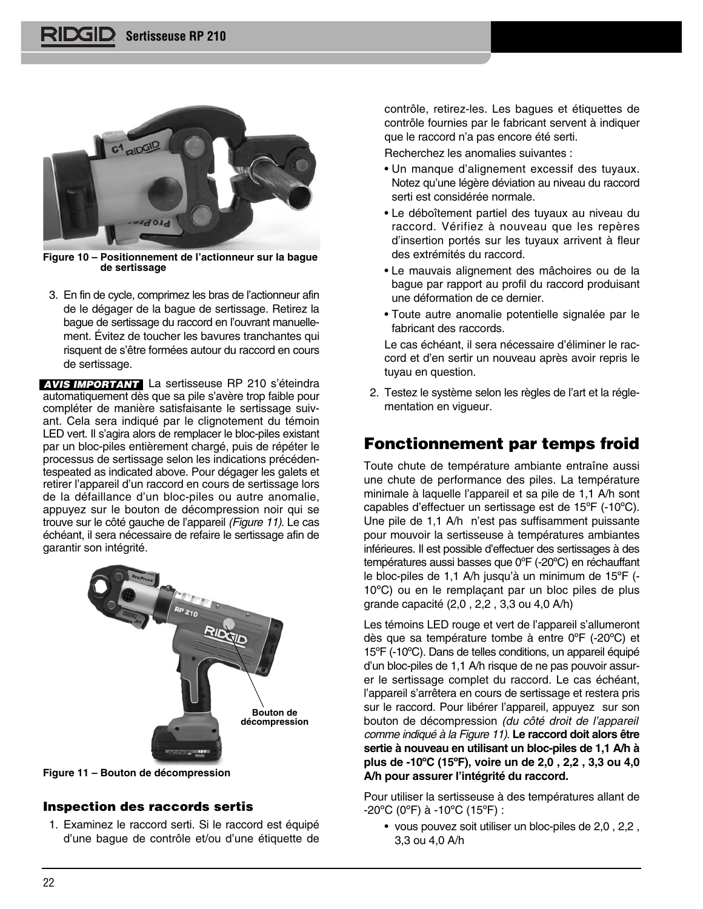Figure 10 – Positionnement de l'actionneur sur la bague de sertissage

3. En fin de cycle, comprimez les bras de l'actionneur afin de le dégager de la bague de sertissage. Retirez la bague de sertissage du raccord en l'ouvrant manuellement. Évitez de toucher les bavures tranchantes qui risquent de s'être formées autour du raccord en cours de sertissage.

**AVIS IMPORTANT** La sertisseuse RP 210 s'éteindra automatiquement dès que sa pile s'avère trop faible pour compléter de manière satisfaisante le sertissage suivant. Cela sera indiqué par le clignotement du témoin LED vert. Il s'agira alors de remplacer le bloc-piles existant par un bloc-piles entièrement chargé, puis de répéter le processus de sertissage selon les indications précédentespeated as indicated above. Pour dégager les galets et retirer l'appareil d'un raccord en cours de sertissage lors de la défaillance d'un bloc-piles ou autre anomalie, appuyez sur le bouton de décompression noir qui se trouve sur le côté gauche de l'appareil *(Figure 11)*. Le cas échéant, il sera nécessaire de refaire le sertissage afin de garantir son intégrité.

Bouton de décompression

Figure 11 – Bouton de décompression

### Inspection des raccords sertis

1. Examinez le raccord serti. Si le raccord est équipé d'une bague de contrôle et/ou d'une étiquette de contrôle, retirez-les. Les bagues et étiquettes de contrôle fournies par le fabricant servent à indiquer que le raccord n'a pas encore été serti.

   Recherchez les anomalies suivantes :

   - Un manque d'alignement excessif des tuyaux. Notez qu'une légère déviation au niveau du raccord serti est considérée normale.
   - Le déboîtement partiel des tuyaux au niveau du raccord. Vérifiez à nouveau que les repères d'insertion portés sur les tuyaux arrivent à fleur des extrémités du raccord.
   - Le mauvais alignement des mâchoires ou de la bague par rapport au profil du raccord produisant une déformation de ce dernier.
   - Toute autre anomalie potentielle signalée par le fabricant des raccords.

   Le cas échéant, il sera nécessaire d'éliminer le raccord et d'en sertir un nouveau après avoir repris le tuyau en question.

2. Testez le système selon les règles de l'art et la réglementation en vigueur.

## Fonctionnement par temps froid

Toute chute de température ambiante entraîne aussi une chute de performance des piles. La température minimale à laquelle l'appareil et sa pile de 1,1 A/h sont capables d'effectuer un sertissage est de 15ºF (-10ºC). Une pile de 1,1 A/h n'est pas suffisamment puissante pour mouvoir la sertisseuse à températures ambiantes inférieures. Il est possible d'effectuer des sertissages à des températures aussi basses que 0ºF (-20ºC) en réchauffant le bloc-piles de 1,1 A/h jusqu'à un minimum de 15ºF (-10ºC) ou en le remplaçant par un bloc piles de plus grande capacité (2,0 , 2,2 , 3,3 ou 4,0 A/h)

Les témoins LED rouge et vert de l'appareil s'allumeront dès que sa température tombe à entre 0ºF (-20ºC) et 15ºF (-10ºC). Dans de telles conditions, un appareil équipé d'un bloc-piles de 1,1 A/h risque de ne pas pouvoir assurer le sertissage complet du raccord. Le cas échéant, l'appareil s'arrêtera en cours de sertissage et restera pris sur le raccord. Pour libérer l'appareil, appuyez sur son bouton de décompression *(du côté droit de l'appareil comme indiqué à la Figure 11)*. **Le raccord doit alors être sertie à nouveau en utilisant un bloc-piles de 1,1 A/h à plus de -10ºC (15ºF), voire un de 2,0 , 2,2 , 3,3 ou 4,0 A/h pour assurer l'intégrité du raccord.**

Pour utiliser la sertisseuse à des températures allant de -20°C (0°F) à -10°C (15°F) :

- vous pouvez soit utiliser un bloc-piles de 2,0 , 2,2 , 3,3 ou 4,0 A/h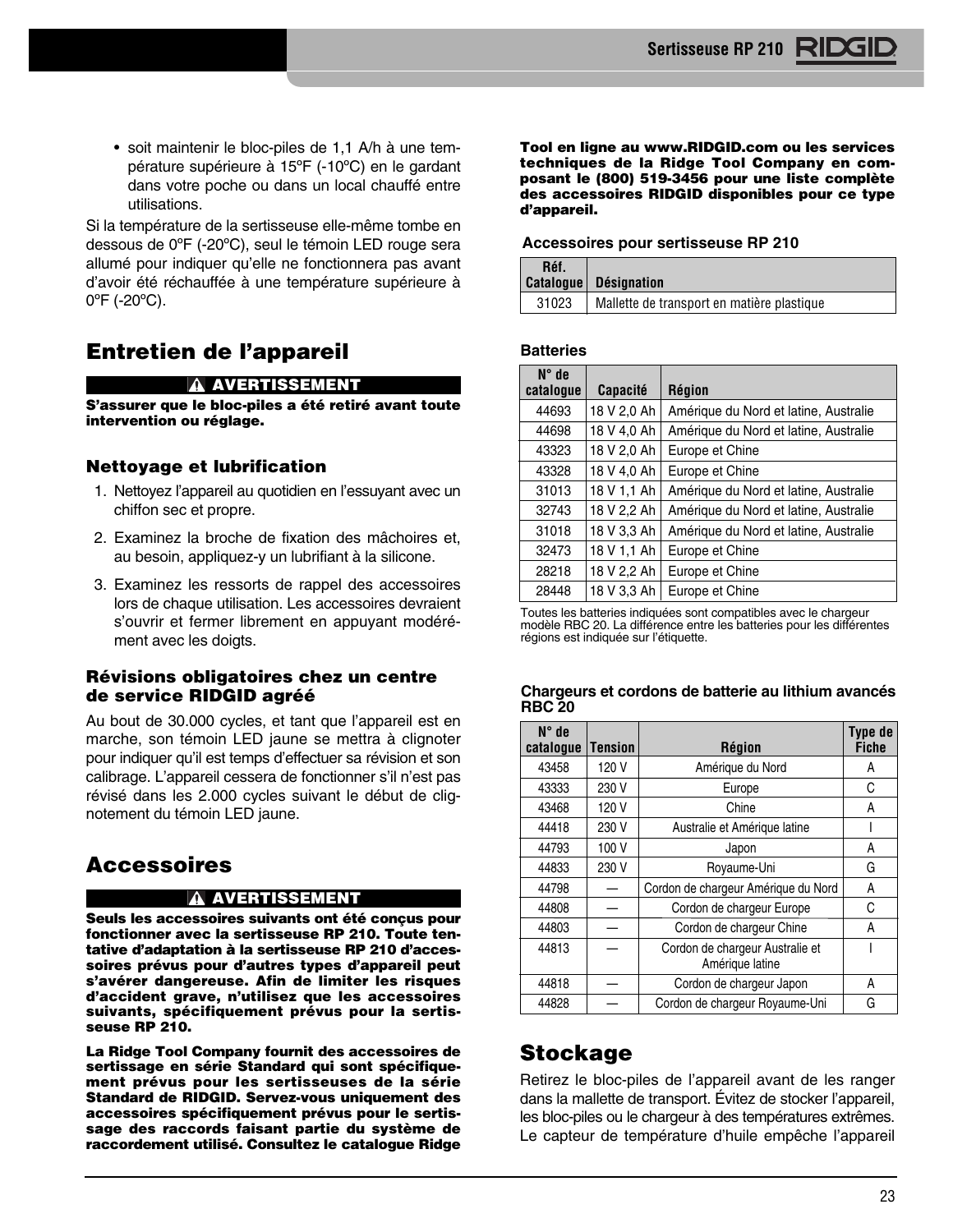- soit maintenir le bloc-piles de 1,1 A/h à une température supérieure à 15ºF (-10ºC) en le gardant dans votre poche ou dans un local chauffé entre utilisations.

Si la température de la sertisseuse elle-même tombe en dessous de 0ºF (-20ºC), seul le témoin LED rouge sera allumé pour indiquer qu'elle ne fonctionnera pas avant d'avoir été réchauffée à une température supérieure à 0ºF (-20ºC).

# Entretien de l'appareil

**⚠ AVERTISSEMENT**

**S'assurer que le bloc-piles a été retiré avant toute intervention ou réglage.**

### Nettoyage et lubrification

1. Nettoyez l'appareil au quotidien en l'essuyant avec un chiffon sec et propre.
2. Examinez la broche de fixation des mâchoires et, au besoin, appliquez-y un lubrifiant à la silicone.
3. Examinez les ressorts de rappel des accessoires lors de chaque utilisation. Les accessoires devraient s'ouvrir et fermer librement en appuyant modérément avec les doigts.

### Révisions obligatoires chez un centre de service RIDGID agréé

Au bout de 30.000 cycles, et tant que l'appareil est en marche, son témoin LED jaune se mettra à clignoter pour indiquer qu'il est temps d'effectuer sa révision et son calibrage. L'appareil cessera de fonctionner s'il n'est pas révisé dans les 2.000 cycles suivant le début de clignotement du témoin LED jaune.

# Accessoires

**⚠ AVERTISSEMENT**

**Seuls les accessoires suivants ont été conçus pour fonctionner avec la sertisseuse RP 210. Toute tentative d'adaptation à la sertisseuse RP 210 d'accessoires prévus pour d'autres types d'appareil peut s'avérer dangereuse. Afin de limiter les risques d'accident grave, n'utilisez que les accessoires suivants, spécifiquement prévus pour la sertisseuse RP 210.**

**La Ridge Tool Company fournit des accessoires de sertissage en série Standard qui sont spécifiquement prévus pour les sertisseuses de la série Standard de RIDGID. Servez-vous uniquement des accessoires spécifiquement prévus pour le sertissage des raccords faisant partie du système de raccordement utilisé. Consultez le catalogue Ridge Tool en ligne au www.RIDGID.com ou les services techniques de la Ridge Tool Company en composant le (800) 519-3456 pour une liste complète des accessoires RIDGID disponibles pour ce type d'appareil.**

**Accessoires pour sertisseuse RP 210**

| Réf. Catalogue | Désignation |
|---|---|
| 31023 | Mallette de transport en matière plastique |

**Batteries**

| N° de catalogue | Capacité | Région |
|---|---|---|
| 44693 | 18 V 2,0 Ah | Amérique du Nord et latine, Australie |
| 44698 | 18 V 4,0 Ah | Amérique du Nord et latine, Australie |
| 43323 | 18 V 2,0 Ah | Europe et Chine |
| 43328 | 18 V 4,0 Ah | Europe et Chine |
| 31013 | 18 V 1,1 Ah | Amérique du Nord et latine, Australie |
| 32743 | 18 V 2,2 Ah | Amérique du Nord et latine, Australie |
| 31018 | 18 V 3,3 Ah | Amérique du Nord et latine, Australie |
| 32473 | 18 V 1,1 Ah | Europe et Chine |
| 28218 | 18 V 2,2 Ah | Europe et Chine |
| 28448 | 18 V 3,3 Ah | Europe et Chine |

Toutes les batteries indiquées sont compatibles avec le chargeur modèle RBC 20. La différence entre les batteries pour les différentes régions est indiquée sur l'étiquette.

**Chargeurs et cordons de batterie au lithium avancés RBC 20**

| N° de catalogue | Tension | Région | Type de Fiche |
|---|---|---|---|
| 43458 | 120 V | Amérique du Nord | A |
| 43333 | 230 V | Europe | C |
| 43468 | 120 V | Chine | A |
| 44418 | 230 V | Australie et Amérique latine | I |
| 44793 | 100 V | Japon | A |
| 44833 | 230 V | Royaume-Uni | G |
| 44798 | — | Cordon de chargeur Amérique du Nord | A |
| 44808 | — | Cordon de chargeur Europe | C |
| 44803 | — | Cordon de chargeur Chine | A |
| 44813 | — | Cordon de chargeur Australie et Amérique latine | I |
| 44818 | — | Cordon de chargeur Japon | A |
| 44828 | — | Cordon de chargeur Royaume-Uni | G |

# Stockage

Retirez le bloc-piles de l'appareil avant de les ranger dans la mallette de transport. Évitez de stocker l'appareil, les bloc-piles ou le chargeur à des températures extrêmes. Le capteur de température d'huile empêche l'appareil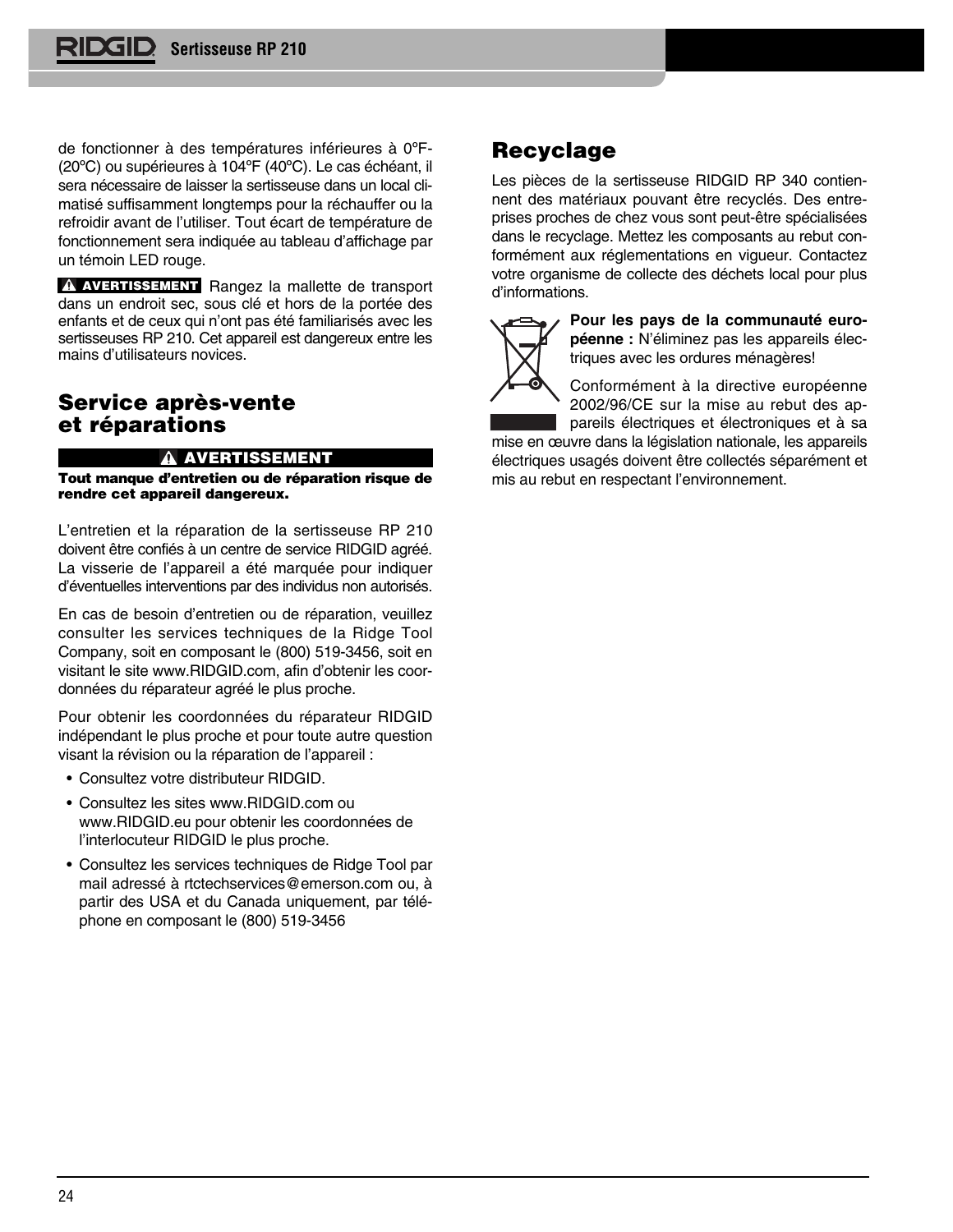de fonctionner à des températures inférieures à 0ºF-(20ºC) ou supérieures à 104ºF (40ºC). Le cas échéant, il sera nécessaire de laisser la sertisseuse dans un local climatisé suffisamment longtemps pour la réchauffer ou la refroidir avant de l'utiliser. Tout écart de température de fonctionnement sera indiquée au tableau d'affichage par un témoin LED rouge.

**⚠ AVERTISSEMENT** Rangez la mallette de transport dans un endroit sec, sous clé et hors de la portée des enfants et de ceux qui n'ont pas été familiarisés avec les sertisseuses RP 210. Cet appareil est dangereux entre les mains d'utilisateurs novices.

## Service après-vente et réparations

**⚠ AVERTISSEMENT**

**Tout manque d'entretien ou de réparation risque de rendre cet appareil dangereux.**

L'entretien et la réparation de la sertisseuse RP 210 doivent être confiés à un centre de service RIDGID agréé. La visserie de l'appareil a été marquée pour indiquer d'éventuelles interventions par des individus non autorisés.

En cas de besoin d'entretien ou de réparation, veuillez consulter les services techniques de la Ridge Tool Company, soit en composant le (800) 519-3456, soit en visitant le site www.RIDGID.com, afin d'obtenir les coordonnées du réparateur agréé le plus proche.

Pour obtenir les coordonnées du réparateur RIDGID indépendant le plus proche et pour toute autre question visant la révision ou la réparation de l'appareil :

- Consultez votre distributeur RIDGID.
- Consultez les sites www.RIDGID.com ou www.RIDGID.eu pour obtenir les coordonnées de l'interlocuteur RIDGID le plus proche.
- Consultez les services techniques de Ridge Tool par mail adressé à rtctechservices@emerson.com ou, à partir des USA et du Canada uniquement, par téléphone en composant le (800) 519-3456

## Recyclage

Les pièces de la sertisseuse RIDGID RP 340 contiennent des matériaux pouvant être recyclés. Des entreprises proches de chez vous sont peut-être spécialisées dans le recyclage. Mettez les composants au rebut conformément aux réglementations en vigueur. Contactez votre organisme de collecte des déchets local pour plus d'informations.

**Pour les pays de la communauté européenne :** N'éliminez pas les appareils électriques avec les ordures ménagères!

Conformément à la directive européenne 2002/96/CE sur la mise au rebut des appareils électriques et électroniques et à sa mise en œuvre dans la législation nationale, les appareils électriques usagés doivent être collectés séparément et mis au rebut en respectant l'environnement.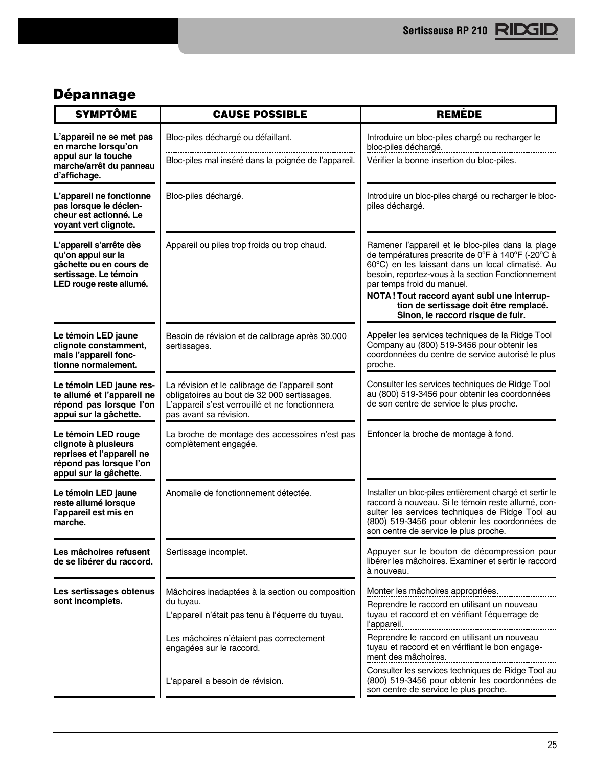## Dépannage

| SYMPTÔME | CAUSE POSSIBLE | REMÈDE |
|---|---|---|
| **L'appareil ne se met pas en marche lorsqu'on appui sur la touche marche/arrêt du panneau d'affichage.** | Bloc-piles déchargé ou défaillant. | Introduire un bloc-piles chargé ou recharger le bloc-piles déchargé. |
| | Bloc-piles mal inséré dans la poignée de l'appareil. | Vérifier la bonne insertion du bloc-piles. |
| **L'appareil ne fonctionne pas lorsque le déclencheur est actionné. Le voyant vert clignote.** | Bloc-piles déchargé. | Introduire un bloc-piles chargé ou recharger le bloc-piles déchargé. |
| **L'appareil s'arrête dès qu'on appui sur la gâchette ou en cours de sertissage. Le témoin LED rouge reste allumé.** | Appareil ou piles trop froids ou trop chaud. | Ramener l'appareil et le bloc-piles dans la plage de températures prescrite de 0ºF à 140ºF (-20ºC à 60ºC) en les laissant dans un local climatisé. Au besoin, reportez-vous à la section Fonctionnement par temps froid du manuel. **NOTA ! Tout raccord ayant subi une interruption de sertissage doit être remplacé. Sinon, le raccord risque de fuir.** |
| **Le témoin LED jaune clignote constamment, mais l'appareil fonctionne normalement.** | Besoin de révision et de calibrage après 30.000 sertissages. | Appeler les services techniques de la Ridge Tool Company au (800) 519-3456 pour obtenir les coordonnées du centre de service autorisé le plus proche. |
| **Le témoin LED jaune reste allumé et l'appareil ne répond pas lorsque l'on appui sur la gâchette.** | La révision et le calibrage de l'appareil sont obligatoires au bout de 32 000 sertissages. L'appareil s'est verrouillé et ne fonctionnera pas avant sa révision. | Consulter les services techniques de Ridge Tool au (800) 519-3456 pour obtenir les coordonnées de son centre de service le plus proche. |
| **Le témoin LED rouge clignote à plusieurs reprises et l'appareil ne répond pas lorsque l'on appui sur la gâchette.** | La broche de montage des accessoires n'est pas complètement engagée. | Enfoncer la broche de montage à fond. |
| **Le témoin LED jaune reste allumé lorsque l'appareil est mis en marche.** | Anomalie de fonctionnement détectée. | Installer un bloc-piles entièrement chargé et sertir le raccord à nouveau. Si le témoin reste allumé, consulter les services techniques de Ridge Tool au (800) 519-3456 pour obtenir les coordonnées de son centre de service le plus proche. |
| **Les mâchoires refusent de se libérer du raccord.** | Sertissage incomplet. | Appuyer sur le bouton de décompression pour libérer les mâchoires. Examiner et sertir le raccord à nouveau. |
| **Les sertissages obtenus sont incomplets.** | Mâchoires inadaptées à la section ou composition du tuyau. | Monter les mâchoires appropriées. |
| | L'appareil n'était pas tenu à l'équerre du tuyau. | Reprendre le raccord en utilisant un nouveau tuyau et raccord et en vérifiant l'équerrage de l'appareil. |
| | Les mâchoires n'étaient pas correctement engagées sur le raccord. | Reprendre le raccord en utilisant un nouveau tuyau et raccord et en vérifiant le bon engagement des mâchoires. |
| | L'appareil a besoin de révision. | Consulter les services techniques de Ridge Tool au (800) 519-3456 pour obtenir les coordonnées de son centre de service le plus proche. |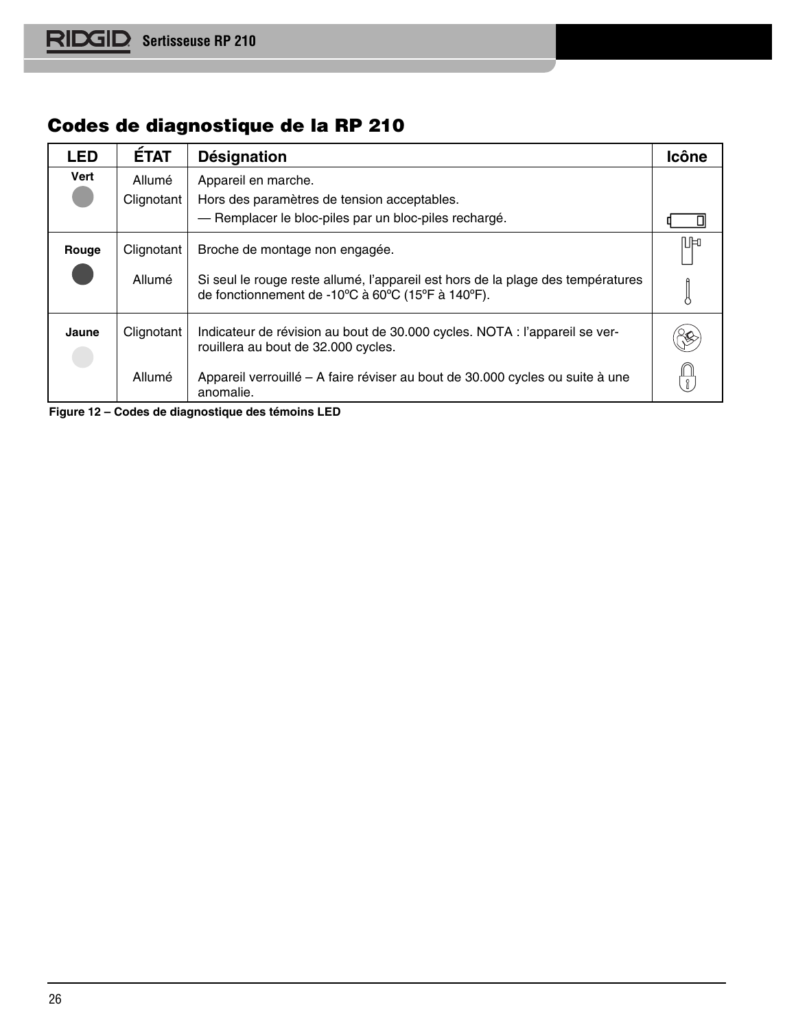## Codes de diagnostique de la RP 210

| LED | ÉTAT | Désignation | Icône |
|---|---|---|---|
| Vert | Allumé | Appareil en marche. | |
| | Clignotant | Hors des paramètres de tension acceptables. — Remplacer le bloc-piles par un bloc-piles rechargé. | |
| Rouge | Clignotant | Broche de montage non engagée. | |
| | Allumé | Si seul le rouge reste allumé, l'appareil est hors de la plage des températures de fonctionnement de -10ºC à 60ºC (15ºF à 140ºF). | |
| Jaune | Clignotant | Indicateur de révision au bout de 30.000 cycles. NOTA : l'appareil se verrouillera au bout de 32.000 cycles. | |
| | Allumé | Appareil verrouillé – A faire réviser au bout de 30.000 cycles ou suite à une anomalie. | |

**Figure 12 – Codes de diagnostique des témoins LED**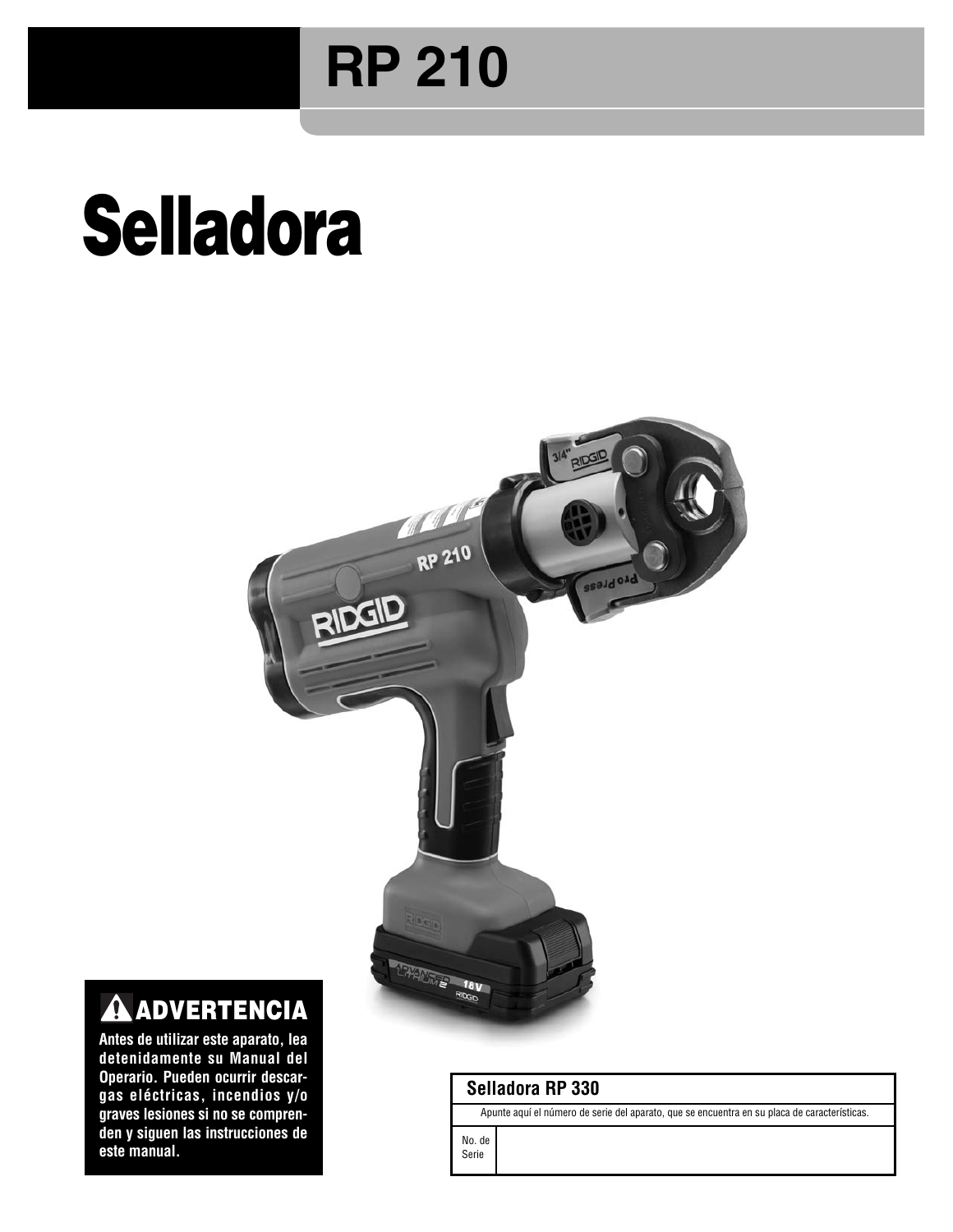# RP 210

# Selladora

## ⚠ ADVERTENCIA

**Antes de utilizar este aparato, lea detenidamente su Manual del Operario. Pueden ocurrir descargas eléctricas, incendios y/o graves lesiones si no se comprenden y siguen las instrucciones de este manual.**

| **Selladora RP 330** | |
|---|---|
| Apunte aquí el número de serie del aparato, que se encuentra en su placa de características. | |
| No. de Serie | |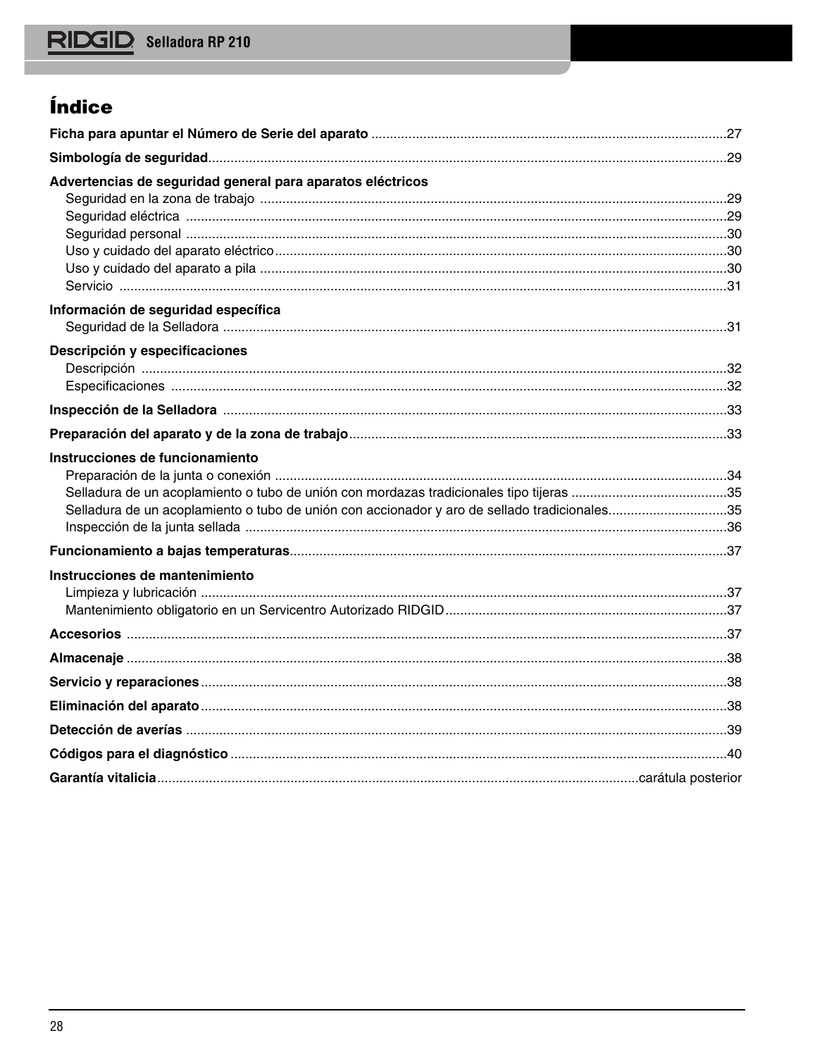# Índice

**Ficha para apuntar el Número de Serie del aparato** ...............................................................................................27

**Simbología de seguridad**..........................................................................................................................................29

**Advertencias de seguridad general para aparatos eléctricos**

- Seguridad en la zona de trabajo ............................................................................................................................29
- Seguridad eléctrica ................................................................................................................................................29
- Seguridad personal ................................................................................................................................................30
- Uso y cuidado del aparato eléctrico........................................................................................................................30
- Uso y cuidado del aparato a pila ............................................................................................................................30
- Servicio ..................................................................................................................................................................31

**Información de seguridad específica**

- Seguridad de la Selladora ......................................................................................................................................31

**Descripción y especificaciones**

- Descripción ............................................................................................................................................................32
- Especificaciones ....................................................................................................................................................32

**Inspección de la Selladora** .......................................................................................................................................33

**Preparación del aparato y de la zona de trabajo**.....................................................................................................33

**Instrucciones de funcionamiento**

- Preparación de la junta o conexión ........................................................................................................................34
- Selladura de un acoplamiento o tubo de unión con mordazas tradicionales tipo tijeras ..........................................35
- Selladura de un acoplamiento o tubo de unión con accionador y aro de sellado tradicionales................................35
- Inspección de la junta sellada ................................................................................................................................36

**Funcionamiento a bajas temperaturas**....................................................................................................................37

**Instrucciones de mantenimiento**

- Limpieza y lubricación ............................................................................................................................................37
- Mantenimiento obligatorio en un Servicentro Autorizado RIDGID...........................................................................37

**Accesorios** ................................................................................................................................................................37

**Almacenaje** ................................................................................................................................................................38

**Servicio y reparaciones**............................................................................................................................................38

**Eliminación del aparato**............................................................................................................................................38

**Detección de averías** ................................................................................................................................................39

**Códigos para el diagnóstico** ....................................................................................................................................40

**Garantía vitalicia**................................................................................................................................carátula posterior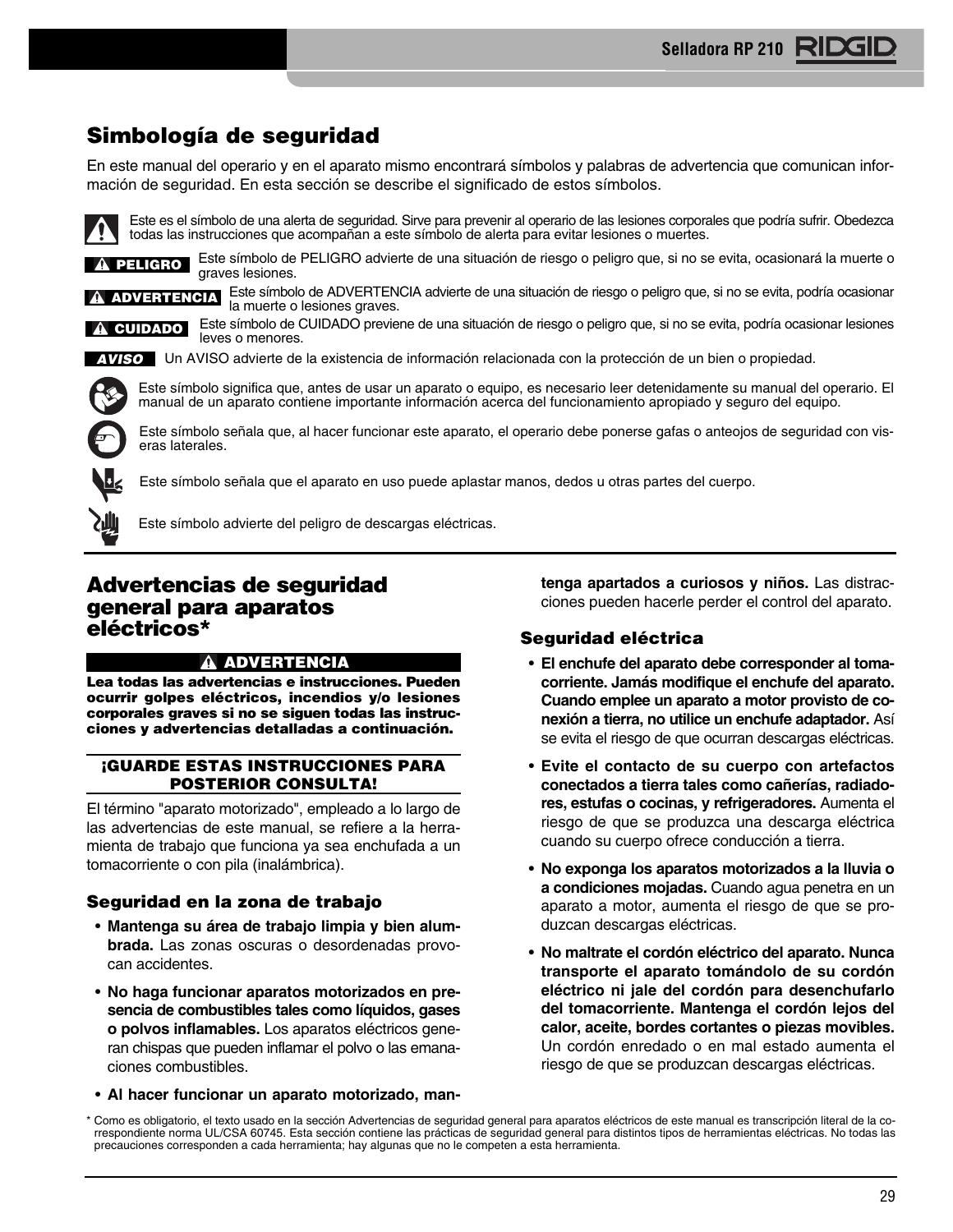## Simbología de seguridad

En este manual del operario y en el aparato mismo encontrará símbolos y palabras de advertencia que comunican información de seguridad. En esta sección se describe el significado de estos símbolos.

Este es el símbolo de una alerta de seguridad. Sirve para prevenir al operario de las lesiones corporales que podría sufrir. Obedezca todas las instrucciones que acompañan a este símbolo de alerta para evitar lesiones o muertes.

**PELIGRO** Este símbolo de PELIGRO advierte de una situación de riesgo o peligro que, si no se evita, ocasionará la muerte o graves lesiones.

**ADVERTENCIA** Este símbolo de ADVERTENCIA advierte de una situación de riesgo o peligro que, si no se evita, podría ocasionar la muerte o lesiones graves.

**CUIDADO** Este símbolo de CUIDADO previene de una situación de riesgo o peligro que, si no se evita, podría ocasionar lesiones leves o menores.

***AVISO*** Un AVISO advierte de la existencia de información relacionada con la protección de un bien o propiedad.

Este símbolo significa que, antes de usar un aparato o equipo, es necesario leer detenidamente su manual del operario. El manual de un aparato contiene importante información acerca del funcionamiento apropiado y seguro del equipo.

Este símbolo señala que, al hacer funcionar este aparato, el operario debe ponerse gafas o anteojos de seguridad con viseras laterales.

Este símbolo señala que el aparato en uso puede aplastar manos, dedos u otras partes del cuerpo.

Este símbolo advierte del peligro de descargas eléctricas.

## Advertencias de seguridad general para aparatos eléctricos*

**ADVERTENCIA**

**Lea todas las advertencias e instrucciones. Pueden ocurrir golpes eléctricos, incendios y/o lesiones corporales graves si no se siguen todas las instrucciones y advertencias detalladas a continuación.**

**¡GUARDE ESTAS INSTRUCCIONES PARA POSTERIOR CONSULTA!**

El término "aparato motorizado", empleado a lo largo de las advertencias de este manual, se refiere a la herramienta de trabajo que funciona ya sea enchufada a un tomacorriente o con pila (inalámbrica).

### Seguridad en la zona de trabajo

- **Mantenga su área de trabajo limpia y bien alumbrada.** Las zonas oscuras o desordenadas provocan accidentes.
- **No haga funcionar aparatos motorizados en presencia de combustibles tales como líquidos, gases o polvos inflamables.** Los aparatos eléctricos generan chispas que pueden inflamar el polvo o las emanaciones combustibles.
- **Al hacer funcionar un aparato motorizado, mantenga apartados a curiosos y niños.** Las distracciones pueden hacerle perder el control del aparato.

### Seguridad eléctrica

- **El enchufe del aparato debe corresponder al tomacorriente. Jamás modifique el enchufe del aparato. Cuando emplee un aparato a motor provisto de conexión a tierra, no utilice un enchufe adaptador.** Así se evita el riesgo de que ocurran descargas eléctricas.
- **Evite el contacto de su cuerpo con artefactos conectados a tierra tales como cañerías, radiadores, estufas o cocinas, y refrigeradores.** Aumenta el riesgo de que se produzca una descarga eléctrica cuando su cuerpo ofrece conducción a tierra.
- **No exponga los aparatos motorizados a la lluvia o a condiciones mojadas.** Cuando agua penetra en un aparato a motor, aumenta el riesgo de que se produzcan descargas eléctricas.
- **No maltrate el cordón eléctrico del aparato. Nunca transporte el aparato tomándolo de su cordón eléctrico ni jale del cordón para desenchufarlo del tomacorriente. Mantenga el cordón lejos del calor, aceite, bordes cortantes o piezas movibles.** Un cordón enredado o en mal estado aumenta el riesgo de que se produzcan descargas eléctricas.

\* Como es obligatorio, el texto usado en la sección Advertencias de seguridad general para aparatos eléctricos de este manual es transcripción literal de la correspondiente norma UL/CSA 60745. Esta sección contiene las prácticas de seguridad general para distintos tipos de herramientas eléctricas. No todas las precauciones corresponden a cada herramienta; hay algunas que no le competen a esta herramienta.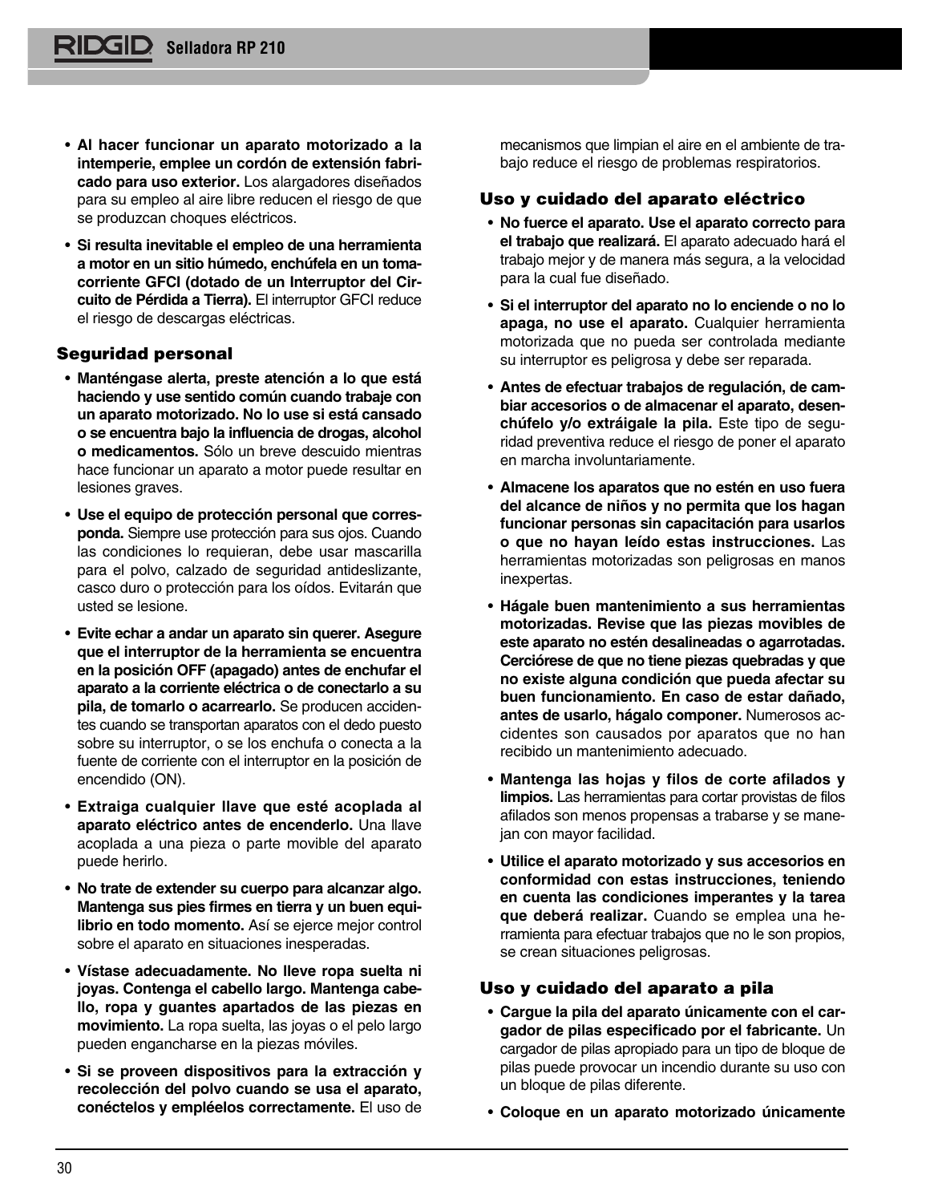- **Al hacer funcionar un aparato motorizado a la intemperie, emplee un cordón de extensión fabricado para uso exterior.** Los alargadores diseñados para su empleo al aire libre reducen el riesgo de que se produzcan choques eléctricos.

- **Si resulta inevitable el empleo de una herramienta a motor en un sitio húmedo, enchúfela en un tomacorriente GFCI (dotado de un Interruptor del Circuito de Pérdida a Tierra).** El interruptor GFCI reduce el riesgo de descargas eléctricas.

### Seguridad personal

- **Manténgase alerta, preste atención a lo que está haciendo y use sentido común cuando trabaje con un aparato motorizado. No lo use si está cansado o se encuentra bajo la influencia de drogas, alcohol o medicamentos.** Sólo un breve descuido mientras hace funcionar un aparato a motor puede resultar en lesiones graves.

- **Use el equipo de protección personal que corresponda.** Siempre use protección para sus ojos. Cuando las condiciones lo requieran, debe usar mascarilla para el polvo, calzado de seguridad antideslizante, casco duro o protección para los oídos. Evitarán que usted se lesione.

- **Evite echar a andar un aparato sin querer. Asegure que el interruptor de la herramienta se encuentra en la posición OFF (apagado) antes de enchufar el aparato a la corriente eléctrica o de conectarlo a su pila, de tomarlo o acarrearlo.** Se producen accidentes cuando se transportan aparatos con el dedo puesto sobre su interruptor, o se los enchufa o conecta a la fuente de corriente con el interruptor en la posición de encendido (ON).

- **Extraiga cualquier llave que esté acoplada al aparato eléctrico antes de encenderlo.** Una llave acoplada a una pieza o parte movible del aparato puede herirlo.

- **No trate de extender su cuerpo para alcanzar algo. Mantenga sus pies firmes en tierra y un buen equilibrio en todo momento.** Así se ejerce mejor control sobre el aparato en situaciones inesperadas.

- **Vístase adecuadamente. No lleve ropa suelta ni joyas. Contenga el cabello largo. Mantenga cabello, ropa y guantes apartados de las piezas en movimiento.** La ropa suelta, las joyas o el pelo largo pueden engancharse en la piezas móviles.

- **Si se proveen dispositivos para la extracción y recolección del polvo cuando se usa el aparato, conéctelos y empléelos correctamente.** El uso de mecanismos que limpian el aire en el ambiente de trabajo reduce el riesgo de problemas respiratorios.

### Uso y cuidado del aparato eléctrico

- **No fuerce el aparato. Use el aparato correcto para el trabajo que realizará.** El aparato adecuado hará el trabajo mejor y de manera más segura, a la velocidad para la cual fue diseñado.

- **Si el interruptor del aparato no lo enciende o no lo apaga, no use el aparato.** Cualquier herramienta motorizada que no pueda ser controlada mediante su interruptor es peligrosa y debe ser reparada.

- **Antes de efectuar trabajos de regulación, de cambiar accesorios o de almacenar el aparato, desenchúfelo y/o extráigale la pila.** Este tipo de seguridad preventiva reduce el riesgo de poner el aparato en marcha involuntariamente.

- **Almacene los aparatos que no estén en uso fuera del alcance de niños y no permita que los hagan funcionar personas sin capacitación para usarlos o que no hayan leído estas instrucciones.** Las herramientas motorizadas son peligrosas en manos inexpertas.

- **Hágale buen mantenimiento a sus herramientas motorizadas. Revise que las piezas movibles de este aparato no estén desalineadas o agarrotadas. Cerciórese de que no tiene piezas quebradas y que no existe alguna condición que pueda afectar su buen funcionamiento. En caso de estar dañado, antes de usarlo, hágalo componer.** Numerosos accidentes son causados por aparatos que no han recibido un mantenimiento adecuado.

- **Mantenga las hojas y filos de corte afilados y limpios.** Las herramientas para cortar provistas de filos afilados son menos propensas a trabarse y se manejan con mayor facilidad.

- **Utilice el aparato motorizado y sus accesorios en conformidad con estas instrucciones, teniendo en cuenta las condiciones imperantes y la tarea que deberá realizar.** Cuando se emplea una herramienta para efectuar trabajos que no le son propios, se crean situaciones peligrosas.

### Uso y cuidado del aparato a pila

- **Cargue la pila del aparato únicamente con el cargador de pilas especificado por el fabricante.** Un cargador de pilas apropiado para un tipo de bloque de pilas puede provocar un incendio durante su uso con un bloque de pilas diferente.

- **Coloque en un aparato motorizado únicamente**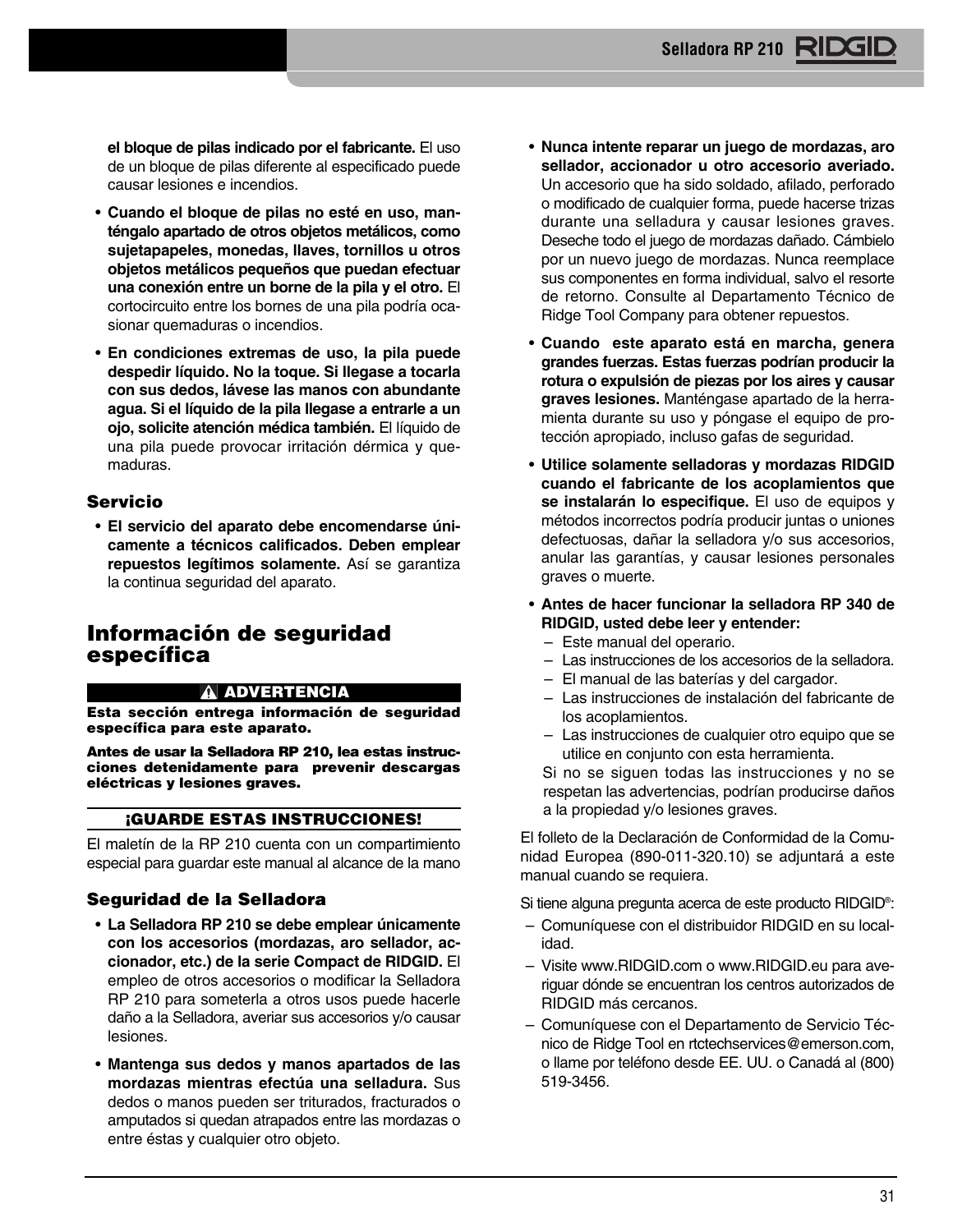**el bloque de pilas indicado por el fabricante.** El uso de un bloque de pilas diferente al especificado puede causar lesiones e incendios.

- **Cuando el bloque de pilas no esté en uso, manténgalo apartado de otros objetos metálicos, como sujetapapeles, monedas, llaves, tornillos u otros objetos metálicos pequeños que puedan efectuar una conexión entre un borne de la pila y el otro.** El cortocircuito entre los bornes de una pila podría ocasionar quemaduras o incendios.
- **En condiciones extremas de uso, la pila puede despedir líquido. No la toque. Si llegase a tocarla con sus dedos, lávese las manos con abundante agua. Si el líquido de la pila llegase a entrarle a un ojo, solicite atención médica también.** El líquido de una pila puede provocar irritación dérmica y quemaduras.

### Servicio

- **El servicio del aparato debe encomendarse únicamente a técnicos calificados. Deben emplear repuestos legítimos solamente.** Así se garantiza la continua seguridad del aparato.

## Información de seguridad específica

**⚠ ADVERTENCIA**

**Esta sección entrega información de seguridad específica para este aparato.**

**Antes de usar la Selladora RP 210, lea estas instrucciones detenidamente para prevenir descargas eléctricas y lesiones graves.**

**¡GUARDE ESTAS INSTRUCCIONES!**

El maletín de la RP 210 cuenta con un compartimiento especial para guardar este manual al alcance de la mano

### Seguridad de la Selladora

- **La Selladora RP 210 se debe emplear únicamente con los accesorios (mordazas, aro sellador, accionador, etc.) de la serie Compact de RIDGID.** El empleo de otros accesorios o modificar la Selladora RP 210 para someterla a otros usos puede hacerle daño a la Selladora, averiar sus accesorios y/o causar lesiones.
- **Mantenga sus dedos y manos apartados de las mordazas mientras efectúa una selladura.** Sus dedos o manos pueden ser triturados, fracturados o amputados si quedan atrapados entre las mordazas o entre éstas y cualquier otro objeto.
- **Nunca intente reparar un juego de mordazas, aro sellador, accionador u otro accesorio averiado.** Un accesorio que ha sido soldado, afilado, perforado o modificado de cualquier forma, puede hacerse trizas durante una selladura y causar lesiones graves. Deseche todo el juego de mordazas dañado. Cámbielo por un nuevo juego de mordazas. Nunca reemplace sus componentes en forma individual, salvo el resorte de retorno. Consulte al Departamento Técnico de Ridge Tool Company para obtener repuestos.
- **Cuando este aparato está en marcha, genera grandes fuerzas. Estas fuerzas podrían producir la rotura o expulsión de piezas por los aires y causar graves lesiones.** Manténgase apartado de la herramienta durante su uso y póngase el equipo de protección apropiado, incluso gafas de seguridad.
- **Utilice solamente selladoras y mordazas RIDGID cuando el fabricante de los acoplamientos que se instalarán lo especifique.** El uso de equipos y métodos incorrectos podría producir juntas o uniones defectuosas, dañar la selladora y/o sus accesorios, anular las garantías, y causar lesiones personales graves o muerte.
- **Antes de hacer funcionar la selladora RP 340 de RIDGID, usted debe leer y entender:**
  - Este manual del operario.
  - Las instrucciones de los accesorios de la selladora.
  - El manual de las baterías y del cargador.
  - Las instrucciones de instalación del fabricante de los acoplamientos.
  - Las instrucciones de cualquier otro equipo que se utilice en conjunto con esta herramienta.

  Si no se siguen todas las instrucciones y no se respetan las advertencias, podrían producirse daños a la propiedad y/o lesiones graves.

El folleto de la Declaración de Conformidad de la Comunidad Europea (890-011-320.10) se adjuntará a este manual cuando se requiera.

Si tiene alguna pregunta acerca de este producto RIDGID®:

- Comuníquese con el distribuidor RIDGID en su localidad.
- Visite www.RIDGID.com o www.RIDGID.eu para averiguar dónde se encuentran los centros autorizados de RIDGID más cercanos.
- Comuníquese con el Departamento de Servicio Técnico de Ridge Tool en rtctechservices@emerson.com, o llame por teléfono desde EE. UU. o Canadá al (800) 519-3456.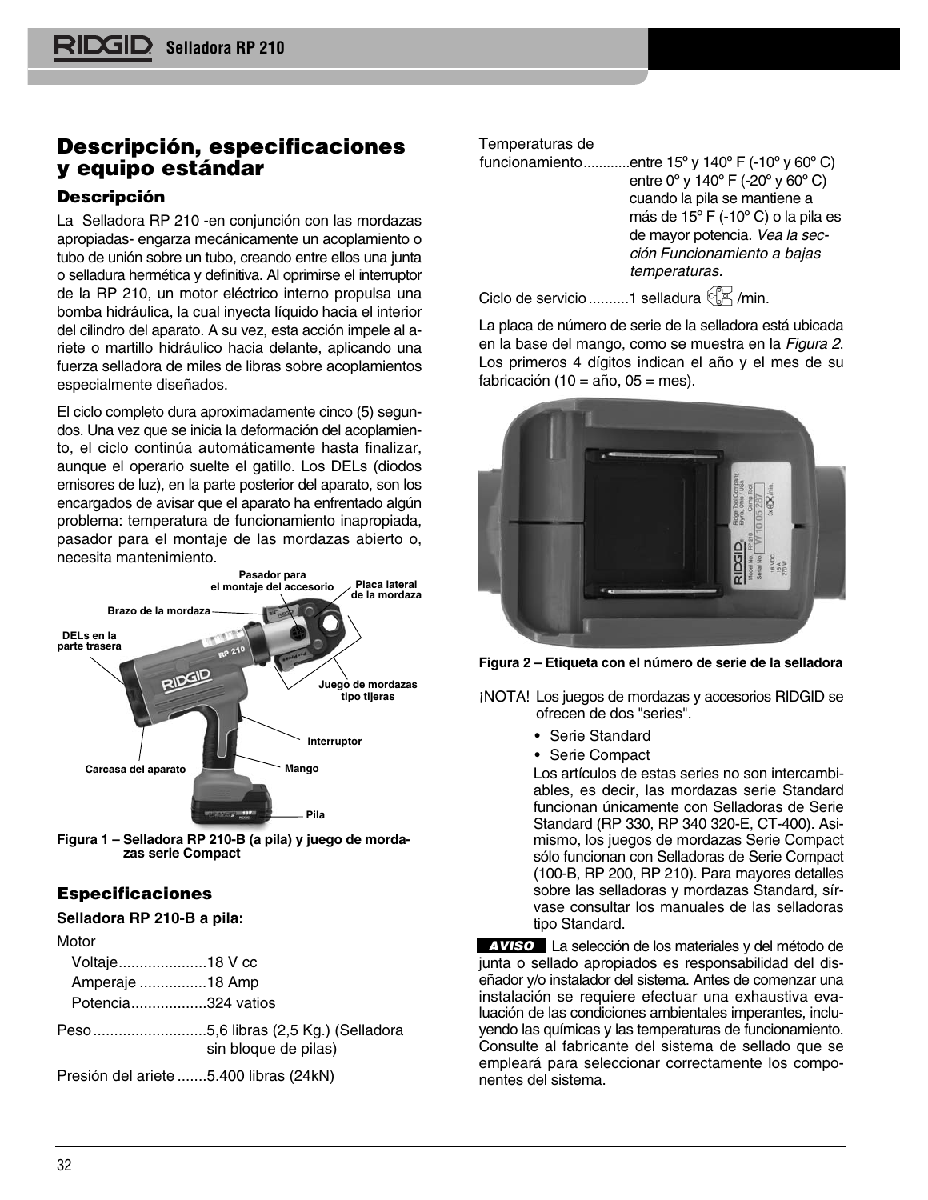## Descripción, especificaciones y equipo estándar

### Descripción

La Selladora RP 210 -en conjunción con las mordazas apropiadas- engarza mecánicamente un acoplamiento o tubo de unión sobre un tubo, creando entre ellos una junta o selladura hermética y definitiva. Al oprimirse el interruptor de la RP 210, un motor eléctrico interno propulsa una bomba hidráulica, la cual inyecta líquido hacia el interior del cilindro del aparato. A su vez, esta acción impele al ariete o martillo hidráulico hacia delante, aplicando una fuerza selladora de miles de libras sobre acoplamientos especialmente diseñados.

El ciclo completo dura aproximadamente cinco (5) segundos. Una vez que se inicia la deformación del acoplamiento, el ciclo continúa automáticamente hasta finalizar, aunque el operario suelte el gatillo. Los DELs (diodos emisores de luz), en la parte posterior del aparato, son los encargados de avisar que el aparato ha enfrentado algún problema: temperatura de funcionamiento inapropiada, pasador para el montaje de las mordazas abierto o, necesita mantenimiento.

Pasador para el montaje del accesorio
Placa lateral de la mordaza
Brazo de la mordaza
DELs en la parte trasera
Juego de mordazas tipo tijeras
Interruptor
Carcasa del aparato
Mango
Pila

**Figura 1 – Selladora RP 210-B (a pila) y juego de mordazas serie Compact**

### Especificaciones

**Selladora RP 210-B a pila:**

Motor
- Voltaje.....................18 V cc
- Amperaje ................18 Amp
- Potencia..................324 vatios

Peso ...........................5,6 libras (2,5 Kg.) (Selladora sin bloque de pilas)

Presión del ariete .......5.400 libras (24kN)

Temperaturas de funcionamiento...........entre 15º y 140º F (-10º y 60º C) entre 0º y 140º F (-20º y 60º C) cuando la pila se mantiene a más de 15º F (-10º C) o la pila es de mayor potencia. *Vea la sección Funcionamiento a bajas temperaturas.*

Ciclo de servicio ..........1 selladura /min.

La placa de número de serie de la selladora está ubicada en la base del mango, como se muestra en la *Figura 2*. Los primeros 4 dígitos indican el año y el mes de su fabricación (10 = año, 05 = mes).

**Figura 2 – Etiqueta con el número de serie de la selladora**

¡NOTA! Los juegos de mordazas y accesorios RIDGID se ofrecen de dos "series".

- Serie Standard
- Serie Compact

Los artículos de estas series no son intercambiables, es decir, las mordazas serie Standard funcionan únicamente con Selladoras de Serie Standard (RP 330, RP 340 320-E, CT-400). Asimismo, los juegos de mordazas Serie Compact sólo funcionan con Selladoras de Serie Compact (100-B, RP 200, RP 210). Para mayores detalles sobre las selladoras y mordazas Standard, sírvase consultar los manuales de las selladoras tipo Standard.

**AVISO** La selección de los materiales y del método de junta o sellado apropiados es responsabilidad del diseñador y/o instalador del sistema. Antes de comenzar una instalación se requiere efectuar una exhaustiva evaluación de las condiciones ambientales imperantes, incluyendo las químicas y las temperaturas de funcionamiento. Consulte al fabricante del sistema de sellado que se empleará para seleccionar correctamente los componentes del sistema.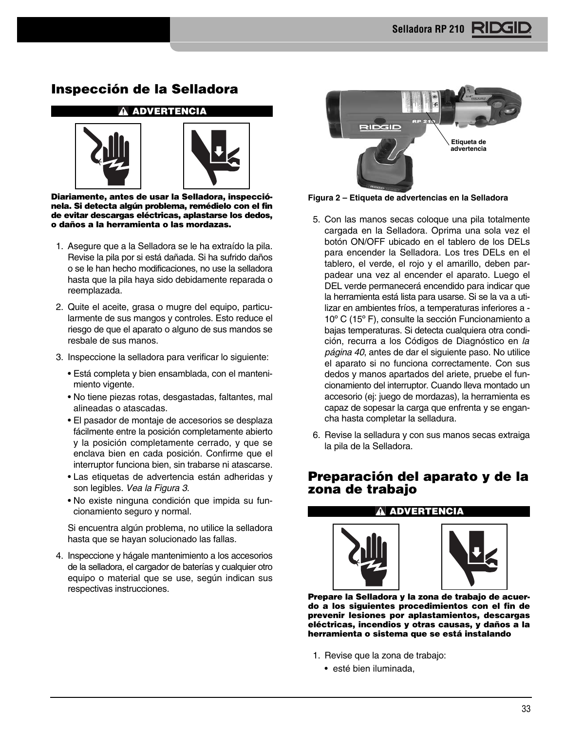## Inspección de la Selladora

**⚠ ADVERTENCIA**

**Diariamente, antes de usar la Selladora, inspecciónela. Si detecta algún problema, remédielo con el fin de evitar descargas eléctricas, aplastarse los dedos, o daños a la herramienta o las mordazas.**

1. Asegure que a la Selladora se le ha extraído la pila. Revise la pila por si está dañada. Si ha sufrido daños o se le han hecho modificaciones, no use la selladora hasta que la pila haya sido debidamente reparada o reemplazada.
2. Quite el aceite, grasa o mugre del equipo, particularmente de sus mangos y controles. Esto reduce el riesgo de que el aparato o alguno de sus mandos se resbale de sus manos.
3. Inspeccione la selladora para verificar lo siguiente:
   - Está completa y bien ensamblada, con el mantenimiento vigente.
   - No tiene piezas rotas, desgastadas, faltantes, mal alineadas o atascadas.
   - El pasador de montaje de accesorios se desplaza fácilmente entre la posición completamente abierto y la posición completamente cerrado, y que se enclava bien en cada posición. Confirme que el interruptor funciona bien, sin trabarse ni atascarse.
   - Las etiquetas de advertencia están adheridas y son legibles. *Vea la Figura 3.*
   - No existe ninguna condición que impida su funcionamiento seguro y normal.

   Si encuentra algún problema, no utilice la selladora hasta que se hayan solucionado las fallas.
4. Inspeccione y hágale mantenimiento a los accesorios de la selladora, el cargador de baterías y cualquier otro equipo o material que se use, según indican sus respectivas instrucciones.

Etiqueta de advertencia

**Figura 2 – Etiqueta de advertencias en la Selladora**

5. Con las manos secas coloque una pila totalmente cargada en la Selladora. Oprima una sola vez el botón ON/OFF ubicado en el tablero de los DELs para encender la Selladora. Los tres DELs en el tablero, el verde, el rojo y el amarillo, deben parpadear una vez al encender el aparato. Luego el DEL verde permanecerá encendido para indicar que la herramienta está lista para usarse. Si se la va a utilizar en ambientes fríos, a temperaturas inferiores a -10º C (15º F), consulte la sección Funcionamiento a bajas temperaturas. Si detecta cualquiera otra condición, recurra a los Códigos de Diagnóstico en *la página 40*, antes de dar el siguiente paso. No utilice el aparato si no funciona correctamente. Con sus dedos y manos apartados del ariete, pruebe el funcionamiento del interruptor. Cuando lleva montado un accesorio (ej: juego de mordazas), la herramienta es capaz de sopesar la carga que enfrenta y se engancha hasta completar la selladura.
6. Revise la selladura y con sus manos secas extraiga la pila de la Selladora.

## Preparación del aparato y de la zona de trabajo

**⚠ ADVERTENCIA**

**Prepare la Selladora y la zona de trabajo de acuerdo a los siguientes procedimientos con el fin de prevenir lesiones por aplastamientos, descargas eléctricas, incendios y otras causas, y daños a la herramienta o sistema que se está instalando**

1. Revise que la zona de trabajo:
   - esté bien iluminada,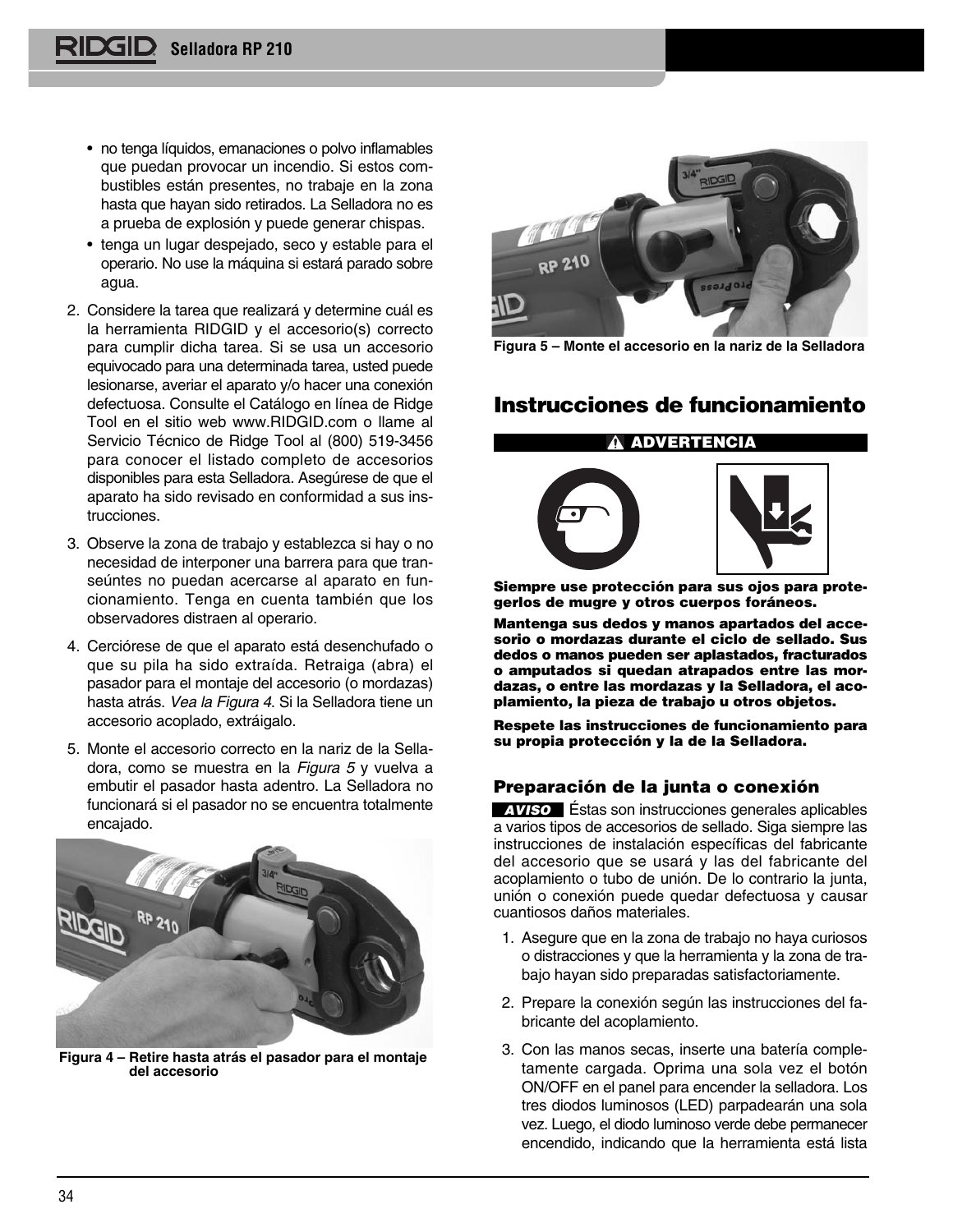- no tenga líquidos, emanaciones o polvo inflamables que puedan provocar un incendio. Si estos combustibles están presentes, no trabaje en la zona hasta que hayan sido retirados. La Selladora no es a prueba de explosión y puede generar chispas.
- tenga un lugar despejado, seco y estable para el operario. No use la máquina si estará parado sobre agua.

2. Considere la tarea que realizará y determine cuál es la herramienta RIDGID y el accesorio(s) correcto para cumplir dicha tarea. Si se usa un accesorio equivocado para una determinada tarea, usted puede lesionarse, averiar el aparato y/o hacer una conexión defectuosa. Consulte el Catálogo en línea de Ridge Tool en el sitio web www.RIDGID.com o llame al Servicio Técnico de Ridge Tool al (800) 519-3456 para conocer el listado completo de accesorios disponibles para esta Selladora. Asegúrese de que el aparato ha sido revisado en conformidad a sus instrucciones.
3. Observe la zona de trabajo y establezca si hay o no necesidad de interponer una barrera para que transeúntes no puedan acercarse al aparato en funcionamiento. Tenga en cuenta también que los observadores distraen al operario.
4. Cerciórese de que el aparato está desenchufado o que su pila ha sido extraída. Retraiga (abra) el pasador para el montaje del accesorio (o mordazas) hasta atrás. *Vea la Figura 4*. Si la Selladora tiene un accesorio acoplado, extráigalo.
5. Monte el accesorio correcto en la nariz de la Selladora, como se muestra en la *Figura 5* y vuelva a embutir el pasador hasta adentro. La Selladora no funcionará si el pasador no se encuentra totalmente encajado.

**Figura 4 – Retire hasta atrás el pasador para el montaje del accesorio**

**Figura 5 – Monte el accesorio en la nariz de la Selladora**

## Instrucciones de funcionamiento

**⚠ ADVERTENCIA**

**Siempre use protección para sus ojos para protegerlos de mugre y otros cuerpos foráneos.**

**Mantenga sus dedos y manos apartados del accesorio o mordazas durante el ciclo de sellado. Sus dedos o manos pueden ser aplastados, fracturados o amputados si quedan atrapados entre las mordazas, o entre las mordazas y la Selladora, el acoplamiento, la pieza de trabajo u otros objetos.**

**Respete las instrucciones de funcionamiento para su propia protección y la de la Selladora.**

### Preparación de la junta o conexión

**AVISO** Éstas son instrucciones generales aplicables a varios tipos de accesorios de sellado. Siga siempre las instrucciones de instalación específicas del fabricante del accesorio que se usará y las del fabricante del acoplamiento o tubo de unión. De lo contrario la junta, unión o conexión puede quedar defectuosa y causar cuantiosos daños materiales.

1. Asegure que en la zona de trabajo no haya curiosos o distracciones y que la herramienta y la zona de trabajo hayan sido preparadas satisfactoriamente.
2. Prepare la conexión según las instrucciones del fabricante del acoplamiento.
3. Con las manos secas, inserte una batería completamente cargada. Oprima una sola vez el botón ON/OFF en el panel para encender la selladora. Los tres diodos luminosos (LED) parpadearán una sola vez. Luego, el diodo luminoso verde debe permanecer encendido, indicando que la herramienta está lista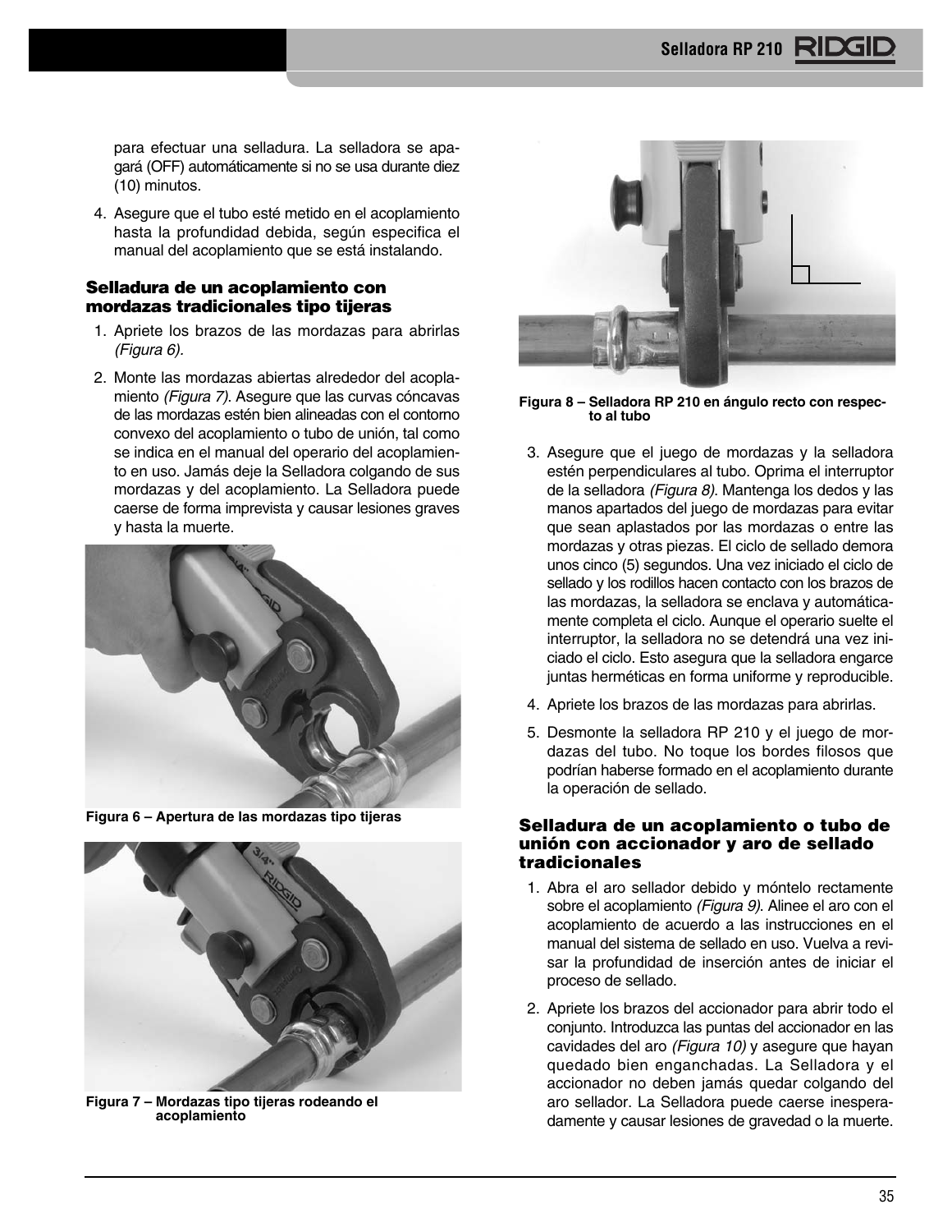para efectuar una selladura. La selladora se apagará (OFF) automáticamente si no se usa durante diez (10) minutos.

4. Asegure que el tubo esté metido en el acoplamiento hasta la profundidad debida, según especifica el manual del acoplamiento que se está instalando.

### Selladura de un acoplamiento con mordazas tradicionales tipo tijeras

1. Apriete los brazos de las mordazas para abrirlas *(Figura 6).*
2. Monte las mordazas abiertas alrededor del acoplamiento *(Figura 7)*. Asegure que las curvas cóncavas de las mordazas estén bien alineadas con el contorno convexo del acoplamiento o tubo de unión, tal como se indica en el manual del operario del acoplamiento en uso. Jamás deje la Selladora colgando de sus mordazas y del acoplamiento. La Selladora puede caerse de forma imprevista y causar lesiones graves y hasta la muerte.

**Figura 6 – Apertura de las mordazas tipo tijeras**

**Figura 7 – Mordazas tipo tijeras rodeando el acoplamiento**

**Figura 8 – Selladora RP 210 en ángulo recto con respecto al tubo**

3. Asegure que el juego de mordazas y la selladora estén perpendiculares al tubo. Oprima el interruptor de la selladora *(Figura 8)*. Mantenga los dedos y las manos apartados del juego de mordazas para evitar que sean aplastados por las mordazas o entre las mordazas y otras piezas. El ciclo de sellado demora unos cinco (5) segundos. Una vez iniciado el ciclo de sellado y los rodillos hacen contacto con los brazos de las mordazas, la selladora se enclava y automáticamente completa el ciclo. Aunque el operario suelte el interruptor, la selladora no se detendrá una vez iniciado el ciclo. Esto asegura que la selladora engarce juntas herméticas en forma uniforme y reproducible.
4. Apriete los brazos de las mordazas para abrirlas.
5. Desmonte la selladora RP 210 y el juego de mordazas del tubo. No toque los bordes filosos que podrían haberse formado en el acoplamiento durante la operación de sellado.

### Selladura de un acoplamiento o tubo de unión con accionador y aro de sellado tradicionales

1. Abra el aro sellador debido y móntelo rectamente sobre el acoplamiento *(Figura 9)*. Alinee el aro con el acoplamiento de acuerdo a las instrucciones en el manual del sistema de sellado en uso. Vuelva a revisar la profundidad de inserción antes de iniciar el proceso de sellado.
2. Apriete los brazos del accionador para abrir todo el conjunto. Introduzca las puntas del accionador en las cavidades del aro *(Figura 10)* y asegure que hayan quedado bien enganchadas. La Selladora y el accionador no deben jamás quedar colgando del aro sellador. La Selladora puede caerse inesperadamente y causar lesiones de gravedad o la muerte.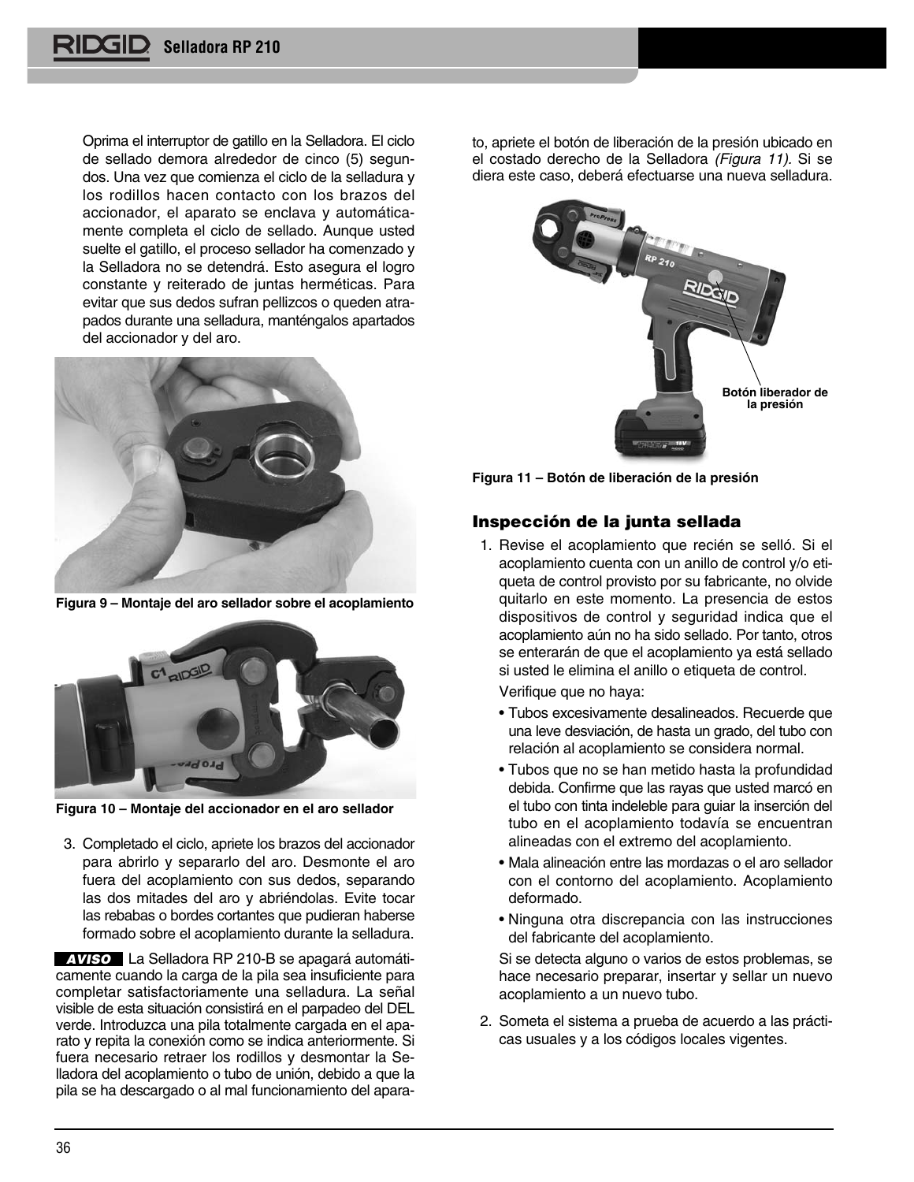Oprima el interruptor de gatillo en la Selladora. El ciclo de sellado demora alrededor de cinco (5) segundos. Una vez que comienza el ciclo de la selladura y los rodillos hacen contacto con los brazos del accionador, el aparato se enclava y automáticamente completa el ciclo de sellado. Aunque usted suelte el gatillo, el proceso sellador ha comenzado y la Selladora no se detendrá. Esto asegura el logro constante y reiterado de juntas herméticas. Para evitar que sus dedos sufran pellizcos o queden atrapados durante una selladura, manténgalos apartados del accionador y del aro.

**Figura 9 – Montaje del aro sellador sobre el acoplamiento**

**Figura 10 – Montaje del accionador en el aro sellador**

3. Completado el ciclo, apriete los brazos del accionador para abrirlo y separarlo del aro. Desmonte el aro fuera del acoplamiento con sus dedos, separando las dos mitades del aro y abriéndolas. Evite tocar las rebabas o bordes cortantes que pudieran haberse formado sobre el acoplamiento durante la selladura.

**AVISO** La Selladora RP 210-B se apagará automáticamente cuando la carga de la pila sea insuficiente para completar satisfactoriamente una selladura. La señal visible de esta situación consistirá en el parpadeo del DEL verde. Introduzca una pila totalmente cargada en el aparato y repita la conexión como se indica anteriormente. Si fuera necesario retraer los rodillos y desmontar la Selladora del acoplamiento o tubo de unión, debido a que la pila se ha descargado o al mal funcionamiento del aparato, apriete el botón de liberación de la presión ubicado en el costado derecho de la Selladora *(Figura 11)*. Si se diera este caso, deberá efectuarse una nueva selladura.

Botón liberador de la presión

**Figura 11 – Botón de liberación de la presión**

## Inspección de la junta sellada

1. Revise el acoplamiento que recién se selló. Si el acoplamiento cuenta con un anillo de control y/o etiqueta de control provisto por su fabricante, no olvide quitarlo en este momento. La presencia de estos dispositivos de control y seguridad indica que el acoplamiento aún no ha sido sellado. Por tanto, otros se enterarán de que el acoplamiento ya está sellado si usted le elimina el anillo o etiqueta de control.

   Verifique que no haya:

   - Tubos excesivamente desalineados. Recuerde que una leve desviación, de hasta un grado, del tubo con relación al acoplamiento se considera normal.
   - Tubos que no se han metido hasta la profundidad debida. Confirme que las rayas que usted marcó en el tubo con tinta indeleble para guiar la inserción del tubo en el acoplamiento todavía se encuentran alineadas con el extremo del acoplamiento.
   - Mala alineación entre las mordazas o el aro sellador con el contorno del acoplamiento. Acoplamiento deformado.
   - Ninguna otra discrepancia con las instrucciones del fabricante del acoplamiento.

   Si se detecta alguno o varios de estos problemas, se hace necesario preparar, insertar y sellar un nuevo acoplamiento a un nuevo tubo.

2. Someta el sistema a prueba de acuerdo a las prácticas usuales y a los códigos locales vigentes.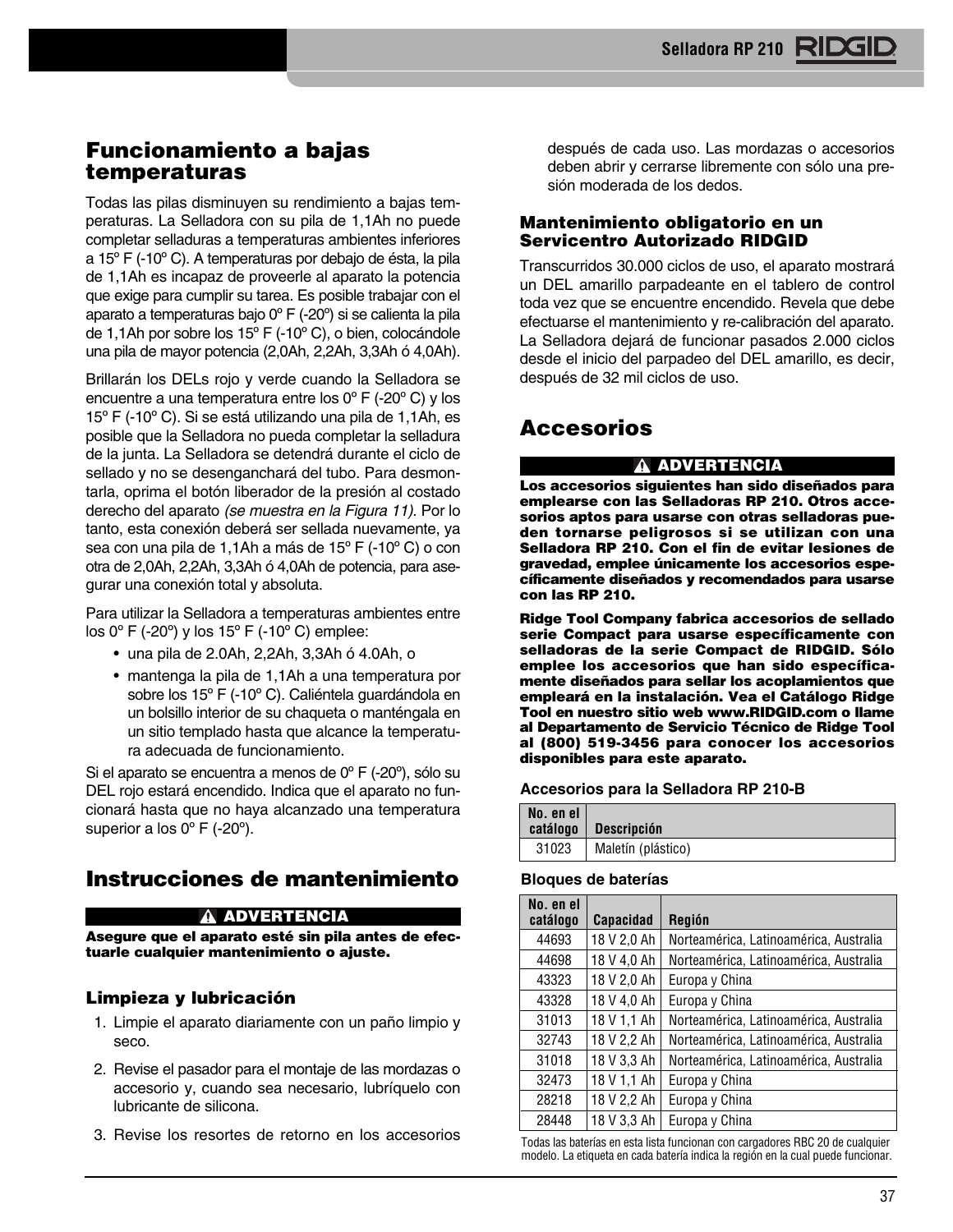## Funcionamiento a bajas temperaturas

Todas las pilas disminuyen su rendimiento a bajas temperaturas. La Selladora con su pila de 1,1Ah no puede completar selladuras a temperaturas ambientes inferiores a 15º F (-10º C). A temperaturas por debajo de ésta, la pila de 1,1Ah es incapaz de proveerle al aparato la potencia que exige para cumplir su tarea. Es posible trabajar con el aparato a temperaturas bajo 0º F (-20º) si se calienta la pila de 1,1Ah por sobre los 15º F (-10º C), o bien, colocándole una pila de mayor potencia (2,0Ah, 2,2Ah, 3,3Ah ó 4,0Ah).

Brillarán los DELs rojo y verde cuando la Selladora se encuentre a una temperatura entre los 0º F (-20º C) y los 15º F (-10º C). Si se está utilizando una pila de 1,1Ah, es posible que la Selladora no pueda completar la selladura de la junta. La Selladora se detendrá durante el ciclo de sellado y no se desenganchará del tubo. Para desmontarla, oprima el botón liberador de la presión al costado derecho del aparato *(se muestra en la Figura 11)*. Por lo tanto, esta conexión deberá ser sellada nuevamente, ya sea con una pila de 1,1Ah a más de 15º F (-10º C) o con otra de 2,0Ah, 2,2Ah, 3,3Ah ó 4,0Ah de potencia, para asegurar una conexión total y absoluta.

Para utilizar la Selladora a temperaturas ambientes entre los 0º F (-20º) y los 15º F (-10º C) emplee:

- una pila de 2.0Ah, 2,2Ah, 3,3Ah ó 4.0Ah, o
- mantenga la pila de 1,1Ah a una temperatura por sobre los 15º F (-10º C). Caliéntela guardándola en un bolsillo interior de su chaqueta o manténgala en un sitio templado hasta que alcance la temperatura adecuada de funcionamiento.

Si el aparato se encuentra a menos de 0º F (-20º), sólo su DEL rojo estará encendido. Indica que el aparato no funcionará hasta que no haya alcanzado una temperatura superior a los 0º F (-20º).

## Instrucciones de mantenimiento

**⚠ ADVERTENCIA**

**Asegure que el aparato esté sin pila antes de efectuarle cualquier mantenimiento o ajuste.**

### Limpieza y lubricación

1. Limpie el aparato diariamente con un paño limpio y seco.
2. Revise el pasador para el montaje de las mordazas o accesorio y, cuando sea necesario, lubríquelo con lubricante de silicona.
3. Revise los resortes de retorno en los accesorios después de cada uso. Las mordazas o accesorios deben abrir y cerrarse libremente con sólo una presión moderada de los dedos.

### Mantenimiento obligatorio en un Servicentro Autorizado RIDGID

Transcurridos 30.000 ciclos de uso, el aparato mostrará un DEL amarillo parpadeante en el tablero de control toda vez que se encuentre encendido. Revela que debe efectuarse el mantenimiento y re-calibración del aparato. La Selladora dejará de funcionar pasados 2.000 ciclos desde el inicio del parpadeo del DEL amarillo, es decir, después de 32 mil ciclos de uso.

## Accesorios

**⚠ ADVERTENCIA**

**Los accesorios siguientes han sido diseñados para emplearse con las Selladoras RP 210. Otros accesorios aptos para usarse con otras selladoras pueden tornarse peligrosos si se utilizan con una Selladora RP 210. Con el fin de evitar lesiones de gravedad, emplee únicamente los accesorios específicamente diseñados y recomendados para usarse con las RP 210.**

**Ridge Tool Company fabrica accesorios de sellado serie Compact para usarse específicamente con selladoras de la serie Compact de RIDGID. Sólo emplee los accesorios que han sido específicamente diseñados para sellar los acoplamientos que empleará en la instalación. Vea el Catálogo Ridge Tool en nuestro sitio web www.RIDGID.com o llame al Departamento de Servicio Técnico de Ridge Tool al (800) 519-3456 para conocer los accesorios disponibles para este aparato.**

**Accesorios para la Selladora RP 210-B**

| No. en el catálogo | Descripción |
|---|---|
| 31023 | Maletín (plástico) |

**Bloques de baterías**

| No. en el catálogo | Capacidad | Región |
|---|---|---|
| 44693 | 18 V 2,0 Ah | Norteamérica, Latinoamérica, Australia |
| 44698 | 18 V 4,0 Ah | Norteamérica, Latinoamérica, Australia |
| 43323 | 18 V 2,0 Ah | Europa y China |
| 43328 | 18 V 4,0 Ah | Europa y China |
| 31013 | 18 V 1,1 Ah | Norteamérica, Latinoamérica, Australia |
| 32743 | 18 V 2,2 Ah | Norteamérica, Latinoamérica, Australia |
| 31018 | 18 V 3,3 Ah | Norteamérica, Latinoamérica, Australia |
| 32473 | 18 V 1,1 Ah | Europa y China |
| 28218 | 18 V 2,2 Ah | Europa y China |
| 28448 | 18 V 3,3 Ah | Europa y China |

Todas las baterías en esta lista funcionan con cargadores RBC 20 de cualquier modelo. La etiqueta en cada batería indica la región en la cual puede funcionar.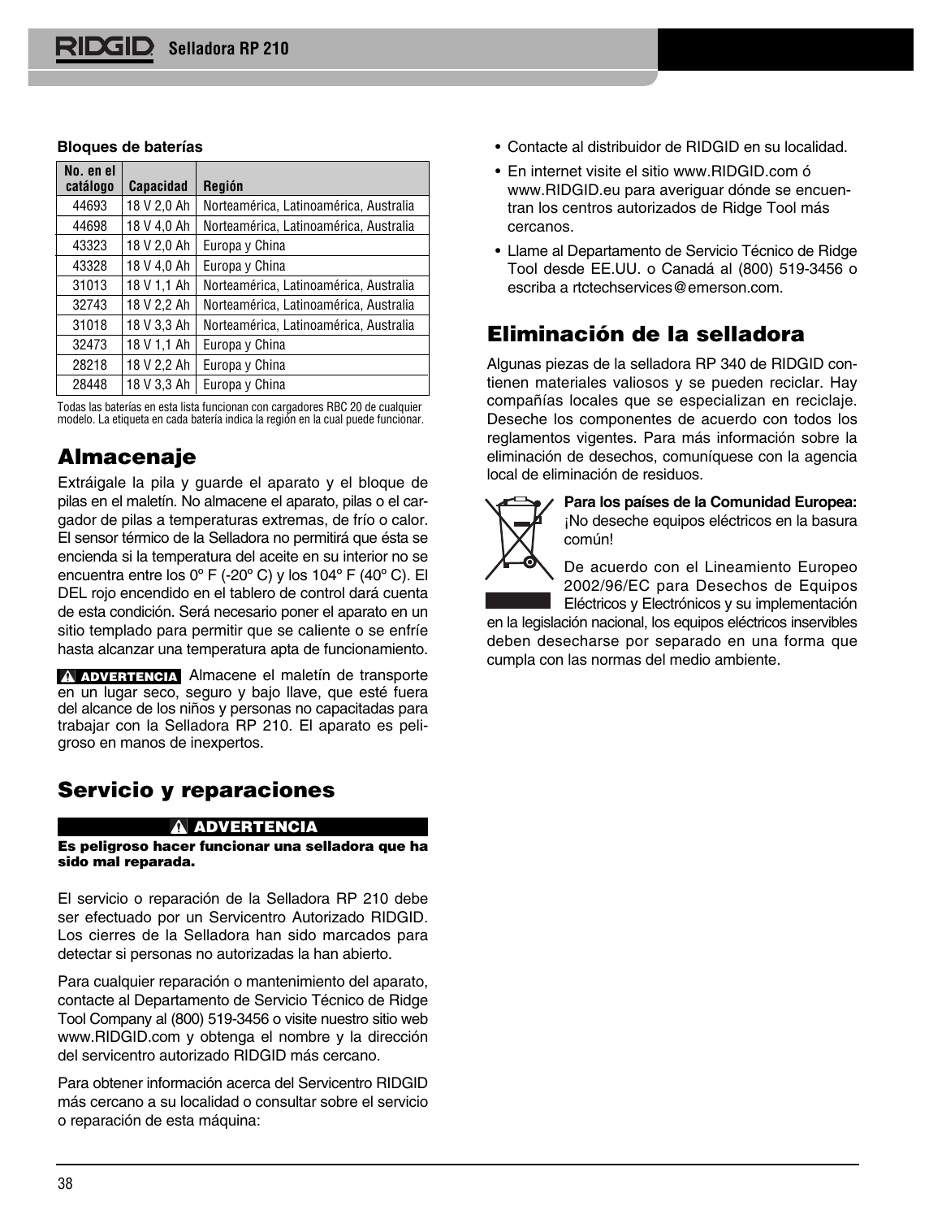**Bloques de baterías**

| No. en el catálogo | Capacidad | Región |
|---|---|---|
| 44693 | 18 V 2,0 Ah | Norteamérica, Latinoamérica, Australia |
| 44698 | 18 V 4,0 Ah | Norteamérica, Latinoamérica, Australia |
| 43323 | 18 V 2,0 Ah | Europa y China |
| 43328 | 18 V 4,0 Ah | Europa y China |
| 31013 | 18 V 1,1 Ah | Norteamérica, Latinoamérica, Australia |
| 32743 | 18 V 2,2 Ah | Norteamérica, Latinoamérica, Australia |
| 31018 | 18 V 3,3 Ah | Norteamérica, Latinoamérica, Australia |
| 32473 | 18 V 1,1 Ah | Europa y China |
| 28218 | 18 V 2,2 Ah | Europa y China |
| 28448 | 18 V 3,3 Ah | Europa y China |

Todas las baterías en esta lista funcionan con cargadores RBC 20 de cualquier modelo. La etiqueta en cada batería indica la región en la cual puede funcionar.

## Almacenaje

Extráigale la pila y guarde el aparato y el bloque de pilas en el maletín. No almacene el aparato, pilas o el cargador de pilas a temperaturas extremas, de frío o calor. El sensor térmico de la Selladora no permitirá que ésta se encienda si la temperatura del aceite en su interior no se encuentra entre los 0º F (-20º C) y los 104º F (40º C). El DEL rojo encendido en el tablero de control dará cuenta de esta condición. Será necesario poner el aparato en un sitio templado para permitir que se caliente o se enfríe hasta alcanzar una temperatura apta de funcionamiento.

**⚠ ADVERTENCIA** Almacene el maletín de transporte en un lugar seco, seguro y bajo llave, que esté fuera del alcance de los niños y personas no capacitadas para trabajar con la Selladora RP 210. El aparato es peligroso en manos de inexpertos.

## Servicio y reparaciones

**⚠ ADVERTENCIA**

**Es peligroso hacer funcionar una selladora que ha sido mal reparada.**

El servicio o reparación de la Selladora RP 210 debe ser efectuado por un Servicentro Autorizado RIDGID. Los cierres de la Selladora han sido marcados para detectar si personas no autorizadas la han abierto.

Para cualquier reparación o mantenimiento del aparato, contacte al Departamento de Servicio Técnico de Ridge Tool Company al (800) 519-3456 o visite nuestro sitio web www.RIDGID.com y obtenga el nombre y la dirección del servicentro autorizado RIDGID más cercano.

Para obtener información acerca del Servicentro RIDGID más cercano a su localidad o consultar sobre el servicio o reparación de esta máquina:

- Contacte al distribuidor de RIDGID en su localidad.
- En internet visite el sitio www.RIDGID.com ó www.RIDGID.eu para averiguar dónde se encuentran los centros autorizados de Ridge Tool más cercanos.
- Llame al Departamento de Servicio Técnico de Ridge Tool desde EE.UU. o Canadá al (800) 519-3456 o escriba a rtctechservices@emerson.com.

## Eliminación de la selladora

Algunas piezas de la selladora RP 340 de RIDGID contienen materiales valiosos y se pueden reciclar. Hay compañías locales que se especializan en reciclaje. Deseche los componentes de acuerdo con todos los reglamentos vigentes. Para más información sobre la eliminación de desechos, comuníquese con la agencia local de eliminación de residuos.

**Para los países de la Comunidad Europea:** ¡No deseche equipos eléctricos en la basura común!

De acuerdo con el Lineamiento Europeo 2002/96/EC para Desechos de Equipos Eléctricos y Electrónicos y su implementación en la legislación nacional, los equipos eléctricos inservibles deben desecharse por separado en una forma que cumpla con las normas del medio ambiente.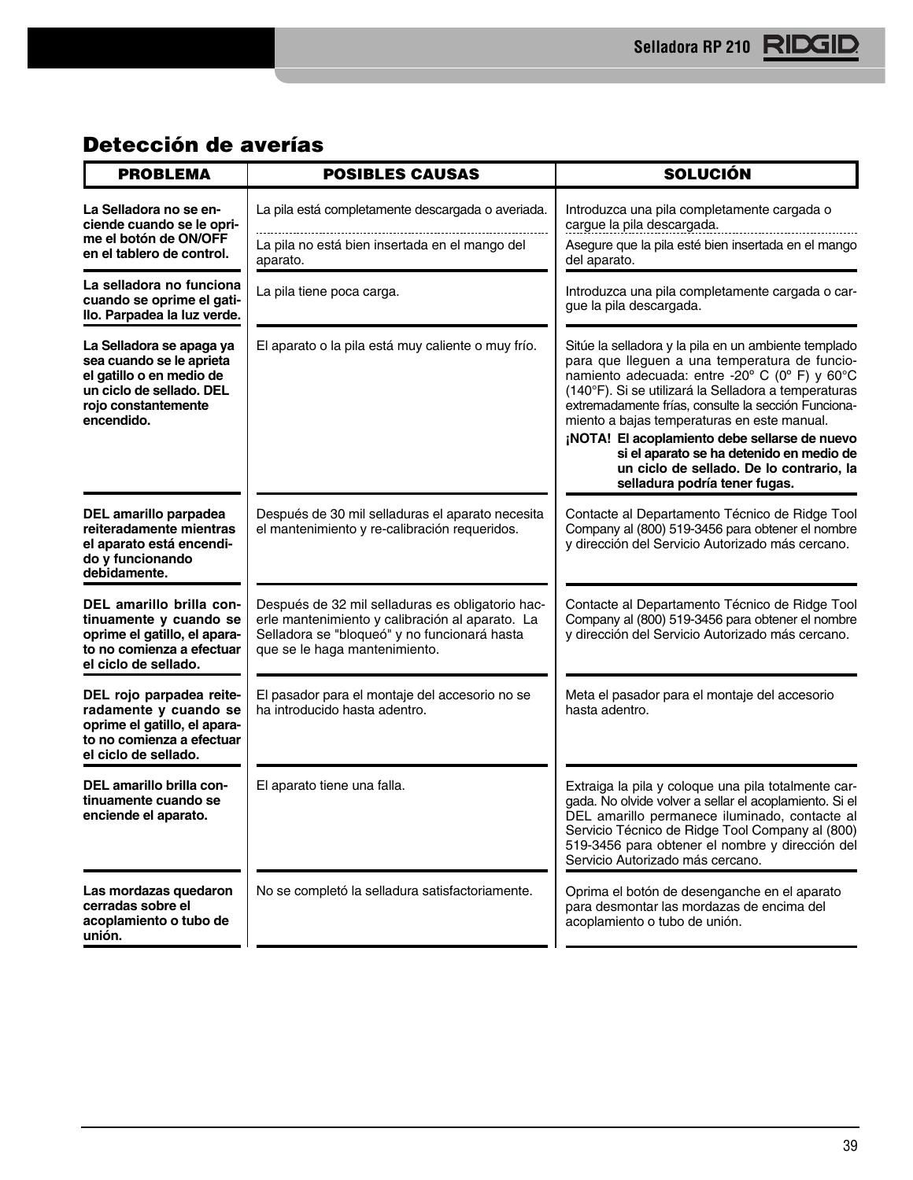## Detección de averías

| PROBLEMA | POSIBLES CAUSAS | SOLUCIÓN |
|---|---|---|
| **La Selladora no se enciende cuando se le oprime el botón de ON/OFF en el tablero de control.** | La pila está completamente descargada o averiada. | Introduzca una pila completamente cargada o cargue la pila descargada. |
| | La pila no está bien insertada en el mango del aparato. | Asegure que la pila esté bien insertada en el mango del aparato. |
| **La selladora no funciona cuando se oprime el gatillo. Parpadea la luz verde.** | La pila tiene poca carga. | Introduzca una pila completamente cargada o cargue la pila descargada. |
| **La Selladora se apaga ya sea cuando se le aprieta el gatillo o en medio de un ciclo de sellado. DEL rojo constantemente encendido.** | El aparato o la pila está muy caliente o muy frío. | Sitúe la selladora y la pila en un ambiente templado para que lleguen a una temperatura de funcionamiento adecuada: entre -20° C (0° F) y 60°C (140°F). Si se utilizará la Selladora a temperaturas extremadamente frías, consulte la sección Funcionamiento a bajas temperaturas en este manual. **¡NOTA! El acoplamiento debe sellarse de nuevo si el aparato se ha detenido en medio de un ciclo de sellado. De lo contrario, la selladura podría tener fugas.** |
| **DEL amarillo parpadea reiteradamente mientras el aparato está encendido y funcionando debidamente.** | Después de 30 mil selladuras el aparato necesita el mantenimiento y re-calibración requeridos. | Contacte al Departamento Técnico de Ridge Tool Company al (800) 519-3456 para obtener el nombre y dirección del Servicio Autorizado más cercano. |
| **DEL amarillo brilla continuamente y cuando se oprime el gatillo, el aparato no comienza a efectuar el ciclo de sellado.** | Después de 32 mil selladuras es obligatorio hacerle mantenimiento y calibración al aparato. La Selladora se "bloqueó" y no funcionará hasta que se le haga mantenimiento. | Contacte al Departamento Técnico de Ridge Tool Company al (800) 519-3456 para obtener el nombre y dirección del Servicio Autorizado más cercano. |
| **DEL rojo parpadea reiteradamente y cuando se oprime el gatillo, el aparato no comienza a efectuar el ciclo de sellado.** | El pasador para el montaje del accesorio no se ha introducido hasta adentro. | Meta el pasador para el montaje del accesorio hasta adentro. |
| **DEL amarillo brilla continuamente cuando se enciende el aparato.** | El aparato tiene una falla. | Extraiga la pila y coloque una pila totalmente cargada. No olvide volver a sellar el acoplamiento. Si el DEL amarillo permanece iluminado, contacte al Servicio Técnico de Ridge Tool Company al (800) 519-3456 para obtener el nombre y dirección del Servicio Autorizado más cercano. |
| **Las mordazas quedaron cerradas sobre el acoplamiento o tubo de unión.** | No se completó la selladura satisfactoriamente. | Oprima el botón de desenganche en el aparato para desmontar las mordazas de encima del acoplamiento o tubo de unión. |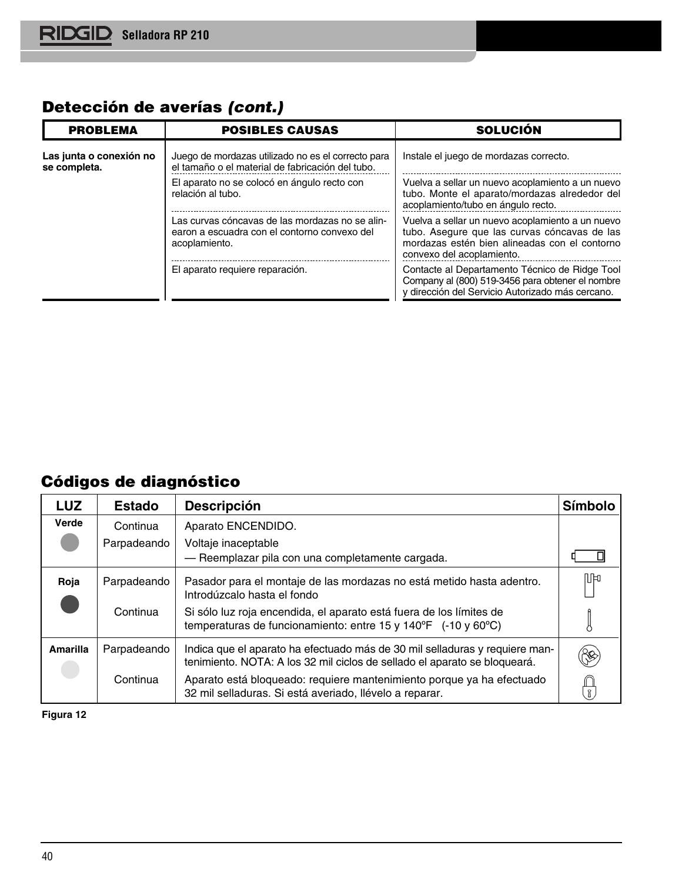## Detección de averías *(cont.)*

| PROBLEMA | POSIBLES CAUSAS | SOLUCIÓN |
|---|---|---|
| **Las junta o conexión no se completa.** | Juego de mordazas utilizado no es el correcto para el tamaño o el material de fabricación del tubo. | Instale el juego de mordazas correcto. |
| | El aparato no se colocó en ángulo recto con relación al tubo. | Vuelva a sellar un nuevo acoplamiento a un nuevo tubo. Monte el aparato/mordazas alrededor del acoplamiento/tubo en ángulo recto. |
| | Las curvas cóncavas de las mordazas no se alinearon a escuadra con el contorno convexo del acoplamiento. | Vuelva a sellar un nuevo acoplamiento a un nuevo tubo. Asegure que las curvas cóncavas de las mordazas estén bien alineadas con el contorno convexo del acoplamiento. |
| | El aparato requiere reparación. | Contacte al Departamento Técnico de Ridge Tool Company al (800) 519-3456 para obtener el nombre y dirección del Servicio Autorizado más cercano. |

## Códigos de diagnóstico

| LUZ | Estado | Descripción | Símbolo |
|---|---|---|---|
| **Verde** | Continua | Aparato ENCENDIDO. | |
| | Parpadeando | Voltaje inaceptable — Reemplazar pila con una completamente cargada. | |
| **Roja** | Parpadeando | Pasador para el montaje de las mordazas no está metido hasta adentro. Introdúzcalo hasta el fondo | |
| | Continua | Si sólo luz roja encendida, el aparato está fuera de los límites de temperaturas de funcionamiento: entre 15 y 140ºF (-10 y 60ºC) | |
| **Amarilla** | Parpadeando | Indica que el aparato ha efectuado más de 30 mil selladuras y requiere mantenimiento. NOTA: A los 32 mil ciclos de sellado el aparato se bloqueará. | |
| | Continua | Aparato está bloqueado: requiere mantenimiento porque ya ha efectuado 32 mil selladuras. Si está averiado, llévelo a reparar. | |

**Figura 12**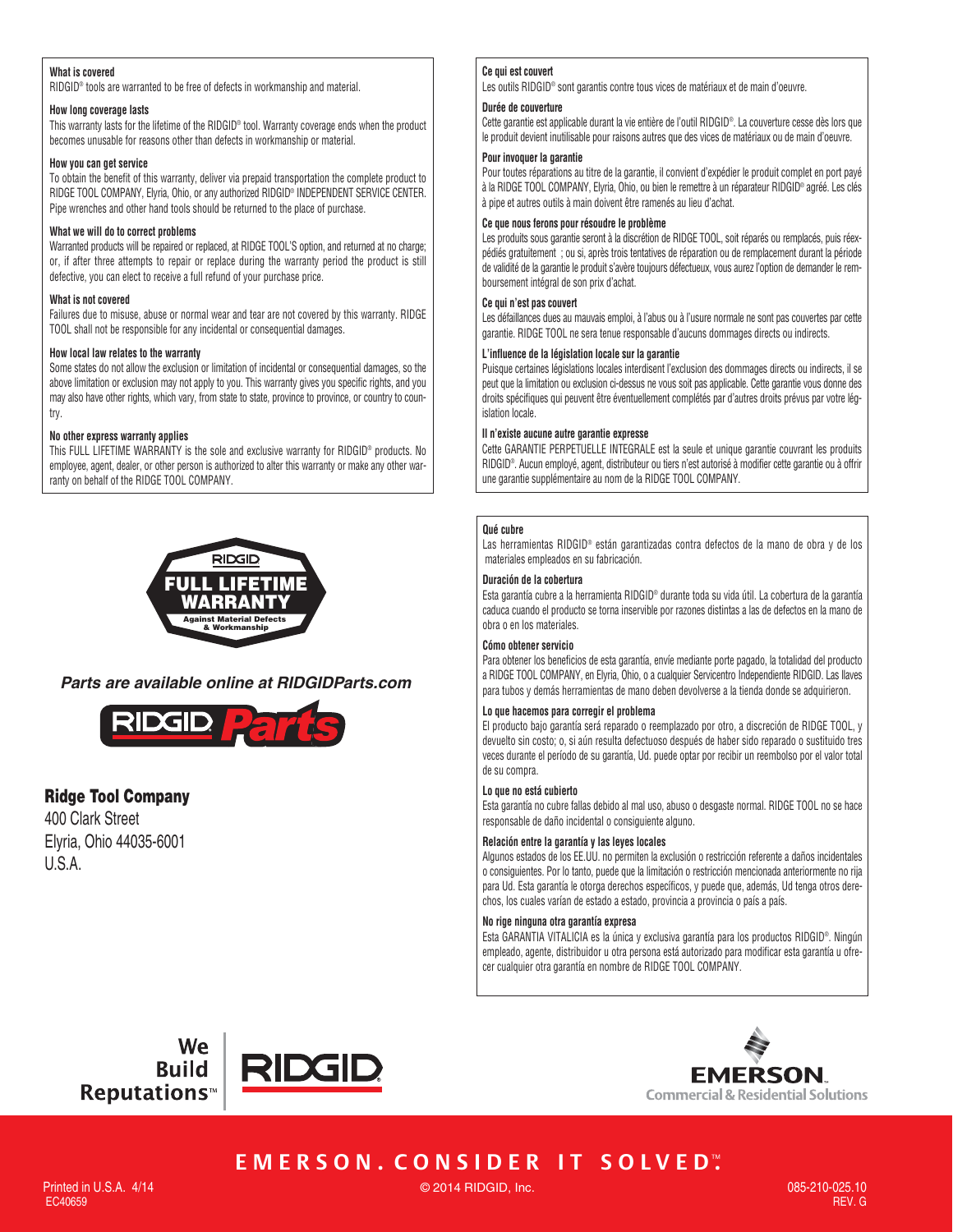### What is covered

RIDGID® tools are warranted to be free of defects in workmanship and material.

### How long coverage lasts

This warranty lasts for the lifetime of the RIDGID® tool. Warranty coverage ends when the product becomes unusable for reasons other than defects in workmanship or material.

### How you can get service

To obtain the benefit of this warranty, deliver via prepaid transportation the complete product to RIDGE TOOL COMPANY, Elyria, Ohio, or any authorized RIDGID® INDEPENDENT SERVICE CENTER. Pipe wrenches and other hand tools should be returned to the place of purchase.

### What we will do to correct problems

Warranted products will be repaired or replaced, at RIDGE TOOL'S option, and returned at no charge; or, if after three attempts to repair or replace during the warranty period the product is still defective, you can elect to receive a full refund of your purchase price.

### What is not covered

Failures due to misuse, abuse or normal wear and tear are not covered by this warranty. RIDGE TOOL shall not be responsible for any incidental or consequential damages.

### How local law relates to the warranty

Some states do not allow the exclusion or limitation of incidental or consequential damages, so the above limitation or exclusion may not apply to you. This warranty gives you specific rights, and you may also have other rights, which vary, from state to state, province to province, or country to country.

### No other express warranty applies

This FULL LIFETIME WARRANTY is the sole and exclusive warranty for RIDGID® products. No employee, agent, dealer, or other person is authorized to alter this warranty or make any other warranty on behalf of the RIDGE TOOL COMPANY.

### Ce qui est couvert

Les outils RIDGID® sont garantis contre tous vices de matériaux et de main d'oeuvre.

### Durée de couverture

Cette garantie est applicable durant la vie entière de l'outil RIDGID®. La couverture cesse dès lors que le produit devient inutilisable pour raisons autres que des vices de matériaux ou de main d'oeuvre.

### Pour invoquer la garantie

Pour toutes réparations au titre de la garantie, il convient d'expédier le produit complet en port payé à la RIDGE TOOL COMPANY, Elyria, Ohio, ou bien le remettre à un réparateur RIDGID® agréé. Les clés à pipe et autres outils à main doivent être ramenés au lieu d'achat.

### Ce que nous ferons pour résoudre le problème

Les produits sous garantie seront à la discrétion de RIDGE TOOL, soit réparés ou remplacés, puis réexpédiés gratuitement ; ou si, après trois tentatives de réparation ou de remplacement durant la période de validité de la garantie le produit s'avère toujours défectueux, vous aurez l'option de demander le remboursement intégral de son prix d'achat.

### Ce qui n'est pas couvert

Les défaillances dues au mauvais emploi, à l'abus ou à l'usure normale ne sont pas couvertes par cette garantie. RIDGE TOOL ne sera tenue responsable d'aucuns dommages directs ou indirects.

### L'influence de la législation locale sur la garantie

Puisque certaines législations locales interdisent l'exclusion des dommages directs ou indirects, il se peut que la limitation ou exclusion ci-dessus ne vous soit pas applicable. Cette garantie vous donne des droits spécifiques qui peuvent être éventuellement complétés par d'autres droits prévus par votre législation locale.

### Il n'existe aucune autre garantie expresse

Cette GARANTIE PERPETUELLE INTEGRALE est la seule et unique garantie couvrant les produits RIDGID®. Aucun employé, agent, distributeur ou tiers n'est autorisé à modifier cette garantie ou à offrir une garantie supplémentaire au nom de la RIDGE TOOL COMPANY.

### Qué cubre

Las herramientas RIDGID® están garantizadas contra defectos de la mano de obra y de los materiales empleados en su fabricación.

### Duración de la cobertura

Esta garantía cubre a la herramienta RIDGID® durante toda su vida útil. La cobertura de la garantía caduca cuando el producto se torna inservible por razones distintas a las de defectos en la mano de obra o en los materiales.

### Cómo obtener servicio

Para obtener los beneficios de esta garantía, envíe mediante porte pagado, la totalidad del producto a RIDGE TOOL COMPANY, en Elyria, Ohio, o a cualquier Servicentro Independiente RIDGID. Las llaves para tubos y demás herramientas de mano deben devolverse a la tienda donde se adquirieron.

### Lo que hacemos para corregir el problema

El producto bajo garantía será reparado o reemplazado por otro, a discreción de RIDGE TOOL, y devuelto sin costo; o, si aún resulta defectuoso después de haber sido reparado o sustituido tres veces durante el período de su garantía, Ud. puede optar por recibir un reembolso por el valor total de su compra.

### Lo que no está cubierto

Esta garantía no cubre fallas debido al mal uso, abuso o desgaste normal. RIDGE TOOL no se hace responsable de daño incidental o consiguiente alguno.

### Relación entre la garantía y las leyes locales

Algunos estados de los EE.UU. no permiten la exclusión o restricción referente a daños incidentales o consiguientes. Por lo tanto, puede que la limitación o restricción mencionada anteriormente no rija para Ud. Esta garantía le otorga derechos específicos, y puede que, además, Ud tenga otros derechos, los cuales varían de estado a estado, provincia a provincia o país a país.

### No rige ninguna otra garantía expresa

Esta GARANTIA VITALICIA es la única y exclusiva garantía para los productos RIDGID®. Ningún empleado, agente, distribuidor u otra persona está autorizado para modificar esta garantía u ofrecer cualquier otra garantía en nombre de RIDGE TOOL COMPANY.

RIDGID FULL LIFETIME WARRANTY Against Material Defects & Workmanship

***Parts are available online at RIDGIDParts.com***

RIDGID Parts

**Ridge Tool Company**
400 Clark Street
Elyria, Ohio 44035-6001
U.S.A.

We Build Reputations™ RIDGID

EMERSON. Commercial & Residential Solutions

EMERSON. CONSIDER IT SOLVED.™

Printed in U.S.A. 4/14
EC40659

© 2014 RIDGID, Inc.

085-210-025.10
REV. G